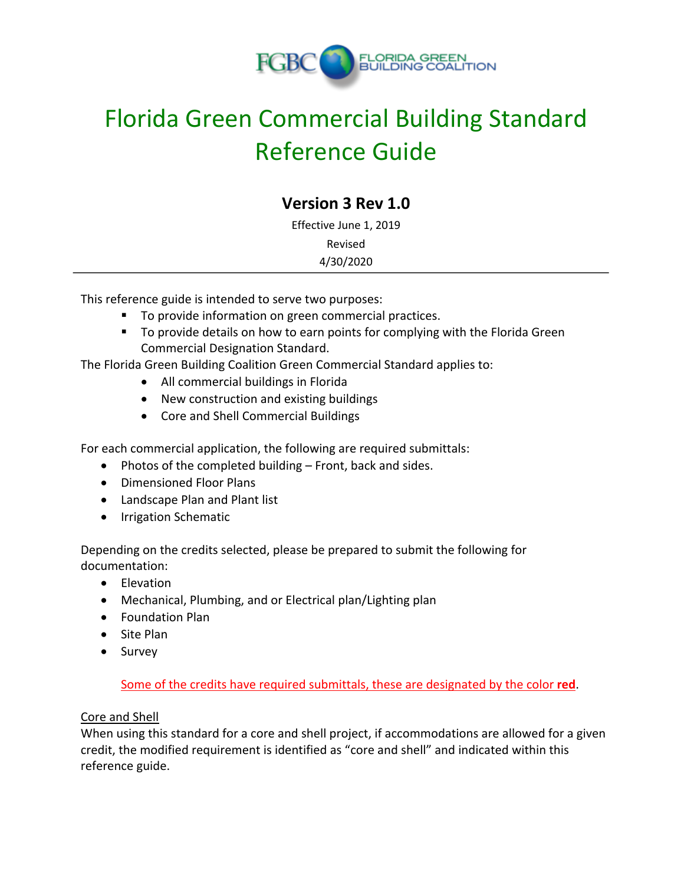FGBC FLORIDA GREEN BUILDING COALITION

# Florida Green Commercial Building Standard Reference Guide

## Version 3 Rev 1.0

Effective June 1, 2019

Revised

4/30/2020

---

This reference guide is intended to serve two purposes:

- To provide information on green commercial practices.
- To provide details on how to earn points for complying with the Florida Green Commercial Designation Standard.

The Florida Green Building Coalition Green Commercial Standard applies to:

- All commercial buildings in Florida
- New construction and existing buildings
- Core and Shell Commercial Buildings

For each commercial application, the following are required submittals:

- Photos of the completed building – Front, back and sides.
- Dimensioned Floor Plans
- Landscape Plan and Plant list
- Irrigation Schematic

Depending on the credits selected, please be prepared to submit the following for documentation:

- Elevation
- Mechanical, Plumbing, and or Electrical plan/Lighting plan
- Foundation Plan
- Site Plan
- Survey

Some of the credits have required submittals, these are designated by the color **red**.

Core and Shell

When using this standard for a core and shell project, if accommodations are allowed for a given credit, the modified requirement is identified as "core and shell" and indicated within this reference guide.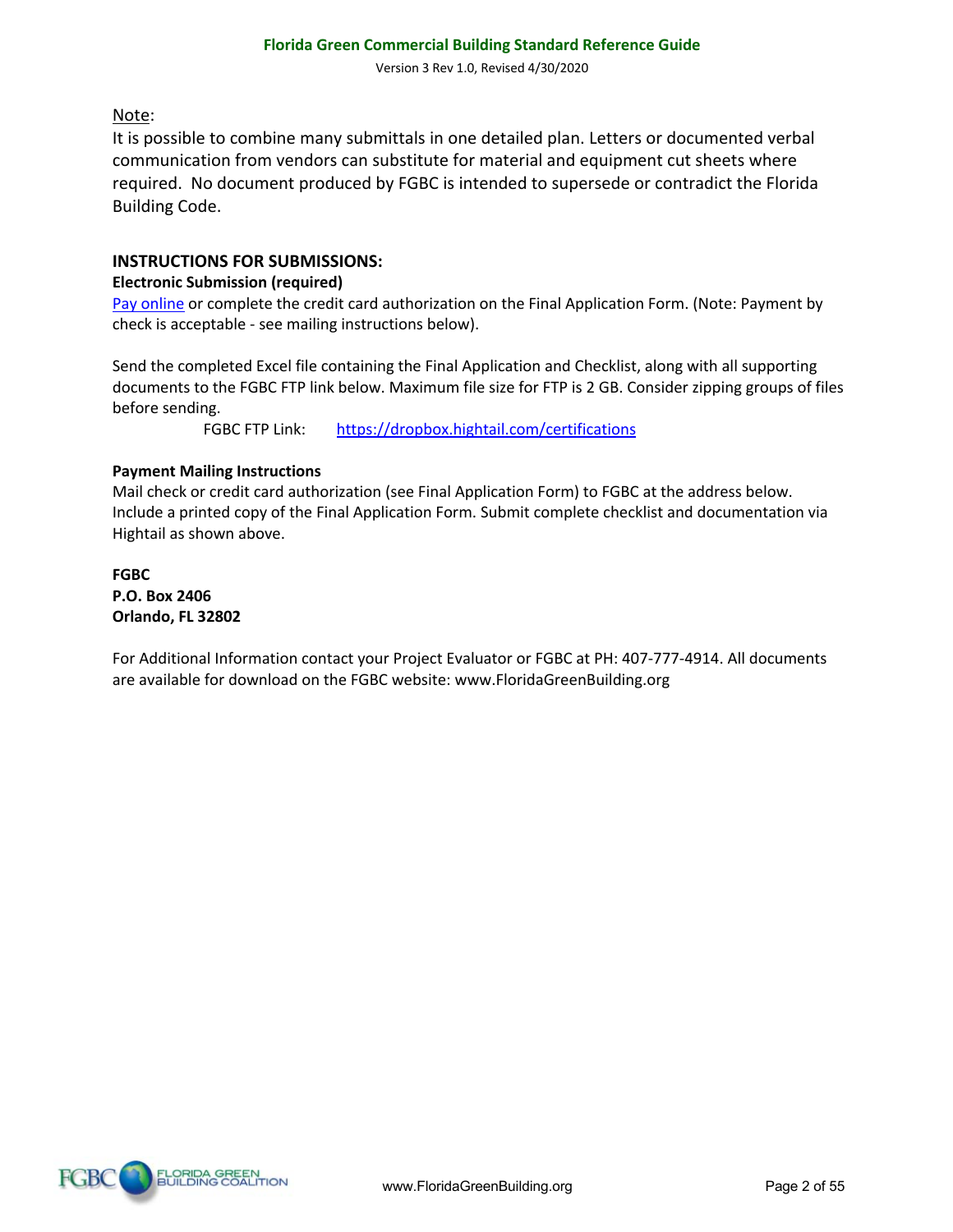Note:

It is possible to combine many submittals in one detailed plan. Letters or documented verbal communication from vendors can substitute for material and equipment cut sheets where required. No document produced by FGBC is intended to supersede or contradict the Florida Building Code.

## INSTRUCTIONS FOR SUBMISSIONS:

### Electronic Submission (required)

Pay online or complete the credit card authorization on the Final Application Form. (Note: Payment by check is acceptable - see mailing instructions below).

Send the completed Excel file containing the Final Application and Checklist, along with all supporting documents to the FGBC FTP link below. Maximum file size for FTP is 2 GB. Consider zipping groups of files before sending.

FGBC FTP Link: https://dropbox.hightail.com/certifications

### Payment Mailing Instructions

Mail check or credit card authorization (see Final Application Form) to FGBC at the address below. Include a printed copy of the Final Application Form. Submit complete checklist and documentation via Hightail as shown above.

**FGBC**
**P.O. Box 2406**
**Orlando, FL 32802**

For Additional Information contact your Project Evaluator or FGBC at PH: 407-777-4914. All documents are available for download on the FGBC website: www.FloridaGreenBuilding.org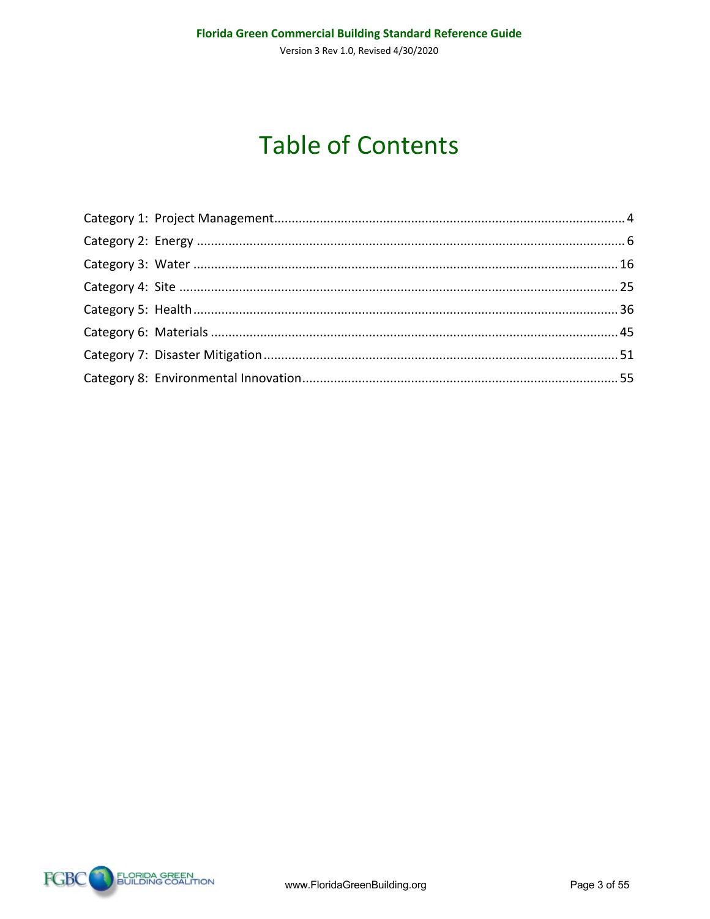# Table of Contents

Category 1: Project Management........................................................................................4
Category 2: Energy ...............................................................................................................6
Category 3: Water ...............................................................................................................16
Category 4: Site ..................................................................................................................25
Category 5: Health ..............................................................................................................36
Category 6: Materials ..........................................................................................................45
Category 7: Disaster Mitigation ..........................................................................................51
Category 8: Environmental Innovation.................................................................................55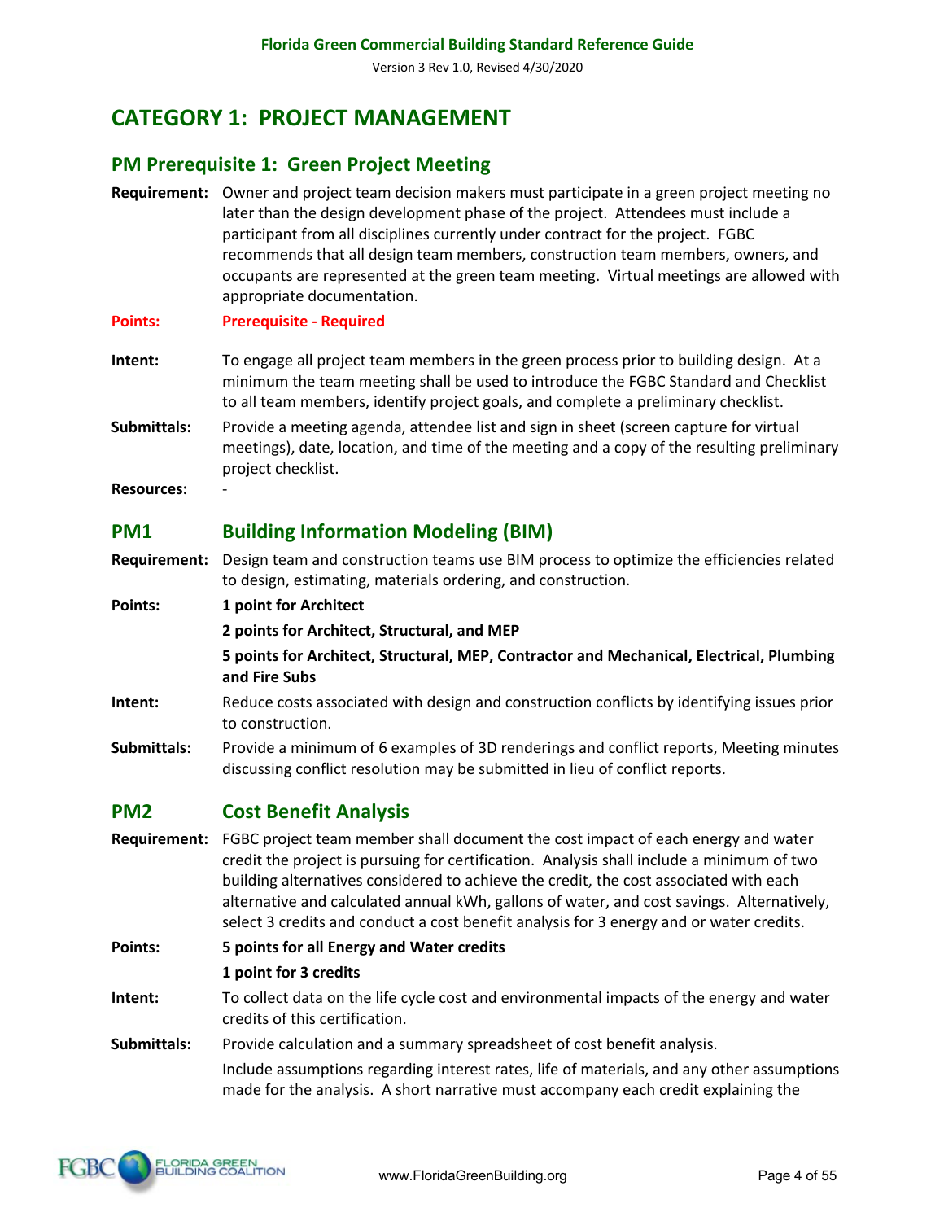# CATEGORY 1: PROJECT MANAGEMENT

## PM Prerequisite 1: Green Project Meeting

**Requirement:** Owner and project team decision makers must participate in a green project meeting no later than the design development phase of the project. Attendees must include a participant from all disciplines currently under contract for the project. FGBC recommends that all design team members, construction team members, owners, and occupants are represented at the green team meeting. Virtual meetings are allowed with appropriate documentation.

**Points:** **Prerequisite - Required**

**Intent:** To engage all project team members in the green process prior to building design. At a minimum the team meeting shall be used to introduce the FGBC Standard and Checklist to all team members, identify project goals, and complete a preliminary checklist.

**Submittals:** Provide a meeting agenda, attendee list and sign in sheet (screen capture for virtual meetings), date, location, and time of the meeting and a copy of the resulting preliminary project checklist.

**Resources:** -

## PM1 Building Information Modeling (BIM)

**Requirement:** Design team and construction teams use BIM process to optimize the efficiencies related to design, estimating, materials ordering, and construction.

**Points:**

**1 point for Architect**

**2 points for Architect, Structural, and MEP**

**5 points for Architect, Structural, MEP, Contractor and Mechanical, Electrical, Plumbing and Fire Subs**

**Intent:** Reduce costs associated with design and construction conflicts by identifying issues prior to construction.

**Submittals:** Provide a minimum of 6 examples of 3D renderings and conflict reports, Meeting minutes discussing conflict resolution may be submitted in lieu of conflict reports.

## PM2 Cost Benefit Analysis

**Requirement:** FGBC project team member shall document the cost impact of each energy and water credit the project is pursuing for certification. Analysis shall include a minimum of two building alternatives considered to achieve the credit, the cost associated with each alternative and calculated annual kWh, gallons of water, and cost savings. Alternatively, select 3 credits and conduct a cost benefit analysis for 3 energy and or water credits.

**Points:**

**5 points for all Energy and Water credits**

**1 point for 3 credits**

**Intent:** To collect data on the life cycle cost and environmental impacts of the energy and water credits of this certification.

**Submittals:** Provide calculation and a summary spreadsheet of cost benefit analysis.

Include assumptions regarding interest rates, life of materials, and any other assumptions made for the analysis. A short narrative must accompany each credit explaining the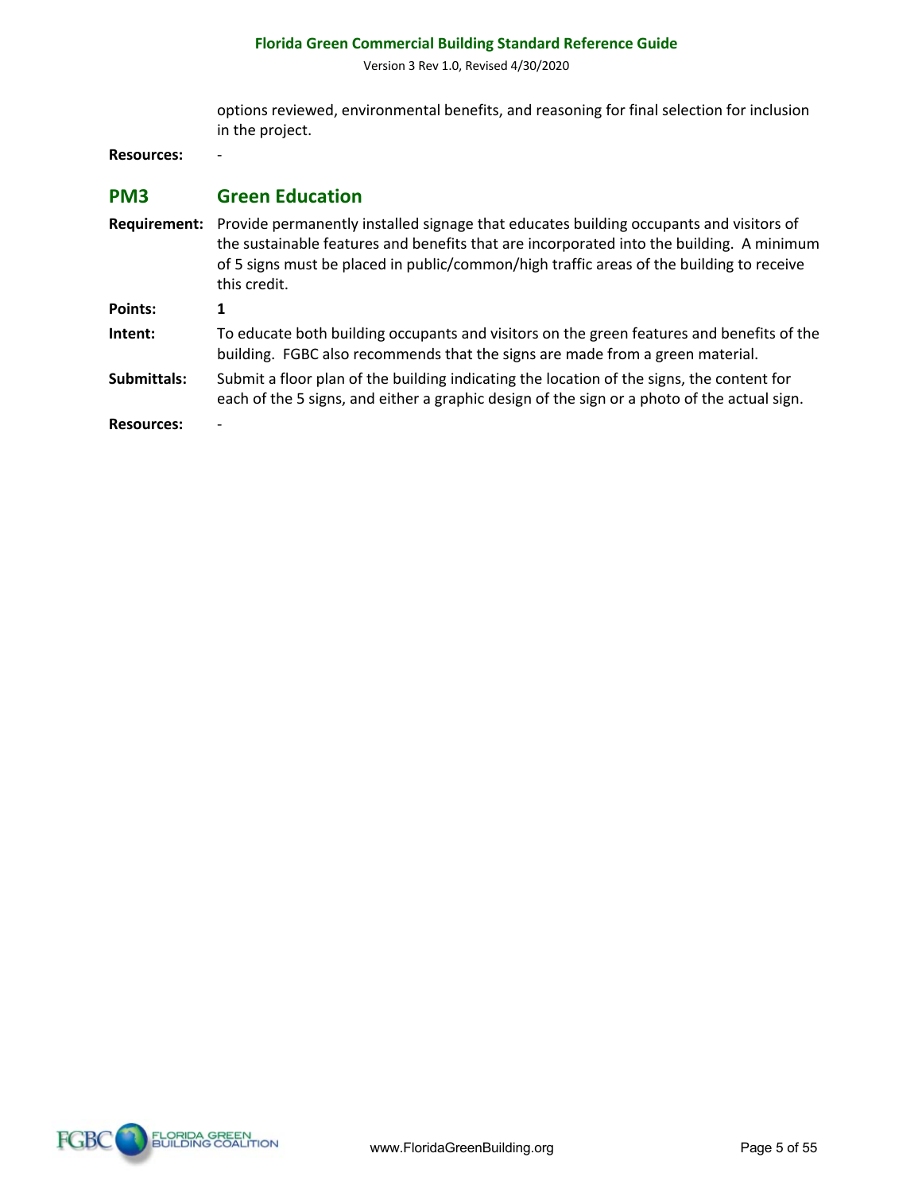options reviewed, environmental benefits, and reasoning for final selection for inclusion in the project.

**Resources:** -

## PM3 Green Education

**Requirement:** Provide permanently installed signage that educates building occupants and visitors of the sustainable features and benefits that are incorporated into the building. A minimum of 5 signs must be placed in public/common/high traffic areas of the building to receive this credit.

**Points:** **1**

**Intent:** To educate both building occupants and visitors on the green features and benefits of the building. FGBC also recommends that the signs are made from a green material.

**Submittals:** Submit a floor plan of the building indicating the location of the signs, the content for each of the 5 signs, and either a graphic design of the sign or a photo of the actual sign.

**Resources:** -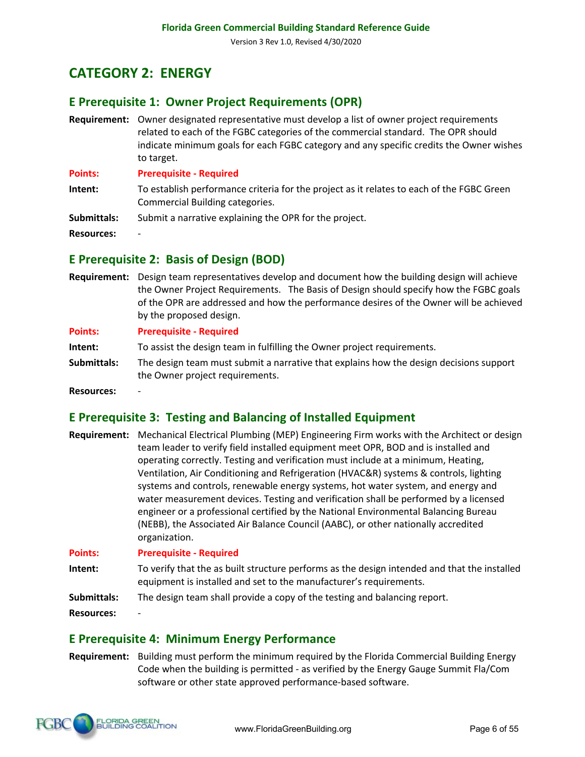# CATEGORY 2: ENERGY

## E Prerequisite 1: Owner Project Requirements (OPR)

**Requirement:** Owner designated representative must develop a list of owner project requirements related to each of the FGBC categories of the commercial standard. The OPR should indicate minimum goals for each FGBC category and any specific credits the Owner wishes to target.

**Points:** **Prerequisite - Required**

**Intent:** To establish performance criteria for the project as it relates to each of the FGBC Green Commercial Building categories.

**Submittals:** Submit a narrative explaining the OPR for the project.

**Resources:** -

## E Prerequisite 2: Basis of Design (BOD)

**Requirement:** Design team representatives develop and document how the building design will achieve the Owner Project Requirements. The Basis of Design should specify how the FGBC goals of the OPR are addressed and how the performance desires of the Owner will be achieved by the proposed design.

**Points:** **Prerequisite - Required**

**Intent:** To assist the design team in fulfilling the Owner project requirements.

**Submittals:** The design team must submit a narrative that explains how the design decisions support the Owner project requirements.

**Resources:** -

## E Prerequisite 3: Testing and Balancing of Installed Equipment

**Requirement:** Mechanical Electrical Plumbing (MEP) Engineering Firm works with the Architect or design team leader to verify field installed equipment meet OPR, BOD and is installed and operating correctly. Testing and verification must include at a minimum, Heating, Ventilation, Air Conditioning and Refrigeration (HVAC&R) systems & controls, lighting systems and controls, renewable energy systems, hot water system, and energy and water measurement devices. Testing and verification shall be performed by a licensed engineer or a professional certified by the National Environmental Balancing Bureau (NEBB), the Associated Air Balance Council (AABC), or other nationally accredited organization.

**Points:** **Prerequisite - Required**

**Intent:** To verify that the as built structure performs as the design intended and that the installed equipment is installed and set to the manufacturer's requirements.

**Submittals:** The design team shall provide a copy of the testing and balancing report.

**Resources:** -

## E Prerequisite 4: Minimum Energy Performance

**Requirement:** Building must perform the minimum required by the Florida Commercial Building Energy Code when the building is permitted - as verified by the Energy Gauge Summit Fla/Com software or other state approved performance-based software.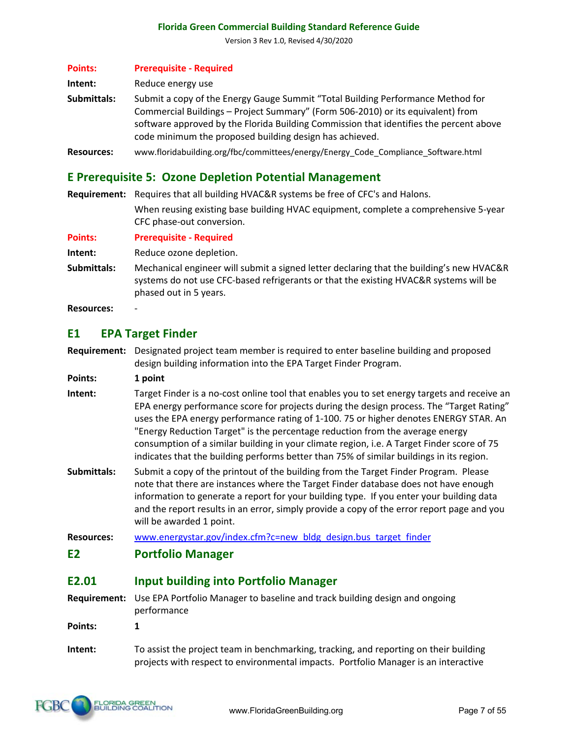**Points:** **Prerequisite - Required**

**Intent:** Reduce energy use

**Submittals:** Submit a copy of the Energy Gauge Summit "Total Building Performance Method for Commercial Buildings – Project Summary" (Form 506-2010) or its equivalent) from software approved by the Florida Building Commission that identifies the percent above code minimum the proposed building design has achieved.

**Resources:** www.floridabuilding.org/fbc/committees/energy/Energy_Code_Compliance_Software.html

## E Prerequisite 5: Ozone Depletion Potential Management

**Requirement:** Requires that all building HVAC&R systems be free of CFC's and Halons.

When reusing existing base building HVAC equipment, complete a comprehensive 5-year CFC phase-out conversion.

**Points:** **Prerequisite - Required**

**Intent:** Reduce ozone depletion.

**Submittals:** Mechanical engineer will submit a signed letter declaring that the building's new HVAC&R systems do not use CFC-based refrigerants or that the existing HVAC&R systems will be phased out in 5 years.

**Resources:** -

## E1 EPA Target Finder

**Requirement:** Designated project team member is required to enter baseline building and proposed design building information into the EPA Target Finder Program.

**Points:** **1 point**

**Intent:** Target Finder is a no-cost online tool that enables you to set energy targets and receive an EPA energy performance score for projects during the design process. The "Target Rating" uses the EPA energy performance rating of 1-100. 75 or higher denotes ENERGY STAR. An "Energy Reduction Target" is the percentage reduction from the average energy consumption of a similar building in your climate region, i.e. A Target Finder score of 75 indicates that the building performs better than 75% of similar buildings in its region.

**Submittals:** Submit a copy of the printout of the building from the Target Finder Program. Please note that there are instances where the Target Finder database does not have enough information to generate a report for your building type. If you enter your building data and the report results in an error, simply provide a copy of the error report page and you will be awarded 1 point.

**Resources:** www.energystar.gov/index.cfm?c=new_bldg_design.bus_target_finder

## E2 Portfolio Manager

## E2.01 Input building into Portfolio Manager

**Requirement:** Use EPA Portfolio Manager to baseline and track building design and ongoing performance

**Points:** **1**

**Intent:** To assist the project team in benchmarking, tracking, and reporting on their building projects with respect to environmental impacts. Portfolio Manager is an interactive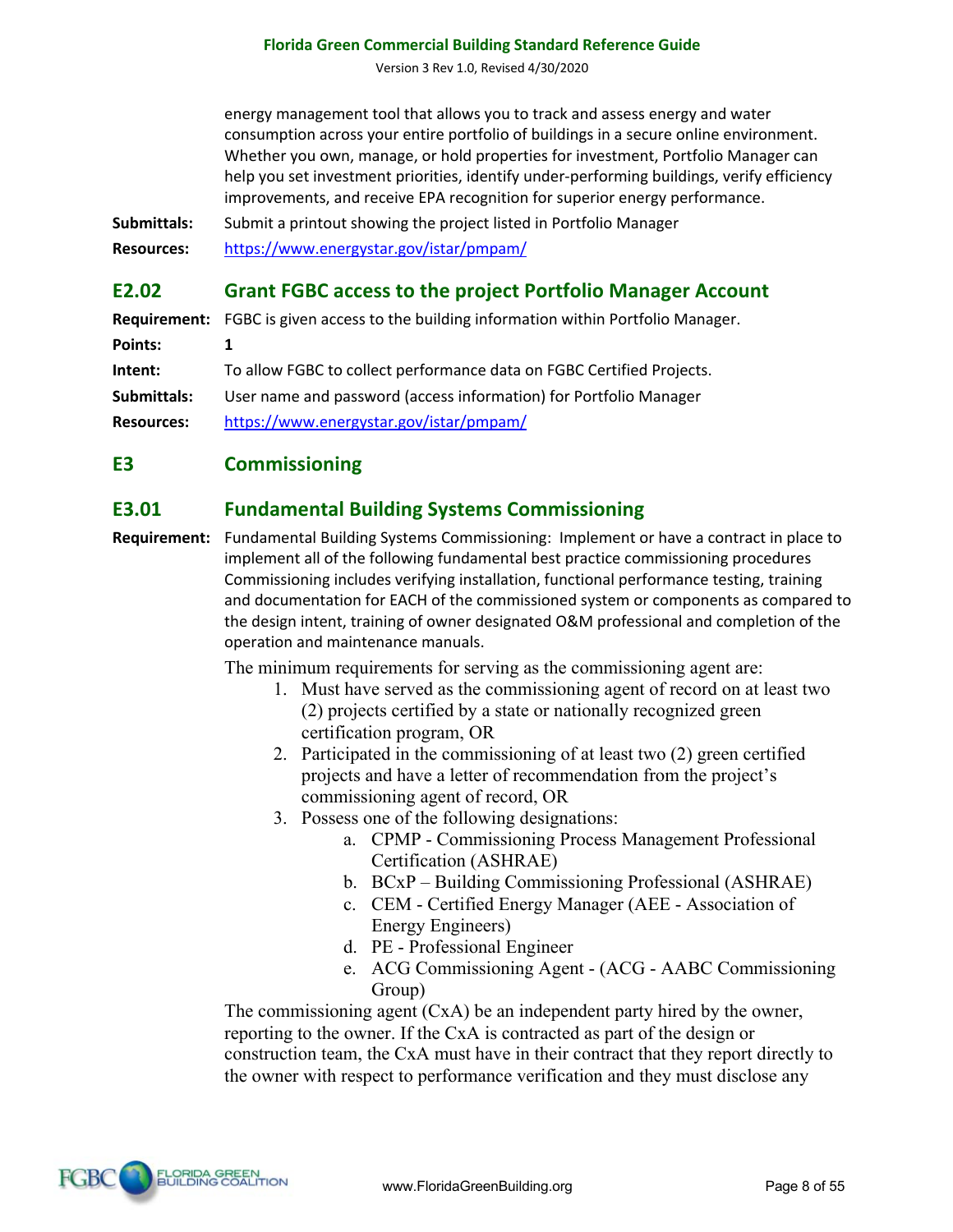energy management tool that allows you to track and assess energy and water consumption across your entire portfolio of buildings in a secure online environment. Whether you own, manage, or hold properties for investment, Portfolio Manager can help you set investment priorities, identify under-performing buildings, verify efficiency improvements, and receive EPA recognition for superior energy performance.

**Submittals:** Submit a printout showing the project listed in Portfolio Manager

**Resources:** https://www.energystar.gov/istar/pmpam/

## E2.02 Grant FGBC access to the project Portfolio Manager Account

**Requirement:** FGBC is given access to the building information within Portfolio Manager.

**Points:** **1**

**Intent:** To allow FGBC to collect performance data on FGBC Certified Projects.

**Submittals:** User name and password (access information) for Portfolio Manager

**Resources:** https://www.energystar.gov/istar/pmpam/

## E3 Commissioning

## E3.01 Fundamental Building Systems Commissioning

**Requirement:** Fundamental Building Systems Commissioning: Implement or have a contract in place to implement all of the following fundamental best practice commissioning procedures Commissioning includes verifying installation, functional performance testing, training and documentation for EACH of the commissioned system or components as compared to the design intent, training of owner designated O&M professional and completion of the operation and maintenance manuals.

The minimum requirements for serving as the commissioning agent are:

1. Must have served as the commissioning agent of record on at least two (2) projects certified by a state or nationally recognized green certification program, OR
2. Participated in the commissioning of at least two (2) green certified projects and have a letter of recommendation from the project's commissioning agent of record, OR
3. Possess one of the following designations:
   a. CPMP - Commissioning Process Management Professional Certification (ASHRAE)
   b. BCxP – Building Commissioning Professional (ASHRAE)
   c. CEM - Certified Energy Manager (AEE - Association of Energy Engineers)
   d. PE - Professional Engineer
   e. ACG Commissioning Agent - (ACG - AABC Commissioning Group)

The commissioning agent (CxA) be an independent party hired by the owner, reporting to the owner. If the CxA is contracted as part of the design or construction team, the CxA must have in their contract that they report directly to the owner with respect to performance verification and they must disclose any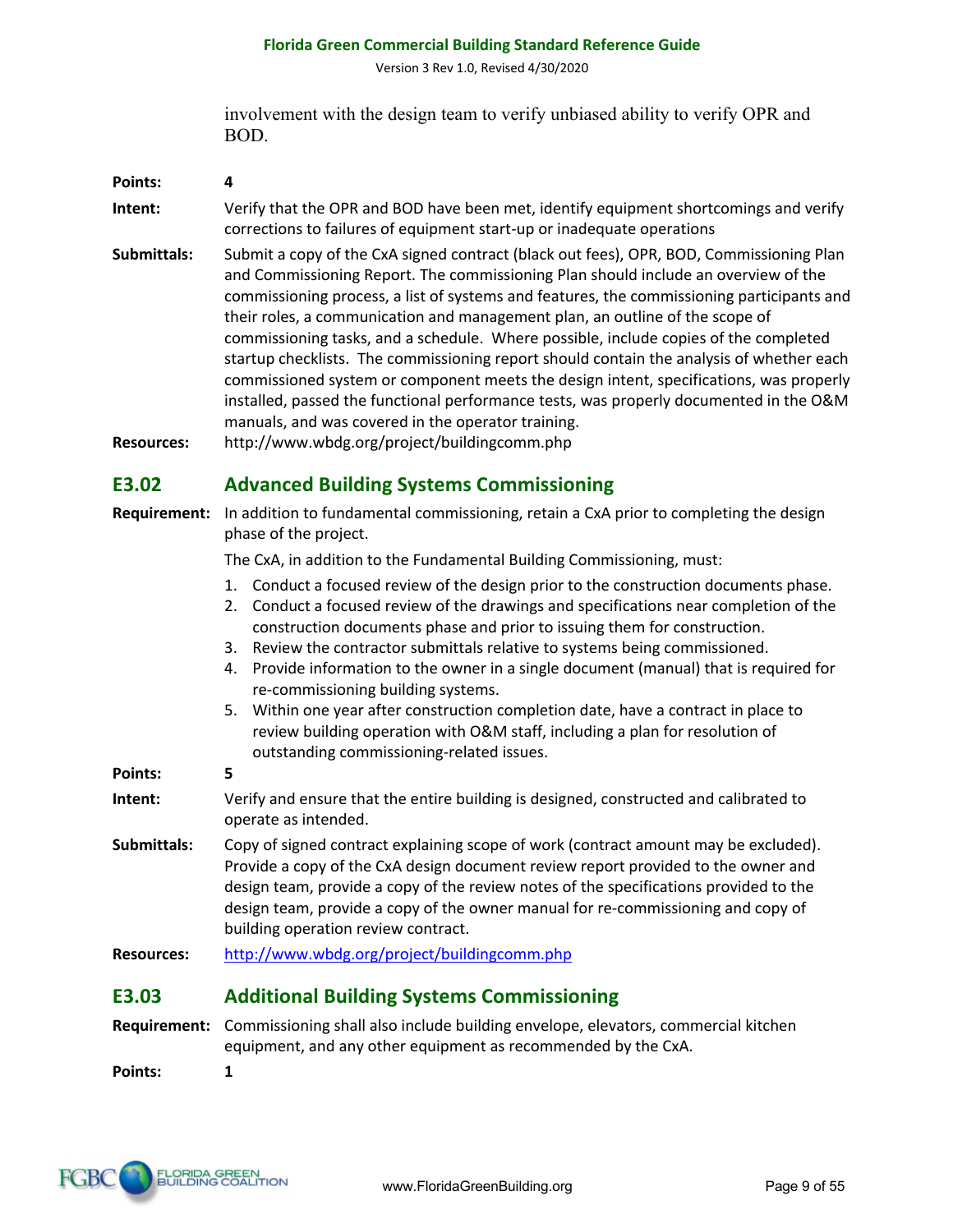involvement with the design team to verify unbiased ability to verify OPR and BOD.

**Points:** **4**

**Intent:** Verify that the OPR and BOD have been met, identify equipment shortcomings and verify corrections to failures of equipment start-up or inadequate operations

**Submittals:** Submit a copy of the CxA signed contract (black out fees), OPR, BOD, Commissioning Plan and Commissioning Report. The commissioning Plan should include an overview of the commissioning process, a list of systems and features, the commissioning participants and their roles, a communication and management plan, an outline of the scope of commissioning tasks, and a schedule. Where possible, include copies of the completed startup checklists. The commissioning report should contain the analysis of whether each commissioned system or component meets the design intent, specifications, was properly installed, passed the functional performance tests, was properly documented in the O&M manuals, and was covered in the operator training.

**Resources:** http://www.wbdg.org/project/buildingcomm.php

## E3.02 Advanced Building Systems Commissioning

**Requirement:** In addition to fundamental commissioning, retain a CxA prior to completing the design phase of the project.

The CxA, in addition to the Fundamental Building Commissioning, must:

1. Conduct a focused review of the design prior to the construction documents phase.
2. Conduct a focused review of the drawings and specifications near completion of the construction documents phase and prior to issuing them for construction.
3. Review the contractor submittals relative to systems being commissioned.
4. Provide information to the owner in a single document (manual) that is required for re-commissioning building systems.
5. Within one year after construction completion date, have a contract in place to review building operation with O&M staff, including a plan for resolution of outstanding commissioning-related issues.

**Points:** **5**

**Intent:** Verify and ensure that the entire building is designed, constructed and calibrated to operate as intended.

**Submittals:** Copy of signed contract explaining scope of work (contract amount may be excluded). Provide a copy of the CxA design document review report provided to the owner and design team, provide a copy of the review notes of the specifications provided to the design team, provide a copy of the owner manual for re-commissioning and copy of building operation review contract.

**Resources:** http://www.wbdg.org/project/buildingcomm.php

## E3.03 Additional Building Systems Commissioning

**Requirement:** Commissioning shall also include building envelope, elevators, commercial kitchen equipment, and any other equipment as recommended by the CxA.

**Points:** **1**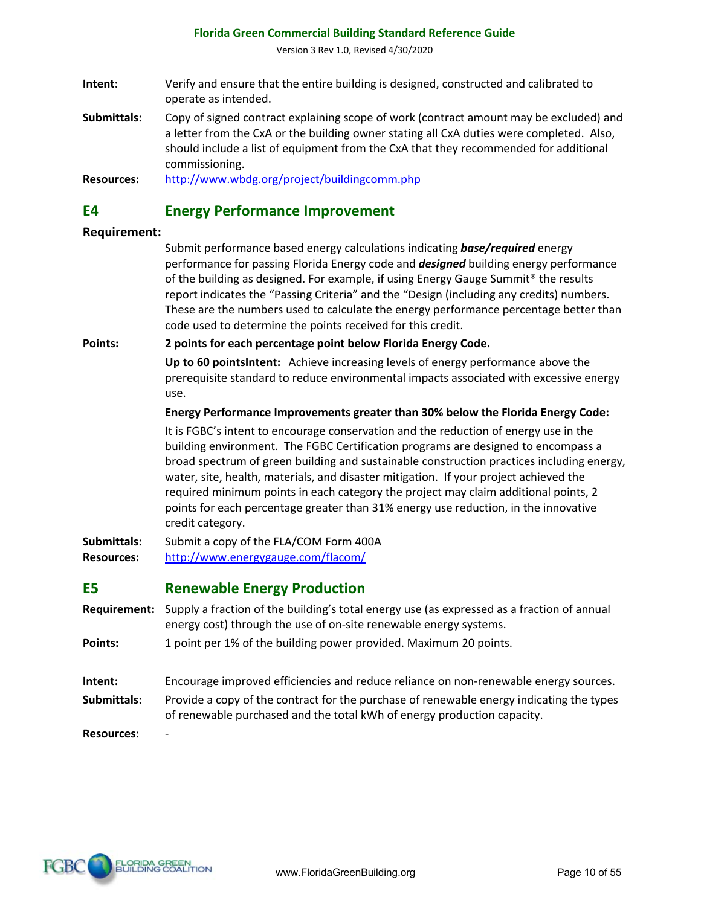**Intent:** Verify and ensure that the entire building is designed, constructed and calibrated to operate as intended.

**Submittals:** Copy of signed contract explaining scope of work (contract amount may be excluded) and a letter from the CxA or the building owner stating all CxA duties were completed. Also, should include a list of equipment from the CxA that they recommended for additional commissioning.

**Resources:** http://www.wbdg.org/project/buildingcomm.php

## E4 Energy Performance Improvement

**Requirement:**

Submit performance based energy calculations indicating ***base/required*** energy performance for passing Florida Energy code and ***designed*** building energy performance of the building as designed. For example, if using Energy Gauge Summit® the results report indicates the "Passing Criteria" and the "Design (including any credits) numbers. These are the numbers used to calculate the energy performance percentage better than code used to determine the points received for this credit.

**Points:** **2 points for each percentage point below Florida Energy Code.**

**Up to 60 pointsIntent:** Achieve increasing levels of energy performance above the prerequisite standard to reduce environmental impacts associated with excessive energy use.

**Energy Performance Improvements greater than 30% below the Florida Energy Code:**

It is FGBC's intent to encourage conservation and the reduction of energy use in the building environment. The FGBC Certification programs are designed to encompass a broad spectrum of green building and sustainable construction practices including energy, water, site, health, materials, and disaster mitigation. If your project achieved the required minimum points in each category the project may claim additional points, 2 points for each percentage greater than 31% energy use reduction, in the innovative credit category.

**Submittals:** Submit a copy of the FLA/COM Form 400A

**Resources:** http://www.energygauge.com/flacom/

## E5 Renewable Energy Production

**Requirement:** Supply a fraction of the building's total energy use (as expressed as a fraction of annual energy cost) through the use of on-site renewable energy systems.

**Points:** 1 point per 1% of the building power provided. Maximum 20 points.

**Intent:** Encourage improved efficiencies and reduce reliance on non-renewable energy sources.

**Submittals:** Provide a copy of the contract for the purchase of renewable energy indicating the types of renewable purchased and the total kWh of energy production capacity.

**Resources:** -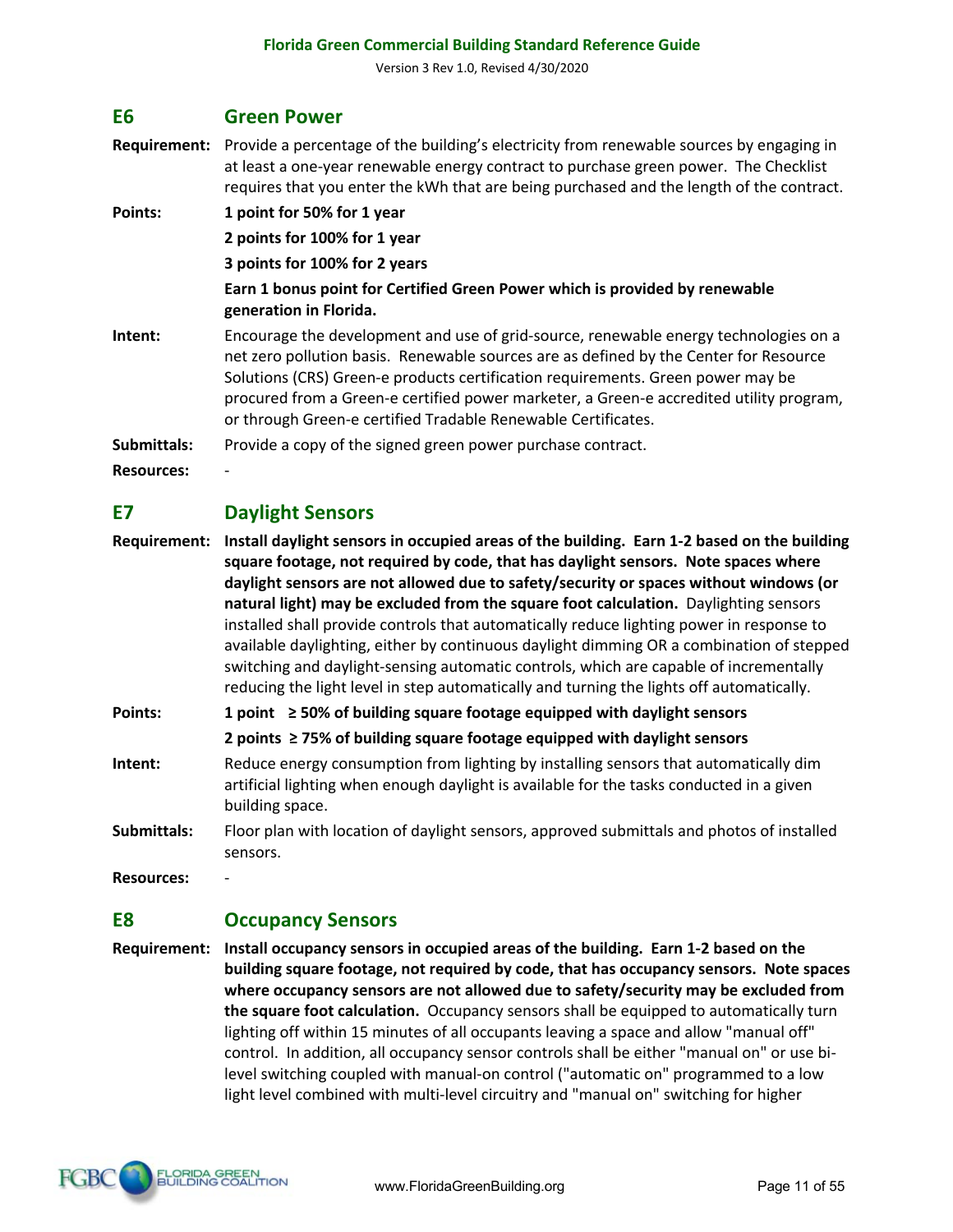## E6 Green Power

**Requirement:** Provide a percentage of the building's electricity from renewable sources by engaging in at least a one-year renewable energy contract to purchase green power. The Checklist requires that you enter the kWh that are being purchased and the length of the contract.

**Points:**
**1 point for 50% for 1 year**
**2 points for 100% for 1 year**
**3 points for 100% for 2 years**
**Earn 1 bonus point for Certified Green Power which is provided by renewable generation in Florida.**

**Intent:** Encourage the development and use of grid-source, renewable energy technologies on a net zero pollution basis. Renewable sources are as defined by the Center for Resource Solutions (CRS) Green-e products certification requirements. Green power may be procured from a Green-e certified power marketer, a Green-e accredited utility program, or through Green-e certified Tradable Renewable Certificates.

**Submittals:** Provide a copy of the signed green power purchase contract.

**Resources:** -

## E7 Daylight Sensors

**Requirement:** **Install daylight sensors in occupied areas of the building. Earn 1-2 based on the building square footage, not required by code, that has daylight sensors. Note spaces where daylight sensors are not allowed due to safety/security or spaces without windows (or natural light) may be excluded from the square foot calculation.** Daylighting sensors installed shall provide controls that automatically reduce lighting power in response to available daylighting, either by continuous daylight dimming OR a combination of stepped switching and daylight-sensing automatic controls, which are capable of incrementally reducing the light level in step automatically and turning the lights off automatically.

**Points:**
**1 point ≥ 50% of building square footage equipped with daylight sensors**
**2 points ≥ 75% of building square footage equipped with daylight sensors**

**Intent:** Reduce energy consumption from lighting by installing sensors that automatically dim artificial lighting when enough daylight is available for the tasks conducted in a given building space.

**Submittals:** Floor plan with location of daylight sensors, approved submittals and photos of installed sensors.

**Resources:** -

## E8 Occupancy Sensors

**Requirement:** **Install occupancy sensors in occupied areas of the building. Earn 1-2 based on the building square footage, not required by code, that has occupancy sensors. Note spaces where occupancy sensors are not allowed due to safety/security may be excluded from the square foot calculation.** Occupancy sensors shall be equipped to automatically turn lighting off within 15 minutes of all occupants leaving a space and allow "manual off" control. In addition, all occupancy sensor controls shall be either "manual on" or use bi-level switching coupled with manual-on control ("automatic on" programmed to a low light level combined with multi-level circuitry and "manual on" switching for higher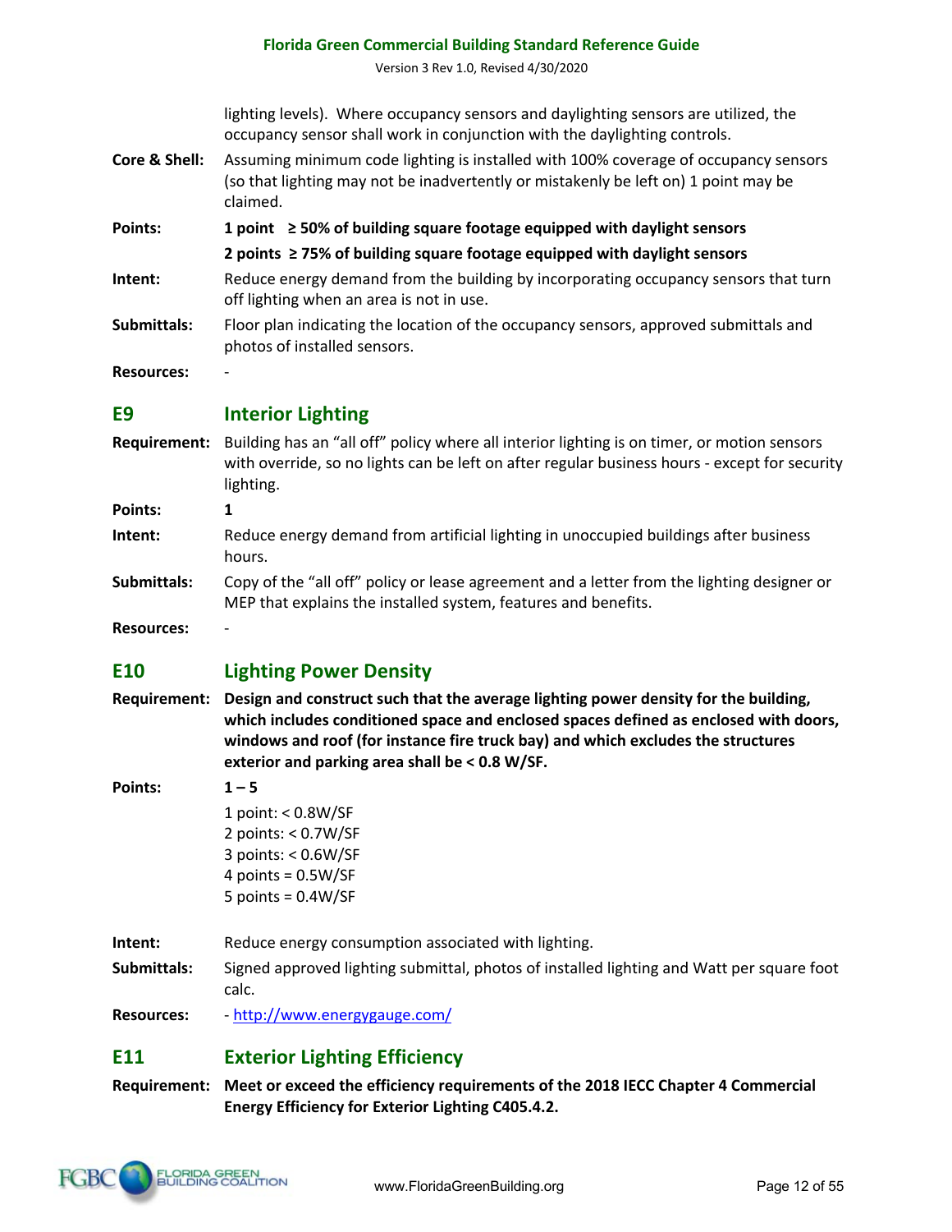lighting levels). Where occupancy sensors and daylighting sensors are utilized, the occupancy sensor shall work in conjunction with the daylighting controls.

**Core & Shell:** Assuming minimum code lighting is installed with 100% coverage of occupancy sensors (so that lighting may not be inadvertently or mistakenly be left on) 1 point may be claimed.

**Points:** **1 point ≥ 50% of building square footage equipped with daylight sensors**

**2 points ≥ 75% of building square footage equipped with daylight sensors**

**Intent:** Reduce energy demand from the building by incorporating occupancy sensors that turn off lighting when an area is not in use.

**Submittals:** Floor plan indicating the location of the occupancy sensors, approved submittals and photos of installed sensors.

**Resources:** -

## E9 Interior Lighting

**Requirement:** Building has an "all off" policy where all interior lighting is on timer, or motion sensors with override, so no lights can be left on after regular business hours - except for security lighting.

**Points:** 1

**Intent:** Reduce energy demand from artificial lighting in unoccupied buildings after business hours.

**Submittals:** Copy of the "all off" policy or lease agreement and a letter from the lighting designer or MEP that explains the installed system, features and benefits.

**Resources:** -

## E10 Lighting Power Density

**Requirement:** **Design and construct such that the average lighting power density for the building, which includes conditioned space and enclosed spaces defined as enclosed with doors, windows and roof (for instance fire truck bay) and which excludes the structures exterior and parking area shall be < 0.8 W/SF.**

**Points:** **1 – 5**

1 point: < 0.8W/SF
2 points: < 0.7W/SF
3 points: < 0.6W/SF
4 points = 0.5W/SF
5 points = 0.4W/SF

**Intent:** Reduce energy consumption associated with lighting.

**Submittals:** Signed approved lighting submittal, photos of installed lighting and Watt per square foot calc.

**Resources:** - http://www.energygauge.com/

## E11 Exterior Lighting Efficiency

**Requirement:** **Meet or exceed the efficiency requirements of the 2018 IECC Chapter 4 Commercial Energy Efficiency for Exterior Lighting C405.4.2.**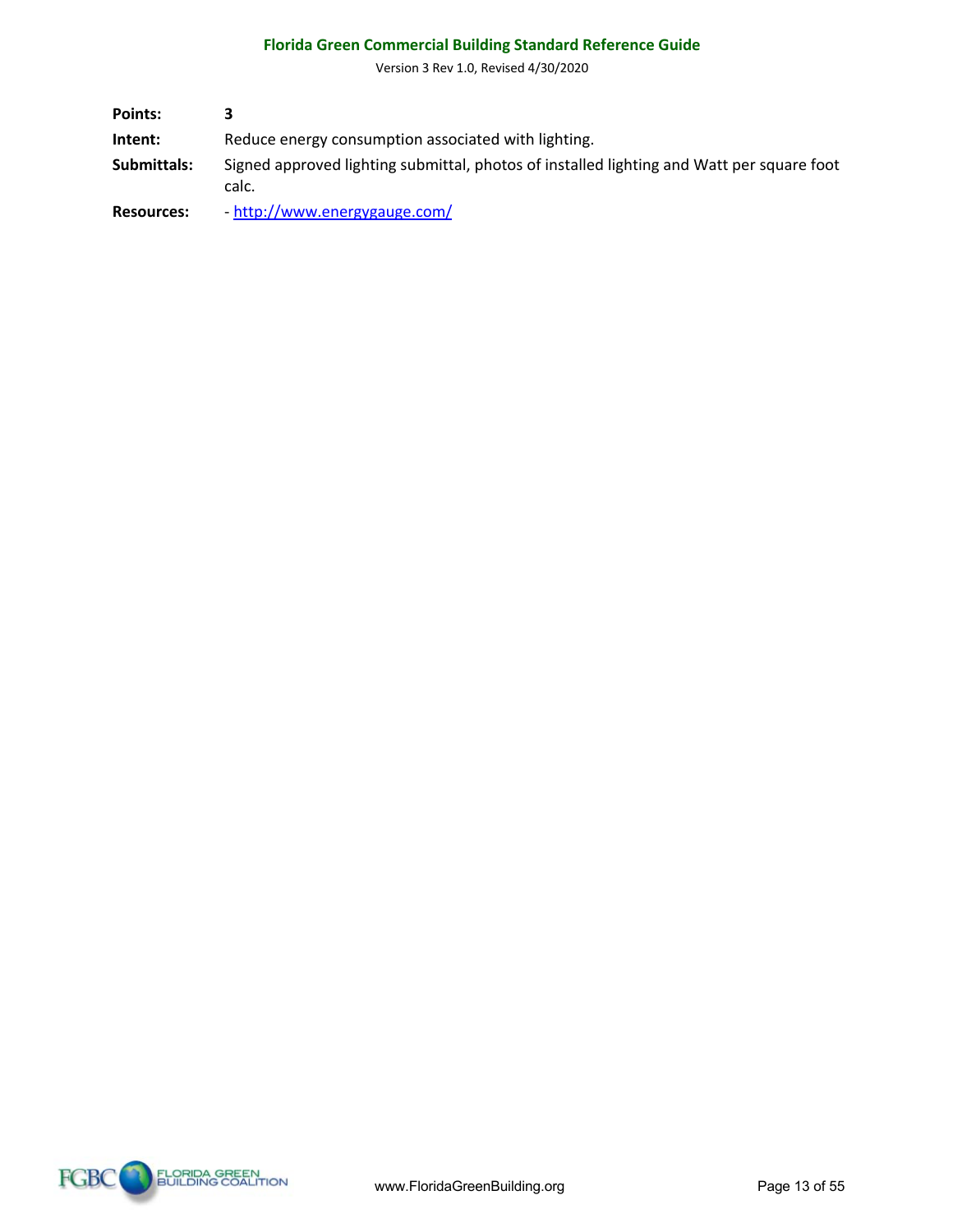**Points:** 3

**Intent:** Reduce energy consumption associated with lighting.

**Submittals:** Signed approved lighting submittal, photos of installed lighting and Watt per square foot calc.

**Resources:** - [http://www.energygauge.com/](http://www.energygauge.com/)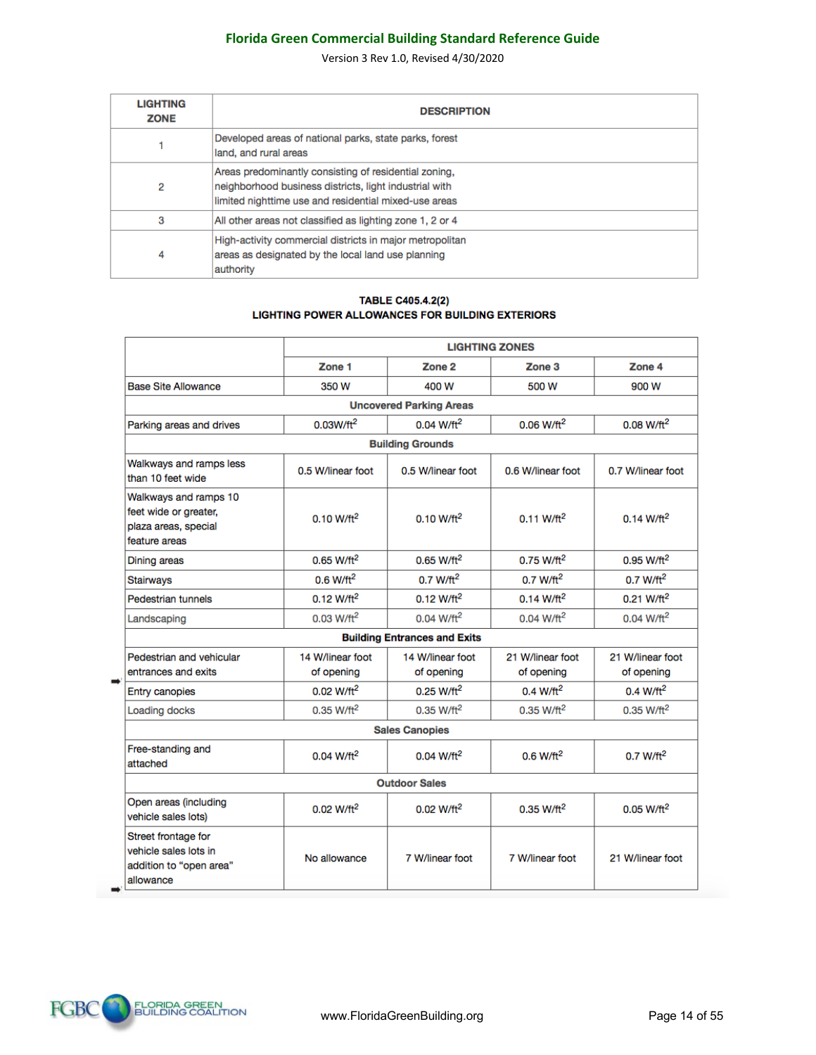| LIGHTING ZONE | DESCRIPTION |
|---|---|
| 1 | Developed areas of national parks, state parks, forest land, and rural areas |
| 2 | Areas predominantly consisting of residential zoning, neighborhood business districts, light industrial with limited nighttime use and residential mixed-use areas |
| 3 | All other areas not classified as lighting zone 1, 2 or 4 |
| 4 | High-activity commercial districts in major metropolitan areas as designated by the local land use planning authority |

**TABLE C405.4.2(2)**
**LIGHTING POWER ALLOWANCES FOR BUILDING EXTERIORS**

| | LIGHTING ZONES | | | |
|---|---|---|---|---|
| | Zone 1 | Zone 2 | Zone 3 | Zone 4 |
| Base Site Allowance | 350 W | 400 W | 500 W | 900 W |
| **Uncovered Parking Areas** | | | | |
| Parking areas and drives | 0.03W/ft$^2$ | 0.04 W/ft$^2$ | 0.06 W/ft$^2$ | 0.08 W/ft$^2$ |
| **Building Grounds** | | | | |
| Walkways and ramps less than 10 feet wide | 0.5 W/linear foot | 0.5 W/linear foot | 0.6 W/linear foot | 0.7 W/linear foot |
| Walkways and ramps 10 feet wide or greater, plaza areas, special feature areas | 0.10 W/ft$^2$ | 0.10 W/ft$^2$ | 0.11 W/ft$^2$ | 0.14 W/ft$^2$ |
| Dining areas | 0.65 W/ft$^2$ | 0.65 W/ft$^2$ | 0.75 W/ft$^2$ | 0.95 W/ft$^2$ |
| Stairways | 0.6 W/ft$^2$ | 0.7 W/ft$^2$ | 0.7 W/ft$^2$ | 0.7 W/ft$^2$ |
| Pedestrian tunnels | 0.12 W/ft$^2$ | 0.12 W/ft$^2$ | 0.14 W/ft$^2$ | 0.21 W/ft$^2$ |
| Landscaping | 0.03 W/ft$^2$ | 0.04 W/ft$^2$ | 0.04 W/ft$^2$ | 0.04 W/ft$^2$ |
| **Building Entrances and Exits** | | | | |
| Pedestrian and vehicular entrances and exits | 14 W/linear foot of opening | 14 W/linear foot of opening | 21 W/linear foot of opening | 21 W/linear foot of opening |
| Entry canopies | 0.02 W/ft$^2$ | 0.25 W/ft$^2$ | 0.4 W/ft$^2$ | 0.4 W/ft$^2$ |
| Loading docks | 0.35 W/ft$^2$ | 0.35 W/ft$^2$ | 0.35 W/ft$^2$ | 0.35 W/ft$^2$ |
| **Sales Canopies** | | | | |
| Free-standing and attached | 0.04 W/ft$^2$ | 0.04 W/ft$^2$ | 0.6 W/ft$^2$ | 0.7 W/ft$^2$ |
| **Outdoor Sales** | | | | |
| Open areas (including vehicle sales lots) | 0.02 W/ft$^2$ | 0.02 W/ft$^2$ | 0.35 W/ft$^2$ | 0.05 W/ft$^2$ |
| Street frontage for vehicle sales lots in addition to "open area" allowance | No allowance | 7 W/linear foot | 7 W/linear foot | 21 W/linear foot |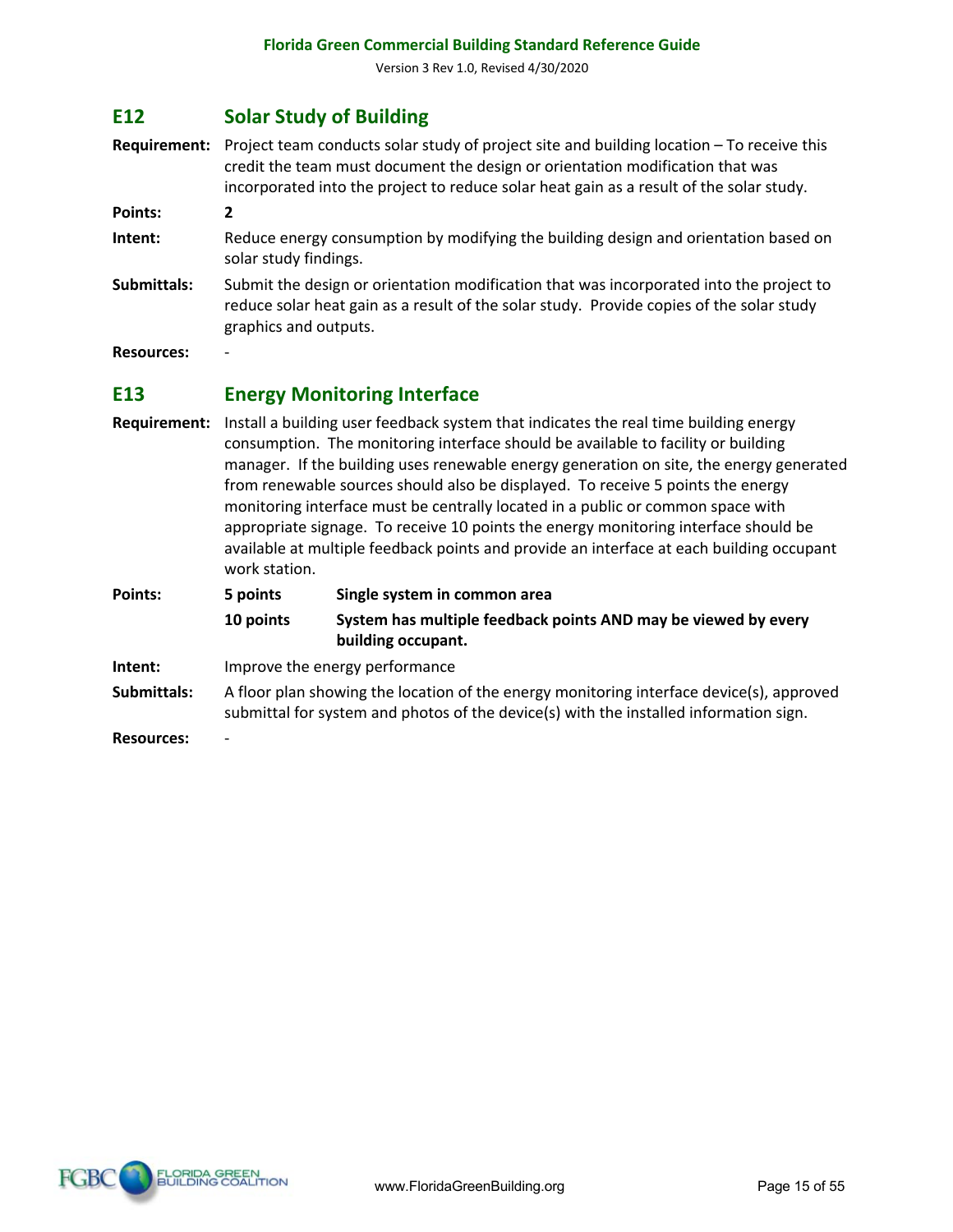## E12 Solar Study of Building

**Requirement:** Project team conducts solar study of project site and building location – To receive this credit the team must document the design or orientation modification that was incorporated into the project to reduce solar heat gain as a result of the solar study.

**Points:** **2**

**Intent:** Reduce energy consumption by modifying the building design and orientation based on solar study findings.

**Submittals:** Submit the design or orientation modification that was incorporated into the project to reduce solar heat gain as a result of the solar study. Provide copies of the solar study graphics and outputs.

**Resources:** -

## E13 Energy Monitoring Interface

**Requirement:** Install a building user feedback system that indicates the real time building energy consumption. The monitoring interface should be available to facility or building manager. If the building uses renewable energy generation on site, the energy generated from renewable sources should also be displayed. To receive 5 points the energy monitoring interface must be centrally located in a public or common space with appropriate signage. To receive 10 points the energy monitoring interface should be available at multiple feedback points and provide an interface at each building occupant work station.

**Points:**

| | |
|---|---|
| **5 points** | **Single system in common area** |
| **10 points** | **System has multiple feedback points AND may be viewed by every building occupant.** |

**Intent:** Improve the energy performance

**Submittals:** A floor plan showing the location of the energy monitoring interface device(s), approved submittal for system and photos of the device(s) with the installed information sign.

**Resources:** -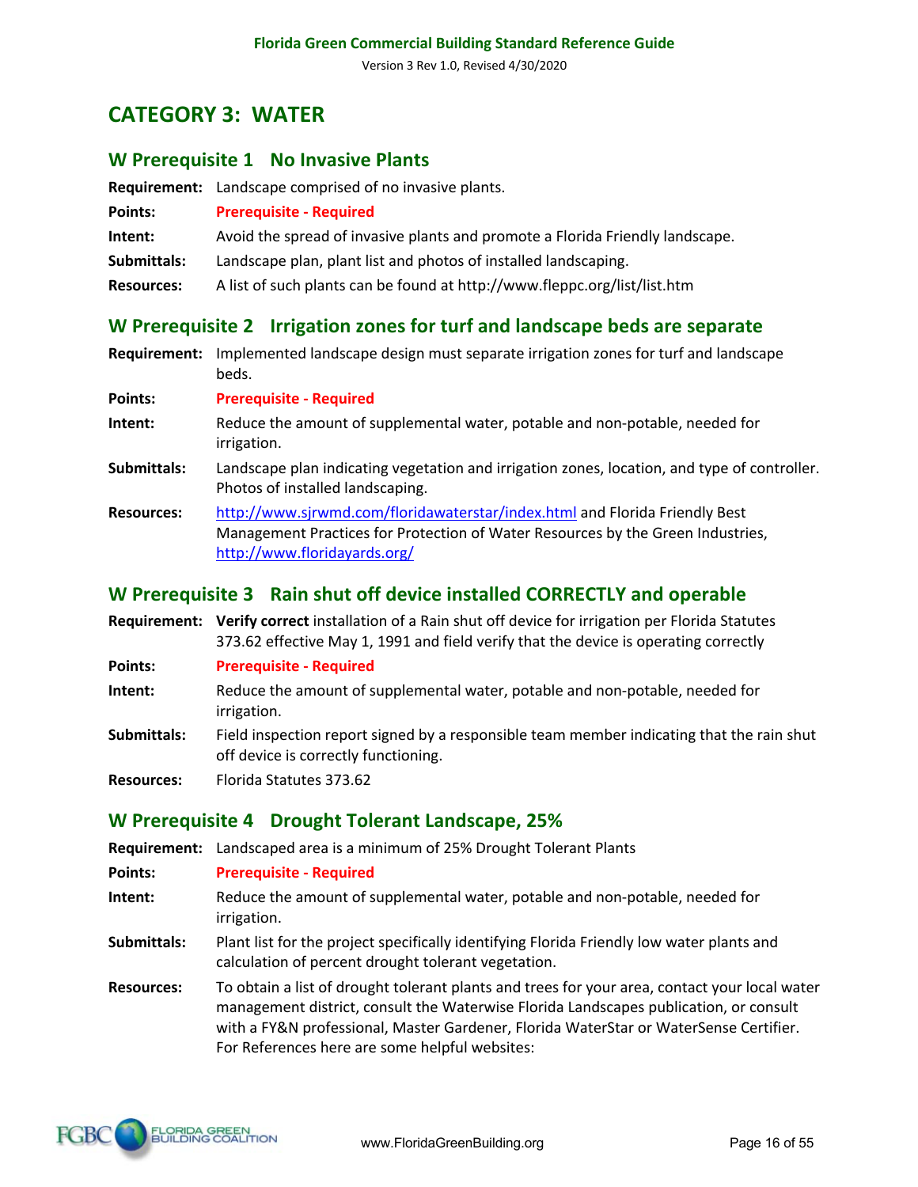# CATEGORY 3: WATER

## W Prerequisite 1 No Invasive Plants

**Requirement:** Landscape comprised of no invasive plants.

**Points:** **Prerequisite - Required**

**Intent:** Avoid the spread of invasive plants and promote a Florida Friendly landscape.

**Submittals:** Landscape plan, plant list and photos of installed landscaping.

**Resources:** A list of such plants can be found at http://www.fleppc.org/list/list.htm

## W Prerequisite 2 Irrigation zones for turf and landscape beds are separate

**Requirement:** Implemented landscape design must separate irrigation zones for turf and landscape beds.

**Points:** **Prerequisite - Required**

**Intent:** Reduce the amount of supplemental water, potable and non-potable, needed for irrigation.

**Submittals:** Landscape plan indicating vegetation and irrigation zones, location, and type of controller. Photos of installed landscaping.

**Resources:** http://www.sjrwmd.com/floridawaterstar/index.html and Florida Friendly Best Management Practices for Protection of Water Resources by the Green Industries, http://www.floridayards.org/

## W Prerequisite 3 Rain shut off device installed CORRECTLY and operable

**Requirement:** **Verify correct** installation of a Rain shut off device for irrigation per Florida Statutes 373.62 effective May 1, 1991 and field verify that the device is operating correctly

**Points:** **Prerequisite - Required**

**Intent:** Reduce the amount of supplemental water, potable and non-potable, needed for irrigation.

**Submittals:** Field inspection report signed by a responsible team member indicating that the rain shut off device is correctly functioning.

**Resources:** Florida Statutes 373.62

## W Prerequisite 4 Drought Tolerant Landscape, 25%

**Requirement:** Landscaped area is a minimum of 25% Drought Tolerant Plants

**Points:** **Prerequisite - Required**

**Intent:** Reduce the amount of supplemental water, potable and non-potable, needed for irrigation.

**Submittals:** Plant list for the project specifically identifying Florida Friendly low water plants and calculation of percent drought tolerant vegetation.

**Resources:** To obtain a list of drought tolerant plants and trees for your area, contact your local water management district, consult the Waterwise Florida Landscapes publication, or consult with a FY&N professional, Master Gardener, Florida WaterStar or WaterSense Certifier. For References here are some helpful websites: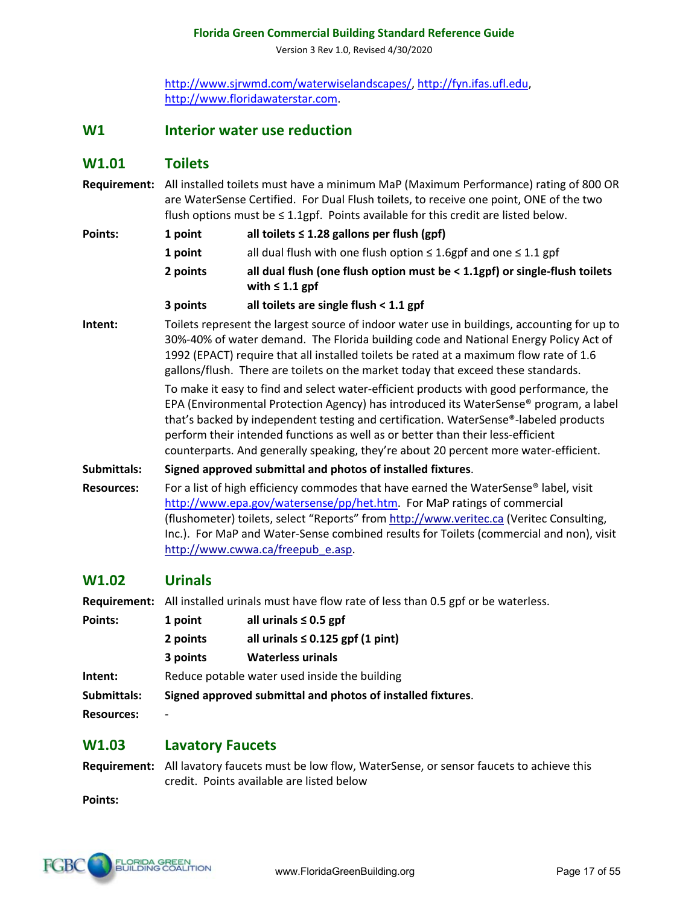http://www.sjrwmd.com/waterwiselandscapes/, http://fyn.ifas.ufl.edu, http://www.floridawaterstar.com.

## W1 Interior water use reduction

### W1.01 Toilets

**Requirement:** All installed toilets must have a minimum MaP (Maximum Performance) rating of 800 OR are WaterSense Certified. For Dual Flush toilets, to receive one point, ONE of the two flush options must be ≤ 1.1gpf. Points available for this credit are listed below.

**Points:**

| | |
|---|---|
| **1 point** | **all toilets ≤ 1.28 gallons per flush (gpf)** |
| **1 point** | all dual flush with one flush option ≤ 1.6gpf and one ≤ 1.1 gpf |
| **2 points** | **all dual flush (one flush option must be < 1.1gpf) or single-flush toilets with ≤ 1.1 gpf** |
| **3 points** | **all toilets are single flush < 1.1 gpf** |

**Intent:** Toilets represent the largest source of indoor water use in buildings, accounting for up to 30%-40% of water demand. The Florida building code and National Energy Policy Act of 1992 (EPACT) require that all installed toilets be rated at a maximum flow rate of 1.6 gallons/flush. There are toilets on the market today that exceed these standards.

To make it easy to find and select water-efficient products with good performance, the EPA (Environmental Protection Agency) has introduced its WaterSense® program, a label that's backed by independent testing and certification. WaterSense®-labeled products perform their intended functions as well as or better than their less-efficient counterparts. And generally speaking, they're about 20 percent more water-efficient.

**Submittals:** **Signed approved submittal and photos of installed fixtures**.

**Resources:** For a list of high efficiency commodes that have earned the WaterSense® label, visit http://www.epa.gov/watersense/pp/het.htm. For MaP ratings of commercial (flushometer) toilets, select "Reports" from http://www.veritec.ca (Veritec Consulting, Inc.). For MaP and Water-Sense combined results for Toilets (commercial and non), visit http://www.cwwa.ca/freepub_e.asp.

### W1.02 Urinals

**Requirement:** All installed urinals must have flow rate of less than 0.5 gpf or be waterless.

**Points:**

| | |
|---|---|
| **1 point** | **all urinals ≤ 0.5 gpf** |
| **2 points** | **all urinals ≤ 0.125 gpf (1 pint)** |
| **3 points** | **Waterless urinals** |

**Intent:** Reduce potable water used inside the building

**Submittals:** **Signed approved submittal and photos of installed fixtures**.

**Resources:** -

### W1.03 Lavatory Faucets

**Requirement:** All lavatory faucets must be low flow, WaterSense, or sensor faucets to achieve this credit. Points available are listed below

**Points:**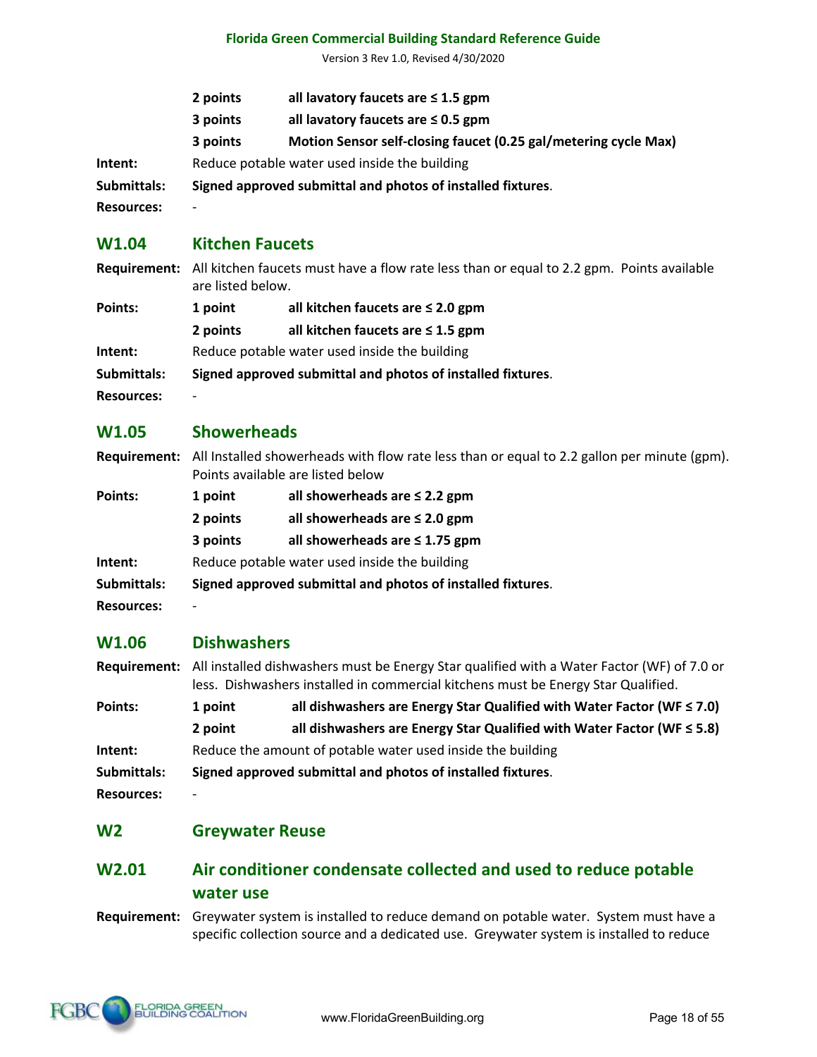| | | |
|---|---|---|
| | **2 points** | **all lavatory faucets are ≤ 1.5 gpm** |
| | **3 points** | **all lavatory faucets are ≤ 0.5 gpm** |
| | **3 points** | **Motion Sensor self-closing faucet (0.25 gal/metering cycle Max)** |

**Intent:** Reduce potable water used inside the building

**Submittals:** **Signed approved submittal and photos of installed fixtures**.

**Resources:** -

## W1.04 Kitchen Faucets

**Requirement:** All kitchen faucets must have a flow rate less than or equal to 2.2 gpm. Points available are listed below.

**Points:**

| | |
|---|---|
| **1 point** | **all kitchen faucets are ≤ 2.0 gpm** |
| **2 points** | **all kitchen faucets are ≤ 1.5 gpm** |

**Intent:** Reduce potable water used inside the building

**Submittals:** **Signed approved submittal and photos of installed fixtures**.

**Resources:** -

## W1.05 Showerheads

**Requirement:** All Installed showerheads with flow rate less than or equal to 2.2 gallon per minute (gpm). Points available are listed below

**Points:**

| | |
|---|---|
| **1 point** | **all showerheads are ≤ 2.2 gpm** |
| **2 points** | **all showerheads are ≤ 2.0 gpm** |
| **3 points** | **all showerheads are ≤ 1.75 gpm** |

**Intent:** Reduce potable water used inside the building

**Submittals:** **Signed approved submittal and photos of installed fixtures**.

**Resources:** -

## W1.06 Dishwashers

**Requirement:** All installed dishwashers must be Energy Star qualified with a Water Factor (WF) of 7.0 or less. Dishwashers installed in commercial kitchens must be Energy Star Qualified.

**Points:**

| | |
|---|---|
| **1 point** | **all dishwashers are Energy Star Qualified with Water Factor (WF ≤ 7.0)** |
| **2 point** | **all dishwashers are Energy Star Qualified with Water Factor (WF ≤ 5.8)** |

**Intent:** Reduce the amount of potable water used inside the building

**Submittals:** **Signed approved submittal and photos of installed fixtures**.

**Resources:** -

## W2 Greywater Reuse

## W2.01 Air conditioner condensate collected and used to reduce potable water use

**Requirement:** Greywater system is installed to reduce demand on potable water. System must have a specific collection source and a dedicated use. Greywater system is installed to reduce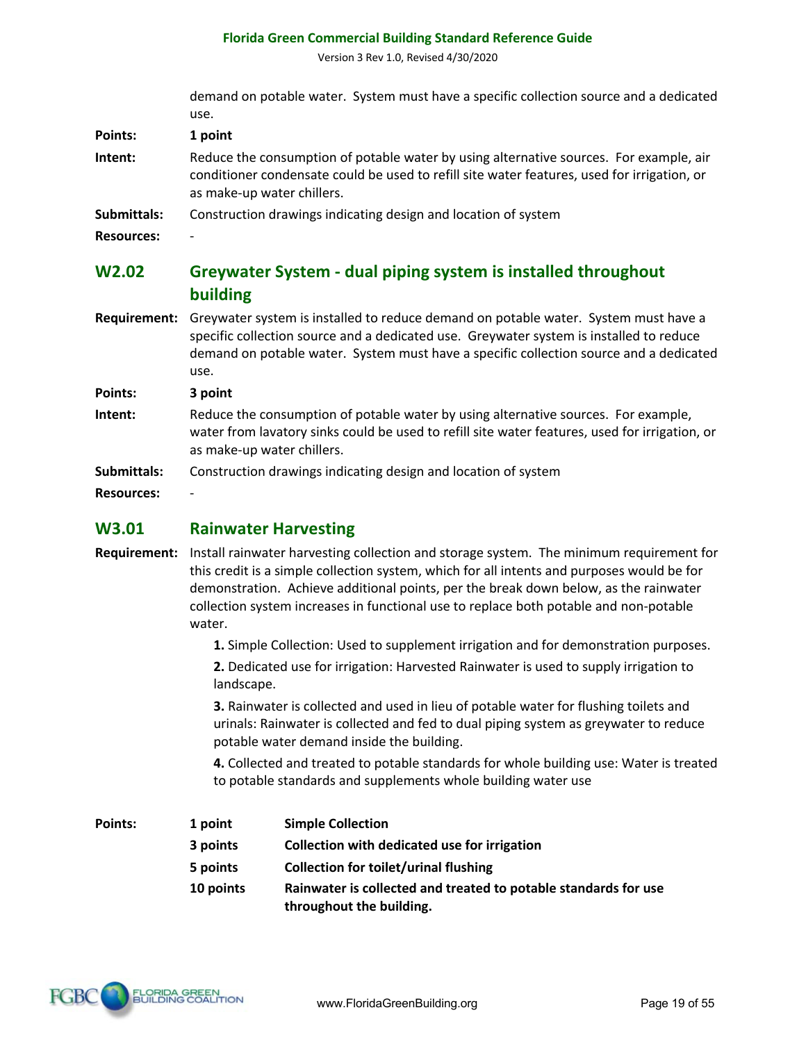demand on potable water. System must have a specific collection source and a dedicated use.

**Points:** **1 point**

**Intent:** Reduce the consumption of potable water by using alternative sources. For example, air conditioner condensate could be used to refill site water features, used for irrigation, or as make-up water chillers.

**Submittals:** Construction drawings indicating design and location of system

**Resources:** -

## W2.02 Greywater System - dual piping system is installed throughout building

**Requirement:** Greywater system is installed to reduce demand on potable water. System must have a specific collection source and a dedicated use. Greywater system is installed to reduce demand on potable water. System must have a specific collection source and a dedicated use.

**Points:** **3 point**

**Intent:** Reduce the consumption of potable water by using alternative sources. For example, water from lavatory sinks could be used to refill site water features, used for irrigation, or as make-up water chillers.

**Submittals:** Construction drawings indicating design and location of system

**Resources:** -

## W3.01 Rainwater Harvesting

**Requirement:** Install rainwater harvesting collection and storage system. The minimum requirement for this credit is a simple collection system, which for all intents and purposes would be for demonstration. Achieve additional points, per the break down below, as the rainwater collection system increases in functional use to replace both potable and non-potable water.

**1.** Simple Collection: Used to supplement irrigation and for demonstration purposes.

**2.** Dedicated use for irrigation: Harvested Rainwater is used to supply irrigation to landscape.

**3.** Rainwater is collected and used in lieu of potable water for flushing toilets and urinals: Rainwater is collected and fed to dual piping system as greywater to reduce potable water demand inside the building.

**4.** Collected and treated to potable standards for whole building use: Water is treated to potable standards and supplements whole building water use

**Points:**

| | |
|---|---|
| **1 point** | **Simple Collection** |
| **3 points** | **Collection with dedicated use for irrigation** |
| **5 points** | **Collection for toilet/urinal flushing** |
| **10 points** | **Rainwater is collected and treated to potable standards for use throughout the building.** |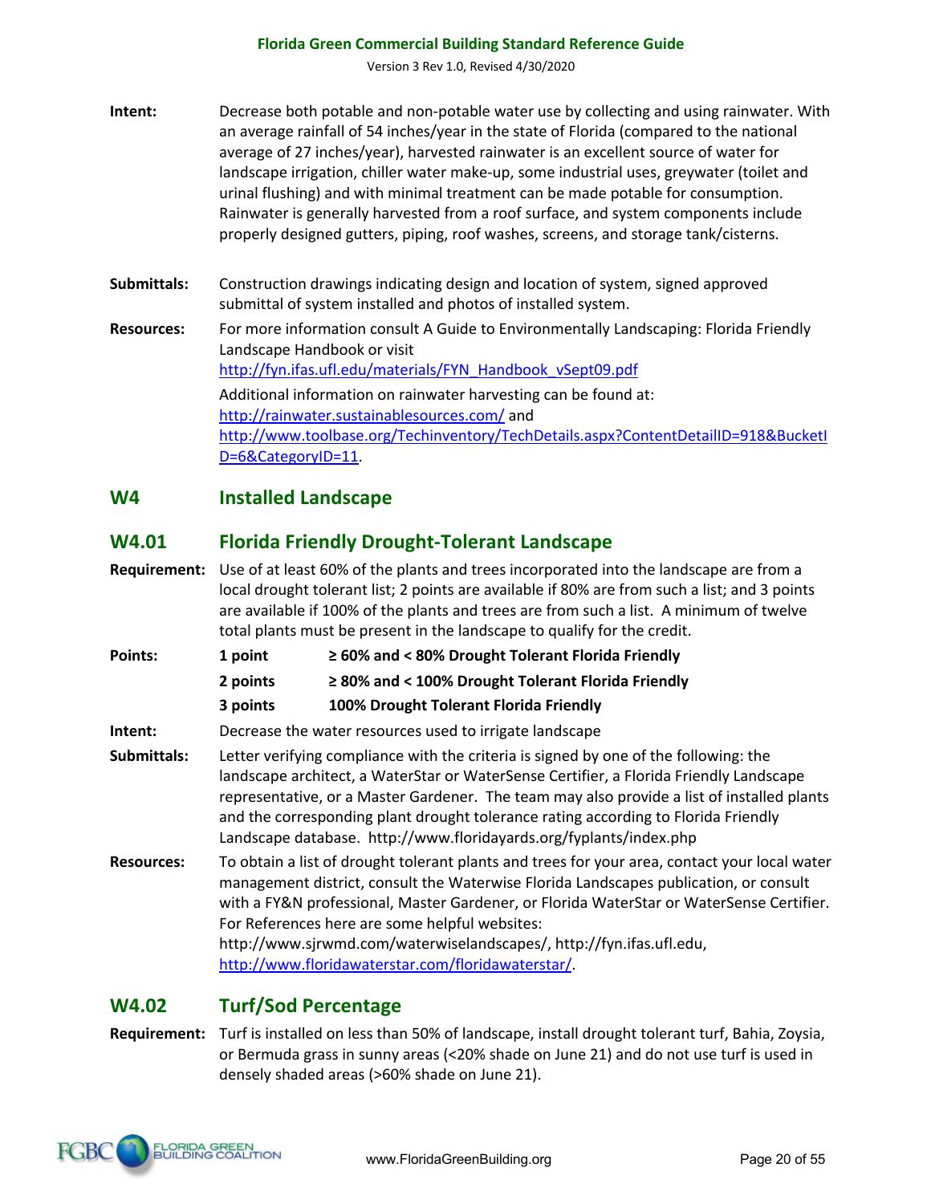**Intent:** Decrease both potable and non-potable water use by collecting and using rainwater. With an average rainfall of 54 inches/year in the state of Florida (compared to the national average of 27 inches/year), harvested rainwater is an excellent source of water for landscape irrigation, chiller water make-up, some industrial uses, greywater (toilet and urinal flushing) and with minimal treatment can be made potable for consumption. Rainwater is generally harvested from a roof surface, and system components include properly designed gutters, piping, roof washes, screens, and storage tank/cisterns.

**Submittals:** Construction drawings indicating design and location of system, signed approved submittal of system installed and photos of installed system.

**Resources:** For more information consult A Guide to Environmentally Landscaping: Florida Friendly Landscape Handbook or visit http://fyn.ifas.ufl.edu/materials/FYN_Handbook_vSept09.pdf

Additional information on rainwater harvesting can be found at: http://rainwater.sustainablesources.com/ and http://www.toolbase.org/Techinventory/TechDetails.aspx?ContentDetailID=918&BucketID=6&CategoryID=11.

## W4 Installed Landscape

## W4.01 Florida Friendly Drought-Tolerant Landscape

**Requirement:** Use of at least 60% of the plants and trees incorporated into the landscape are from a local drought tolerant list; 2 points are available if 80% are from such a list; and 3 points are available if 100% of the plants and trees are from such a list. A minimum of twelve total plants must be present in the landscape to qualify for the credit.

**Points:**

| | |
|---|---|
| **1 point** | **≥ 60% and < 80% Drought Tolerant Florida Friendly** |
| **2 points** | **≥ 80% and < 100% Drought Tolerant Florida Friendly** |
| **3 points** | **100% Drought Tolerant Florida Friendly** |

**Intent:** Decrease the water resources used to irrigate landscape

**Submittals:** Letter verifying compliance with the criteria is signed by one of the following: the landscape architect, a WaterStar or WaterSense Certifier, a Florida Friendly Landscape representative, or a Master Gardener. The team may also provide a list of installed plants and the corresponding plant drought tolerance rating according to Florida Friendly Landscape database. http://www.floridayards.org/fyplants/index.php

**Resources:** To obtain a list of drought tolerant plants and trees for your area, contact your local water management district, consult the Waterwise Florida Landscapes publication, or consult with a FY&N professional, Master Gardener, or Florida WaterStar or WaterSense Certifier. For References here are some helpful websites: http://www.sjrwmd.com/waterwiselandscapes/, http://fyn.ifas.ufl.edu, http://www.floridawaterstar.com/floridawaterstar/.

## W4.02 Turf/Sod Percentage

**Requirement:** Turf is installed on less than 50% of landscape, install drought tolerant turf, Bahia, Zoysia, or Bermuda grass in sunny areas (<20% shade on June 21) and do not use turf is used in densely shaded areas (>60% shade on June 21).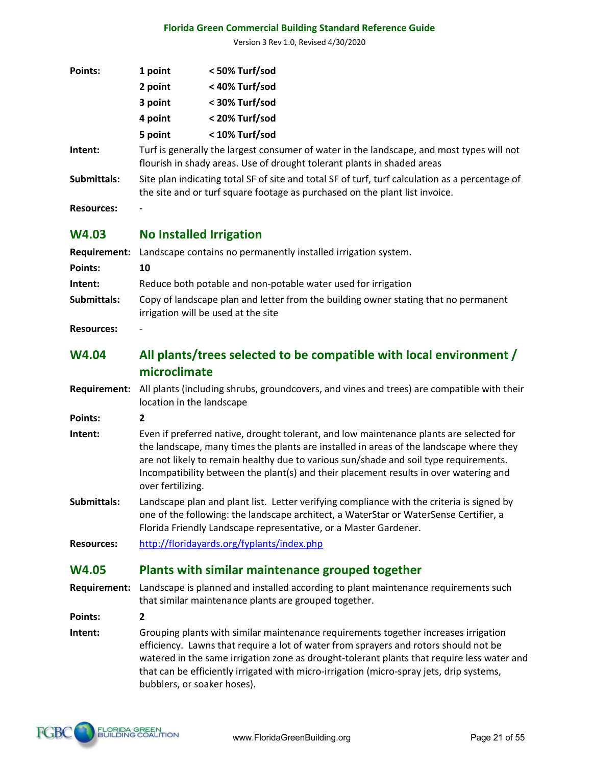**Points:**

| | |
|---|---|
| **1 point** | **< 50% Turf/sod** |
| **2 point** | **< 40% Turf/sod** |
| **3 point** | **< 30% Turf/sod** |
| **4 point** | **< 20% Turf/sod** |
| **5 point** | **< 10% Turf/sod** |

**Intent:** Turf is generally the largest consumer of water in the landscape, and most types will not flourish in shady areas. Use of drought tolerant plants in shaded areas

**Submittals:** Site plan indicating total SF of site and total SF of turf, turf calculation as a percentage of the site and or turf square footage as purchased on the plant list invoice.

**Resources:** -

## W4.03 No Installed Irrigation

**Requirement:** Landscape contains no permanently installed irrigation system.

**Points:** **10**

**Intent:** Reduce both potable and non-potable water used for irrigation

**Submittals:** Copy of landscape plan and letter from the building owner stating that no permanent irrigation will be used at the site

**Resources:** -

## W4.04 All plants/trees selected to be compatible with local environment / microclimate

**Requirement:** All plants (including shrubs, groundcovers, and vines and trees) are compatible with their location in the landscape

**Points:** **2**

**Intent:** Even if preferred native, drought tolerant, and low maintenance plants are selected for the landscape, many times the plants are installed in areas of the landscape where they are not likely to remain healthy due to various sun/shade and soil type requirements. Incompatibility between the plant(s) and their placement results in over watering and over fertilizing.

**Submittals:** Landscape plan and plant list. Letter verifying compliance with the criteria is signed by one of the following: the landscape architect, a WaterStar or WaterSense Certifier, a Florida Friendly Landscape representative, or a Master Gardener.

**Resources:** http://floridayards.org/fyplants/index.php

## W4.05 Plants with similar maintenance grouped together

**Requirement:** Landscape is planned and installed according to plant maintenance requirements such that similar maintenance plants are grouped together.

**Points:** **2**

**Intent:** Grouping plants with similar maintenance requirements together increases irrigation efficiency. Lawns that require a lot of water from sprayers and rotors should not be watered in the same irrigation zone as drought-tolerant plants that require less water and that can be efficiently irrigated with micro-irrigation (micro-spray jets, drip systems, bubblers, or soaker hoses).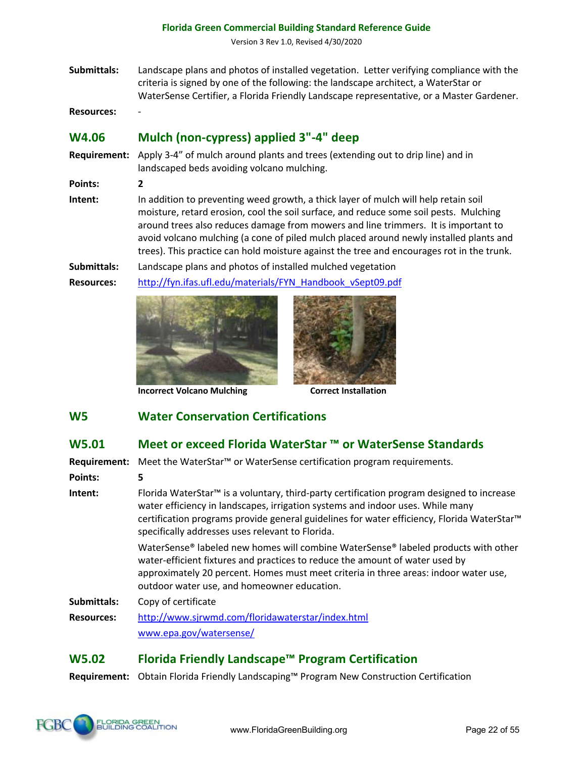**Submittals:** Landscape plans and photos of installed vegetation. Letter verifying compliance with the criteria is signed by one of the following: the landscape architect, a WaterStar or WaterSense Certifier, a Florida Friendly Landscape representative, or a Master Gardener.

**Resources:** -

## W4.06 Mulch (non-cypress) applied 3"-4" deep

**Requirement:** Apply 3-4" of mulch around plants and trees (extending out to drip line) and in landscaped beds avoiding volcano mulching.

**Points:** 2

**Intent:** In addition to preventing weed growth, a thick layer of mulch will help retain soil moisture, retard erosion, cool the soil surface, and reduce some soil pests. Mulching around trees also reduces damage from mowers and line trimmers. It is important to avoid volcano mulching (a cone of piled mulch placed around newly installed plants and trees). This practice can hold moisture against the tree and encourages rot in the trunk.

**Submittals:** Landscape plans and photos of installed mulched vegetation

**Resources:** http://fyn.ifas.ufl.edu/materials/FYN_Handbook_vSept09.pdf

**Incorrect Volcano Mulching**

**Correct Installation**

# W5 Water Conservation Certifications

## W5.01 Meet or exceed Florida WaterStar ™ or WaterSense Standards

**Requirement:** Meet the WaterStar™ or WaterSense certification program requirements.

**Points:** 5

**Intent:** Florida WaterStar™ is a voluntary, third-party certification program designed to increase water efficiency in landscapes, irrigation systems and indoor uses. While many certification programs provide general guidelines for water efficiency, Florida WaterStar™ specifically addresses uses relevant to Florida.

WaterSense® labeled new homes will combine WaterSense® labeled products with other water-efficient fixtures and practices to reduce the amount of water used by approximately 20 percent. Homes must meet criteria in three areas: indoor water use, outdoor water use, and homeowner education.

**Submittals:** Copy of certificate

**Resources:** http://www.sjrwmd.com/floridawaterstar/index.html

www.epa.gov/watersense/

## W5.02 Florida Friendly Landscape™ Program Certification

**Requirement:** Obtain Florida Friendly Landscaping™ Program New Construction Certification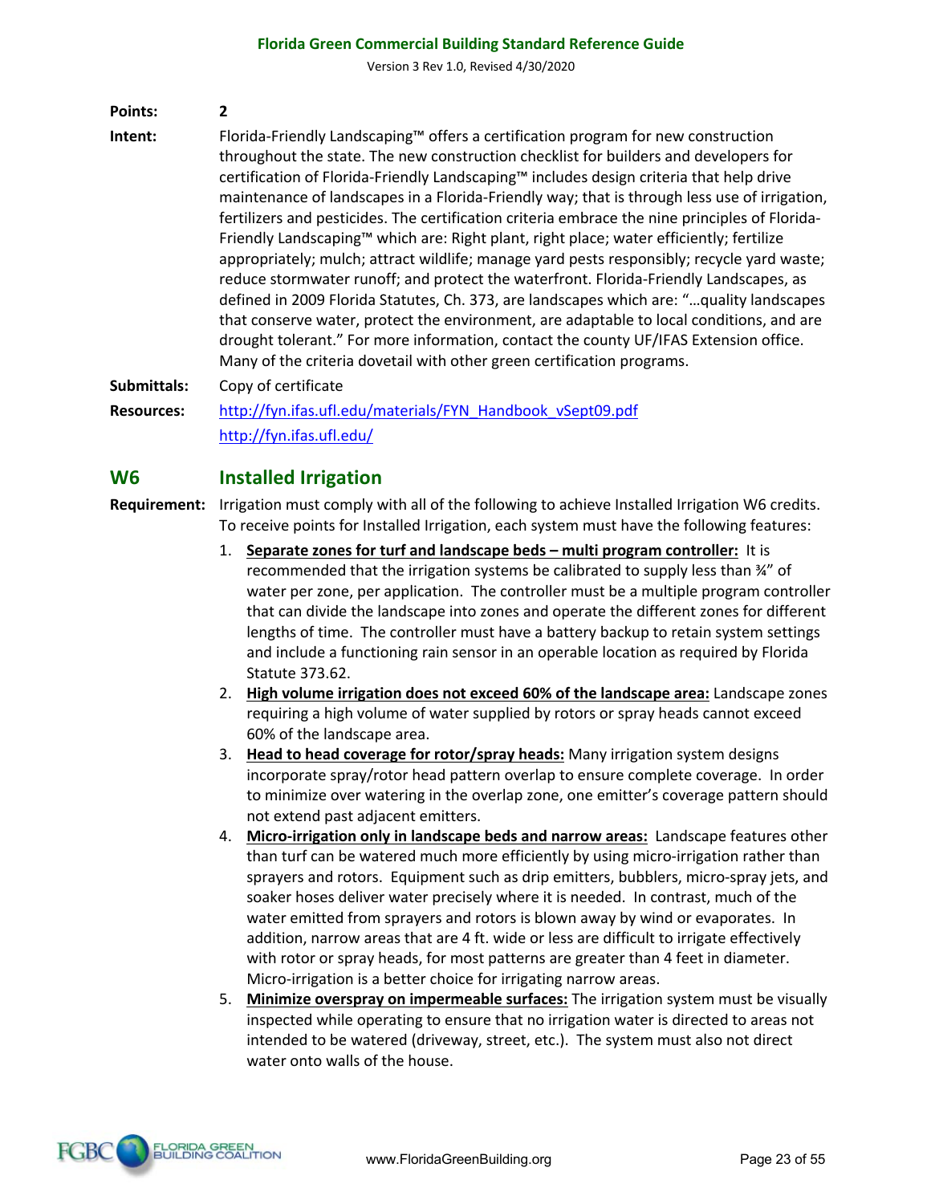**Points:** 2

**Intent:** Florida-Friendly Landscaping™ offers a certification program for new construction throughout the state. The new construction checklist for builders and developers for certification of Florida-Friendly Landscaping™ includes design criteria that help drive maintenance of landscapes in a Florida-Friendly way; that is through less use of irrigation, fertilizers and pesticides. The certification criteria embrace the nine principles of Florida-Friendly Landscaping™ which are: Right plant, right place; water efficiently; fertilize appropriately; mulch; attract wildlife; manage yard pests responsibly; recycle yard waste; reduce stormwater runoff; and protect the waterfront. Florida-Friendly Landscapes, as defined in 2009 Florida Statutes, Ch. 373, are landscapes which are: "…quality landscapes that conserve water, protect the environment, are adaptable to local conditions, and are drought tolerant." For more information, contact the county UF/IFAS Extension office. Many of the criteria dovetail with other green certification programs.

**Submittals:** Copy of certificate

**Resources:** http://fyn.ifas.ufl.edu/materials/FYN_Handbook_vSept09.pdf
http://fyn.ifas.ufl.edu/

## W6 Installed Irrigation

**Requirement:** Irrigation must comply with all of the following to achieve Installed Irrigation W6 credits. To receive points for Installed Irrigation, each system must have the following features:

1. **Separate zones for turf and landscape beds – multi program controller:** It is recommended that the irrigation systems be calibrated to supply less than ¾" of water per zone, per application. The controller must be a multiple program controller that can divide the landscape into zones and operate the different zones for different lengths of time. The controller must have a battery backup to retain system settings and include a functioning rain sensor in an operable location as required by Florida Statute 373.62.
2. **High volume irrigation does not exceed 60% of the landscape area:** Landscape zones requiring a high volume of water supplied by rotors or spray heads cannot exceed 60% of the landscape area.
3. **Head to head coverage for rotor/spray heads:** Many irrigation system designs incorporate spray/rotor head pattern overlap to ensure complete coverage. In order to minimize over watering in the overlap zone, one emitter's coverage pattern should not extend past adjacent emitters.
4. **Micro-irrigation only in landscape beds and narrow areas:** Landscape features other than turf can be watered much more efficiently by using micro-irrigation rather than sprayers and rotors. Equipment such as drip emitters, bubblers, micro-spray jets, and soaker hoses deliver water precisely where it is needed. In contrast, much of the water emitted from sprayers and rotors is blown away by wind or evaporates. In addition, narrow areas that are 4 ft. wide or less are difficult to irrigate effectively with rotor or spray heads, for most patterns are greater than 4 feet in diameter. Micro-irrigation is a better choice for irrigating narrow areas.
5. **Minimize overspray on impermeable surfaces:** The irrigation system must be visually inspected while operating to ensure that no irrigation water is directed to areas not intended to be watered (driveway, street, etc.). The system must also not direct water onto walls of the house.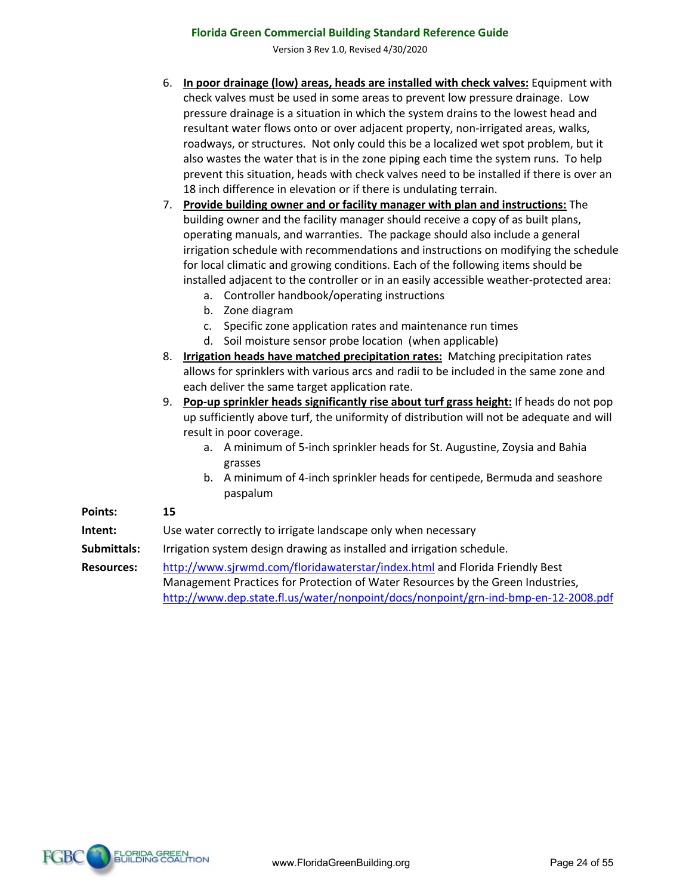6. **In poor drainage (low) areas, heads are installed with check valves:** Equipment with check valves must be used in some areas to prevent low pressure drainage. Low pressure drainage is a situation in which the system drains to the lowest head and resultant water flows onto or over adjacent property, non-irrigated areas, walks, roadways, or structures. Not only could this be a localized wet spot problem, but it also wastes the water that is in the zone piping each time the system runs. To help prevent this situation, heads with check valves need to be installed if there is over an 18 inch difference in elevation or if there is undulating terrain.
7. **Provide building owner and or facility manager with plan and instructions:** The building owner and the facility manager should receive a copy of as built plans, operating manuals, and warranties. The package should also include a general irrigation schedule with recommendations and instructions on modifying the schedule for local climatic and growing conditions. Each of the following items should be installed adjacent to the controller or in an easily accessible weather-protected area:
    a. Controller handbook/operating instructions
    b. Zone diagram
    c. Specific zone application rates and maintenance run times
    d. Soil moisture sensor probe location (when applicable)
8. **Irrigation heads have matched precipitation rates:** Matching precipitation rates allows for sprinklers with various arcs and radii to be included in the same zone and each deliver the same target application rate.
9. **Pop-up sprinkler heads significantly rise about turf grass height:** If heads do not pop up sufficiently above turf, the uniformity of distribution will not be adequate and will result in poor coverage.
    a. A minimum of 5-inch sprinkler heads for St. Augustine, Zoysia and Bahia grasses
    b. A minimum of 4-inch sprinkler heads for centipede, Bermuda and seashore paspalum

**Points:** **15**

**Intent:** Use water correctly to irrigate landscape only when necessary

**Submittals:** Irrigation system design drawing as installed and irrigation schedule.

**Resources:** http://www.sjrwmd.com/floridawaterstar/index.html and Florida Friendly Best Management Practices for Protection of Water Resources by the Green Industries, http://www.dep.state.fl.us/water/nonpoint/docs/nonpoint/grn-ind-bmp-en-12-2008.pdf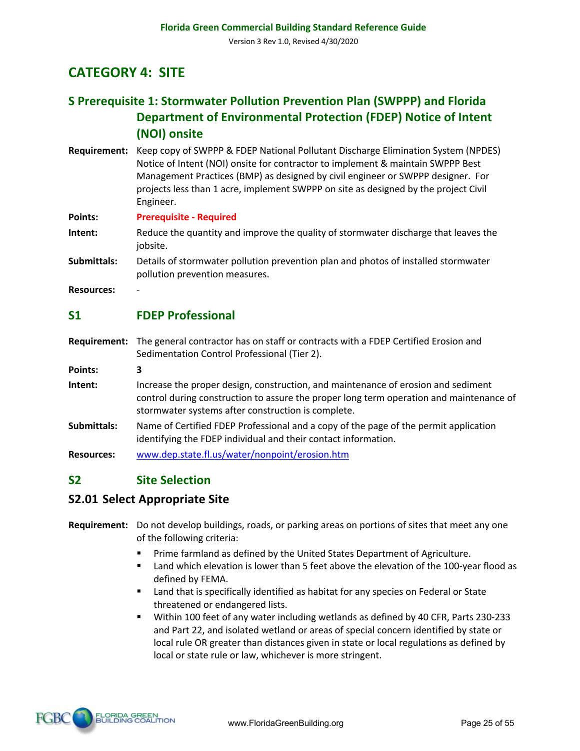# CATEGORY 4: SITE

## S Prerequisite 1: Stormwater Pollution Prevention Plan (SWPPP) and Florida Department of Environmental Protection (FDEP) Notice of Intent (NOI) onsite

**Requirement:** Keep copy of SWPPP & FDEP National Pollutant Discharge Elimination System (NPDES) Notice of Intent (NOI) onsite for contractor to implement & maintain SWPPP Best Management Practices (BMP) as designed by civil engineer or SWPPP designer. For projects less than 1 acre, implement SWPPP on site as designed by the project Civil Engineer.

**Points:** **Prerequisite - Required**

**Intent:** Reduce the quantity and improve the quality of stormwater discharge that leaves the jobsite.

**Submittals:** Details of stormwater pollution prevention plan and photos of installed stormwater pollution prevention measures.

**Resources:** -

## S1 FDEP Professional

**Requirement:** The general contractor has on staff or contracts with a FDEP Certified Erosion and Sedimentation Control Professional (Tier 2).

**Points:** **3**

**Intent:** Increase the proper design, construction, and maintenance of erosion and sediment control during construction to assure the proper long term operation and maintenance of stormwater systems after construction is complete.

**Submittals:** Name of Certified FDEP Professional and a copy of the page of the permit application identifying the FDEP individual and their contact information.

**Resources:** www.dep.state.fl.us/water/nonpoint/erosion.htm

## S2 Site Selection

### S2.01 Select Appropriate Site

**Requirement:** Do not develop buildings, roads, or parking areas on portions of sites that meet any one of the following criteria:

- Prime farmland as defined by the United States Department of Agriculture.
- Land which elevation is lower than 5 feet above the elevation of the 100-year flood as defined by FEMA.
- Land that is specifically identified as habitat for any species on Federal or State threatened or endangered lists.
- Within 100 feet of any water including wetlands as defined by 40 CFR, Parts 230-233 and Part 22, and isolated wetland or areas of special concern identified by state or local rule OR greater than distances given in state or local regulations as defined by local or state rule or law, whichever is more stringent.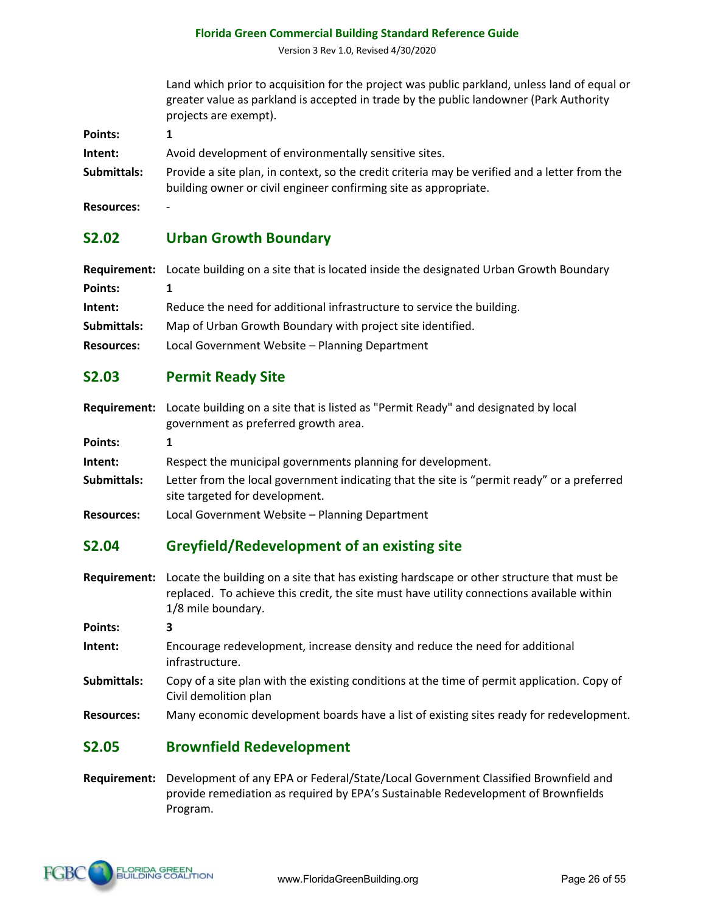Land which prior to acquisition for the project was public parkland, unless land of equal or greater value as parkland is accepted in trade by the public landowner (Park Authority projects are exempt).

**Points:** **1**

**Intent:** Avoid development of environmentally sensitive sites.

**Submittals:** Provide a site plan, in context, so the credit criteria may be verified and a letter from the building owner or civil engineer confirming site as appropriate.

**Resources:** -

## S2.02 Urban Growth Boundary

**Requirement:** Locate building on a site that is located inside the designated Urban Growth Boundary

**Points:** **1**

**Intent:** Reduce the need for additional infrastructure to service the building.

**Submittals:** Map of Urban Growth Boundary with project site identified.

**Resources:** Local Government Website – Planning Department

## S2.03 Permit Ready Site

**Requirement:** Locate building on a site that is listed as "Permit Ready" and designated by local government as preferred growth area.

**Points:** **1**

**Intent:** Respect the municipal governments planning for development.

**Submittals:** Letter from the local government indicating that the site is "permit ready" or a preferred site targeted for development.

**Resources:** Local Government Website – Planning Department

## S2.04 Greyfield/Redevelopment of an existing site

**Requirement:** Locate the building on a site that has existing hardscape or other structure that must be replaced. To achieve this credit, the site must have utility connections available within 1/8 mile boundary.

**Points:** **3**

**Intent:** Encourage redevelopment, increase density and reduce the need for additional infrastructure.

**Submittals:** Copy of a site plan with the existing conditions at the time of permit application. Copy of Civil demolition plan

**Resources:** Many economic development boards have a list of existing sites ready for redevelopment.

## S2.05 Brownfield Redevelopment

**Requirement:** Development of any EPA or Federal/State/Local Government Classified Brownfield and provide remediation as required by EPA's Sustainable Redevelopment of Brownfields Program.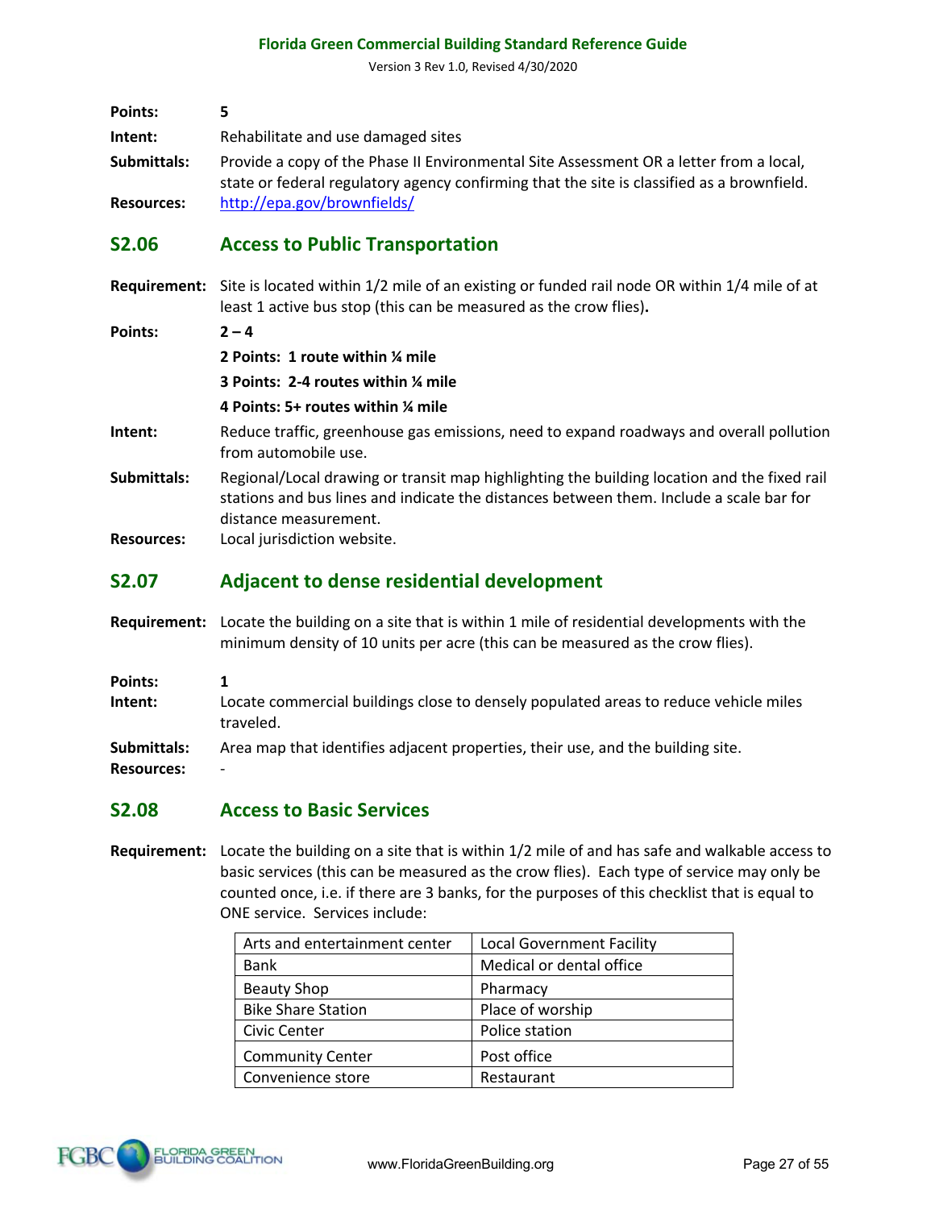**Points:** 5

**Intent:** Rehabilitate and use damaged sites

**Submittals:** Provide a copy of the Phase II Environmental Site Assessment OR a letter from a local, state or federal regulatory agency confirming that the site is classified as a brownfield.

**Resources:** http://epa.gov/brownfields/

## S2.06 Access to Public Transportation

**Requirement:** Site is located within 1/2 mile of an existing or funded rail node OR within 1/4 mile of at least 1 active bus stop (this can be measured as the crow flies)**.**

**Points:** **2 – 4**

**2 Points: 1 route within ¼ mile**

**3 Points: 2-4 routes within ¼ mile**

**4 Points: 5+ routes within ¼ mile**

**Intent:** Reduce traffic, greenhouse gas emissions, need to expand roadways and overall pollution from automobile use.

**Submittals:** Regional/Local drawing or transit map highlighting the building location and the fixed rail stations and bus lines and indicate the distances between them. Include a scale bar for distance measurement.

**Resources:** Local jurisdiction website.

## S2.07 Adjacent to dense residential development

**Requirement:** Locate the building on a site that is within 1 mile of residential developments with the minimum density of 10 units per acre (this can be measured as the crow flies).

**Points:** 1

**Intent:** Locate commercial buildings close to densely populated areas to reduce vehicle miles traveled.

**Submittals:** Area map that identifies adjacent properties, their use, and the building site.

**Resources:** -

## S2.08 Access to Basic Services

**Requirement:** Locate the building on a site that is within 1/2 mile of and has safe and walkable access to basic services (this can be measured as the crow flies). Each type of service may only be counted once, i.e. if there are 3 banks, for the purposes of this checklist that is equal to ONE service. Services include:

| | |
|---|---|
| Arts and entertainment center | Local Government Facility |
| Bank | Medical or dental office |
| Beauty Shop | Pharmacy |
| Bike Share Station | Place of worship |
| Civic Center | Police station |
| Community Center | Post office |
| Convenience store | Restaurant |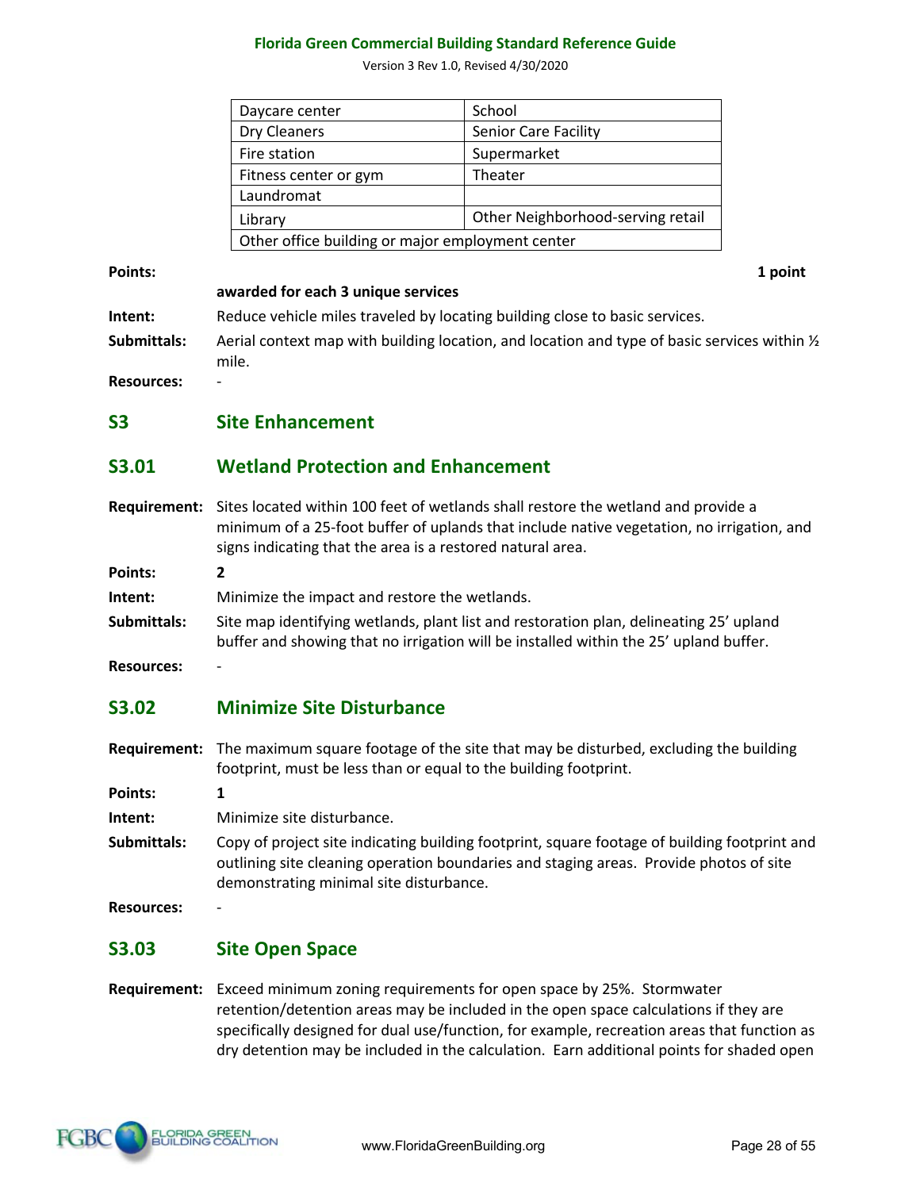| Daycare center | School |
|---|---|
| Dry Cleaners | Senior Care Facility |
| Fire station | Supermarket |
| Fitness center or gym | Theater |
| Laundromat | |
| Library | Other Neighborhood-serving retail |
| Other office building or major employment center | |

**Points:** **1 point awarded for each 3 unique services**

**Intent:** Reduce vehicle miles traveled by locating building close to basic services.

**Submittals:** Aerial context map with building location, and location and type of basic services within ½ mile.

**Resources:** -

## S3 Site Enhancement

### S3.01 Wetland Protection and Enhancement

**Requirement:** Sites located within 100 feet of wetlands shall restore the wetland and provide a minimum of a 25-foot buffer of uplands that include native vegetation, no irrigation, and signs indicating that the area is a restored natural area.

**Points:** **2**

**Intent:** Minimize the impact and restore the wetlands.

**Submittals:** Site map identifying wetlands, plant list and restoration plan, delineating 25' upland buffer and showing that no irrigation will be installed within the 25' upland buffer.

**Resources:** -

### S3.02 Minimize Site Disturbance

**Requirement:** The maximum square footage of the site that may be disturbed, excluding the building footprint, must be less than or equal to the building footprint.

**Points:** **1**

**Intent:** Minimize site disturbance.

**Submittals:** Copy of project site indicating building footprint, square footage of building footprint and outlining site cleaning operation boundaries and staging areas. Provide photos of site demonstrating minimal site disturbance.

**Resources:** -

### S3.03 Site Open Space

**Requirement:** Exceed minimum zoning requirements for open space by 25%. Stormwater retention/detention areas may be included in the open space calculations if they are specifically designed for dual use/function, for example, recreation areas that function as dry detention may be included in the calculation. Earn additional points for shaded open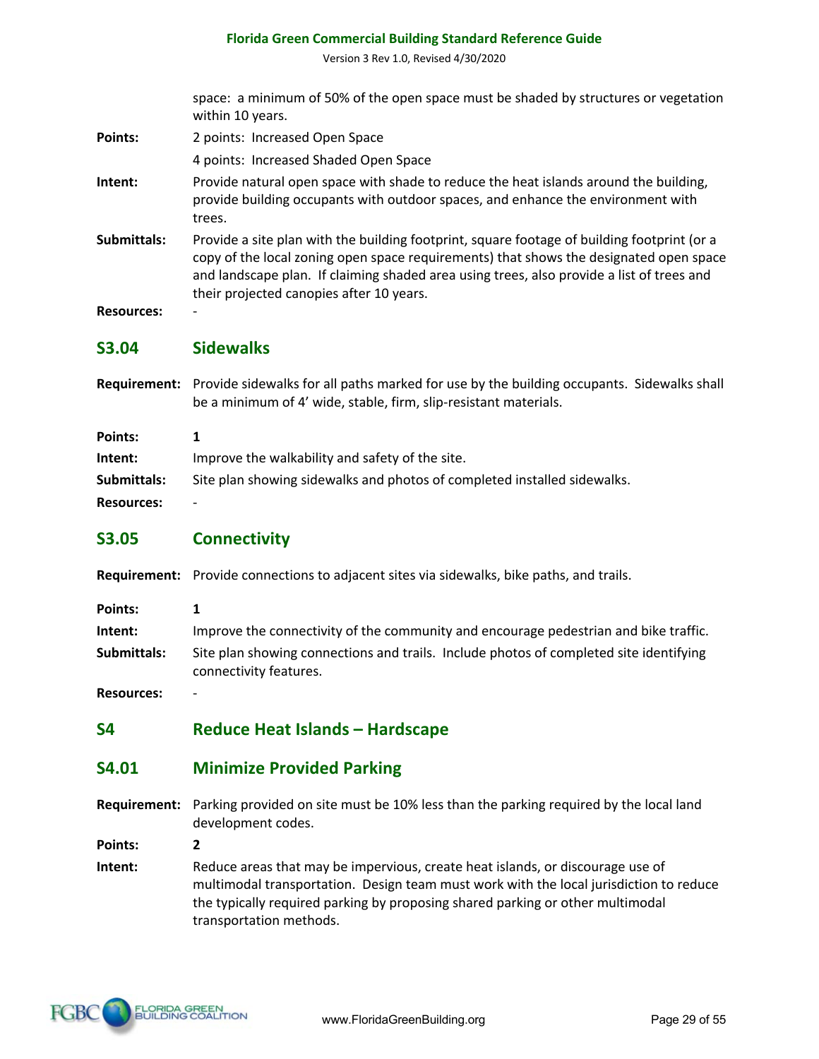space: a minimum of 50% of the open space must be shaded by structures or vegetation within 10 years.

**Points:** 2 points: Increased Open Space

4 points: Increased Shaded Open Space

**Intent:** Provide natural open space with shade to reduce the heat islands around the building, provide building occupants with outdoor spaces, and enhance the environment with trees.

**Submittals:** Provide a site plan with the building footprint, square footage of building footprint (or a copy of the local zoning open space requirements) that shows the designated open space and landscape plan. If claiming shaded area using trees, also provide a list of trees and their projected canopies after 10 years.

**Resources:** -

## S3.04 Sidewalks

**Requirement:** Provide sidewalks for all paths marked for use by the building occupants. Sidewalks shall be a minimum of 4' wide, stable, firm, slip-resistant materials.

**Points:** **1**

**Intent:** Improve the walkability and safety of the site.

**Submittals:** Site plan showing sidewalks and photos of completed installed sidewalks.

**Resources:** -

## S3.05 Connectivity

**Requirement:** Provide connections to adjacent sites via sidewalks, bike paths, and trails.

**Points:** **1**

**Intent:** Improve the connectivity of the community and encourage pedestrian and bike traffic.

**Submittals:** Site plan showing connections and trails. Include photos of completed site identifying connectivity features.

**Resources:** -

# S4 Reduce Heat Islands – Hardscape

## S4.01 Minimize Provided Parking

**Requirement:** Parking provided on site must be 10% less than the parking required by the local land development codes.

**Points:** **2**

**Intent:** Reduce areas that may be impervious, create heat islands, or discourage use of multimodal transportation. Design team must work with the local jurisdiction to reduce the typically required parking by proposing shared parking or other multimodal transportation methods.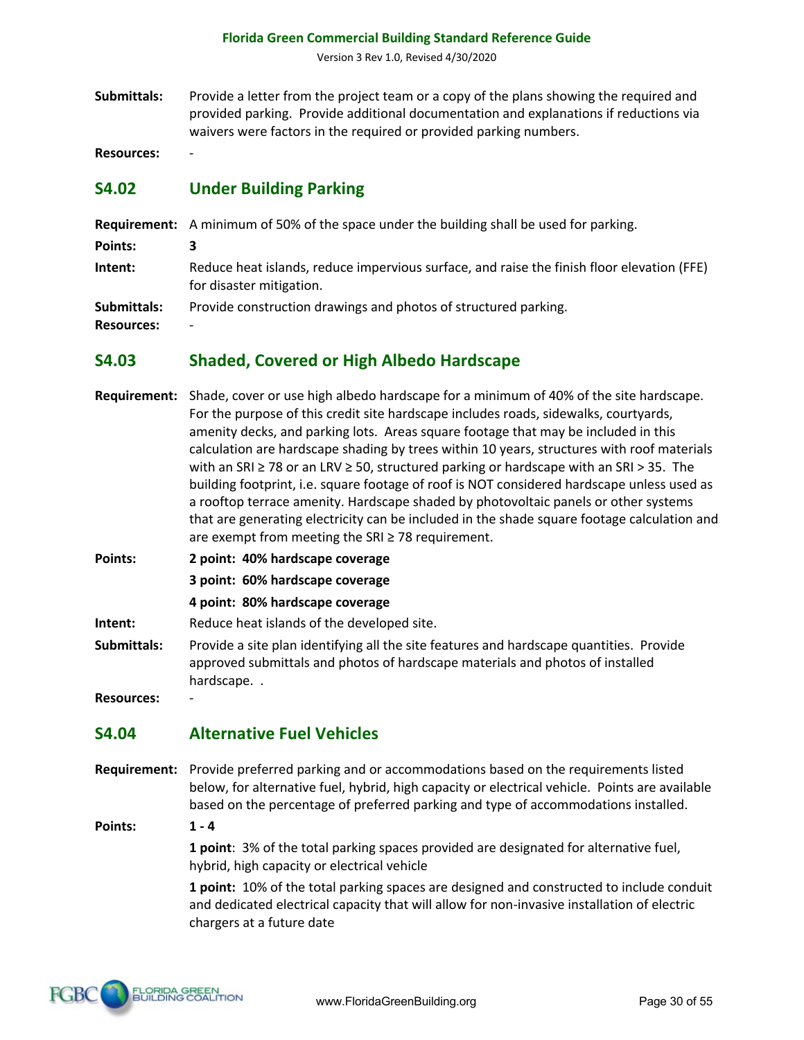**Submittals:** Provide a letter from the project team or a copy of the plans showing the required and provided parking. Provide additional documentation and explanations if reductions via waivers were factors in the required or provided parking numbers.

**Resources:** -

## S4.02 Under Building Parking

**Requirement:** A minimum of 50% of the space under the building shall be used for parking.

**Points:** **3**

**Intent:** Reduce heat islands, reduce impervious surface, and raise the finish floor elevation (FFE) for disaster mitigation.

**Submittals:** Provide construction drawings and photos of structured parking.

**Resources:** -

## S4.03 Shaded, Covered or High Albedo Hardscape

**Requirement:** Shade, cover or use high albedo hardscape for a minimum of 40% of the site hardscape. For the purpose of this credit site hardscape includes roads, sidewalks, courtyards, amenity decks, and parking lots. Areas square footage that may be included in this calculation are hardscape shading by trees within 10 years, structures with roof materials with an SRI ≥ 78 or an LRV ≥ 50, structured parking or hardscape with an SRI > 35. The building footprint, i.e. square footage of roof is NOT considered hardscape unless used as a rooftop terrace amenity. Hardscape shaded by photovoltaic panels or other systems that are generating electricity can be included in the shade square footage calculation and are exempt from meeting the SRI ≥ 78 requirement.

**Points:**
**2 point: 40% hardscape coverage**
**3 point: 60% hardscape coverage**
**4 point: 80% hardscape coverage**

**Intent:** Reduce heat islands of the developed site.

**Submittals:** Provide a site plan identifying all the site features and hardscape quantities. Provide approved submittals and photos of hardscape materials and photos of installed hardscape. .

**Resources:** -

## S4.04 Alternative Fuel Vehicles

**Requirement:** Provide preferred parking and or accommodations based on the requirements listed below, for alternative fuel, hybrid, high capacity or electrical vehicle. Points are available based on the percentage of preferred parking and type of accommodations installed.

**Points:** **1 - 4**

**1 point**: 3% of the total parking spaces provided are designated for alternative fuel, hybrid, high capacity or electrical vehicle

**1 point:** 10% of the total parking spaces are designed and constructed to include conduit and dedicated electrical capacity that will allow for non-invasive installation of electric chargers at a future date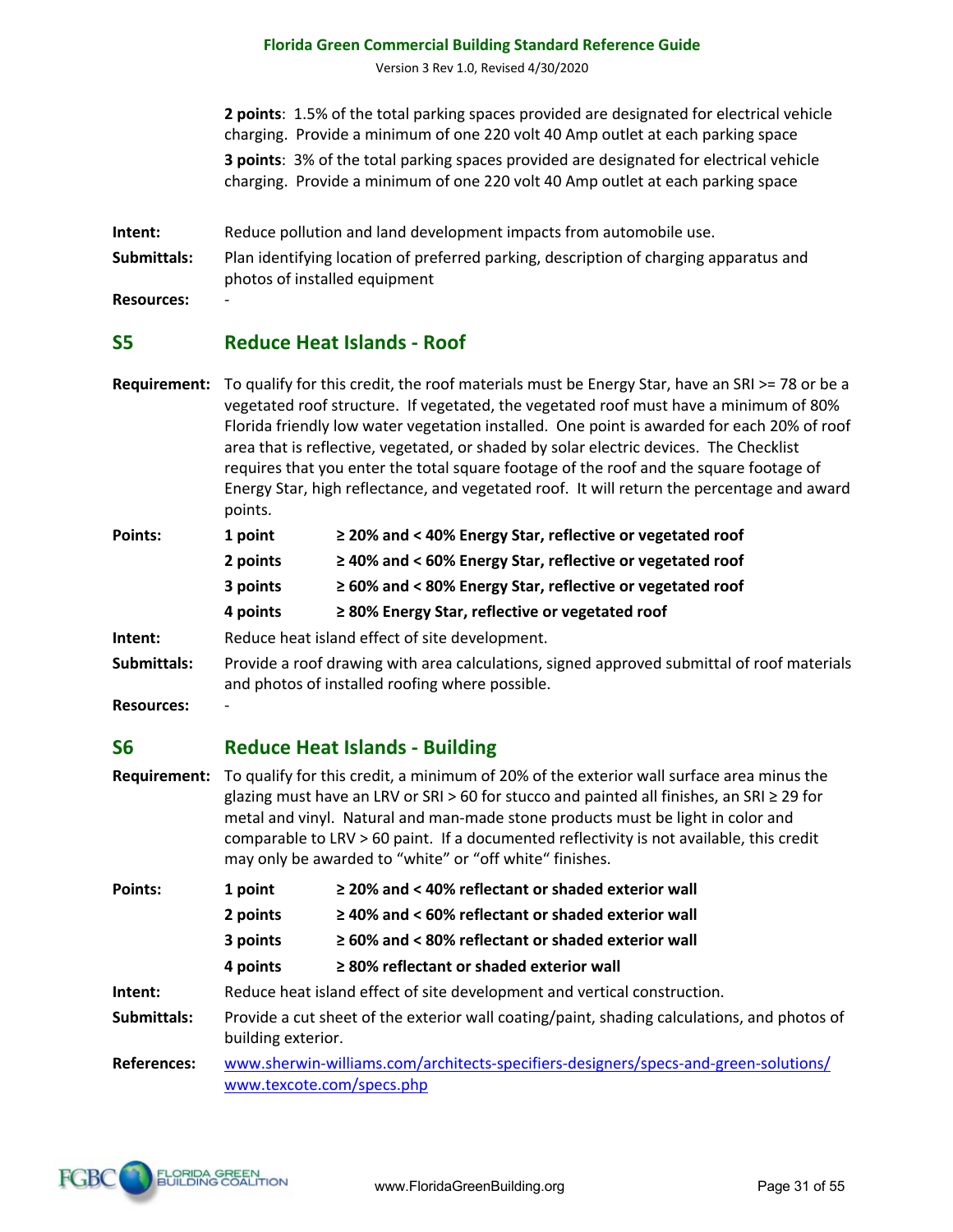**2 points**: 1.5% of the total parking spaces provided are designated for electrical vehicle charging. Provide a minimum of one 220 volt 40 Amp outlet at each parking space

**3 points**: 3% of the total parking spaces provided are designated for electrical vehicle charging. Provide a minimum of one 220 volt 40 Amp outlet at each parking space

**Intent:** Reduce pollution and land development impacts from automobile use.

**Submittals:** Plan identifying location of preferred parking, description of charging apparatus and photos of installed equipment

**Resources:** -

## S5 Reduce Heat Islands - Roof

**Requirement:** To qualify for this credit, the roof materials must be Energy Star, have an SRI >= 78 or be a vegetated roof structure. If vegetated, the vegetated roof must have a minimum of 80% Florida friendly low water vegetation installed. One point is awarded for each 20% of roof area that is reflective, vegetated, or shaded by solar electric devices. The Checklist requires that you enter the total square footage of the roof and the square footage of Energy Star, high reflectance, and vegetated roof. It will return the percentage and award points.

**Points:**

| | |
|---|---|
| **1 point** | **≥ 20% and < 40% Energy Star, reflective or vegetated roof** |
| **2 points** | **≥ 40% and < 60% Energy Star, reflective or vegetated roof** |
| **3 points** | **≥ 60% and < 80% Energy Star, reflective or vegetated roof** |
| **4 points** | **≥ 80% Energy Star, reflective or vegetated roof** |

**Intent:** Reduce heat island effect of site development.

**Submittals:** Provide a roof drawing with area calculations, signed approved submittal of roof materials and photos of installed roofing where possible.

**Resources:** -

## S6 Reduce Heat Islands - Building

**Requirement:** To qualify for this credit, a minimum of 20% of the exterior wall surface area minus the glazing must have an LRV or SRI > 60 for stucco and painted all finishes, an SRI ≥ 29 for metal and vinyl. Natural and man-made stone products must be light in color and comparable to LRV > 60 paint. If a documented reflectivity is not available, this credit may only be awarded to "white" or "off white" finishes.

**Points:**

| | |
|---|---|
| **1 point** | **≥ 20% and < 40% reflectant or shaded exterior wall** |
| **2 points** | **≥ 40% and < 60% reflectant or shaded exterior wall** |
| **3 points** | **≥ 60% and < 80% reflectant or shaded exterior wall** |
| **4 points** | **≥ 80% reflectant or shaded exterior wall** |

**Intent:** Reduce heat island effect of site development and vertical construction.

**Submittals:** Provide a cut sheet of the exterior wall coating/paint, shading calculations, and photos of building exterior.

**References:** www.sherwin-williams.com/architects-specifiers-designers/specs-and-green-solutions/
www.texcote.com/specs.php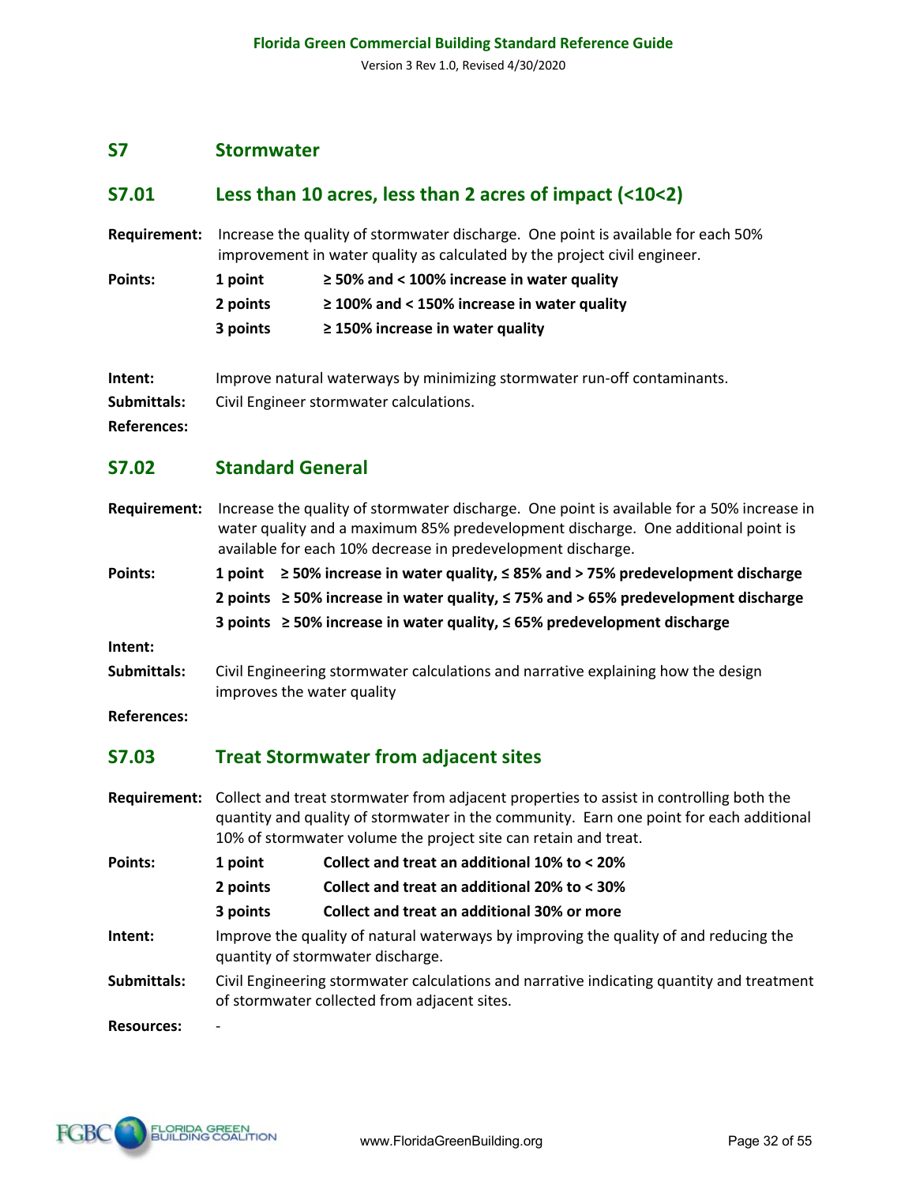## S7 Stormwater

### S7.01 Less than 10 acres, less than 2 acres of impact (<10<2)

**Requirement:** Increase the quality of stormwater discharge. One point is available for each 50% improvement in water quality as calculated by the project civil engineer.

**Points:**

| | |
|---|---|
| **1 point** | **≥ 50% and < 100% increase in water quality** |
| **2 points** | **≥ 100% and < 150% increase in water quality** |
| **3 points** | **≥ 150% increase in water quality** |

**Intent:** Improve natural waterways by minimizing stormwater run-off contaminants.

**Submittals:** Civil Engineer stormwater calculations.

**References:**

### S7.02 Standard General

**Requirement:** Increase the quality of stormwater discharge. One point is available for a 50% increase in water quality and a maximum 85% predevelopment discharge. One additional point is available for each 10% decrease in predevelopment discharge.

**Points:**

| | |
|---|---|
| **1 point** | **≥ 50% increase in water quality, ≤ 85% and > 75% predevelopment discharge** |
| **2 points** | **≥ 50% increase in water quality, ≤ 75% and > 65% predevelopment discharge** |
| **3 points** | **≥ 50% increase in water quality, ≤ 65% predevelopment discharge** |

**Intent:**

**Submittals:** Civil Engineering stormwater calculations and narrative explaining how the design improves the water quality

**References:**

### S7.03 Treat Stormwater from adjacent sites

**Requirement:** Collect and treat stormwater from adjacent properties to assist in controlling both the quantity and quality of stormwater in the community. Earn one point for each additional 10% of stormwater volume the project site can retain and treat.

**Points:**

| | |
|---|---|
| **1 point** | **Collect and treat an additional 10% to < 20%** |
| **2 points** | **Collect and treat an additional 20% to < 30%** |
| **3 points** | **Collect and treat an additional 30% or more** |

**Intent:** Improve the quality of natural waterways by improving the quality of and reducing the quantity of stormwater discharge.

**Submittals:** Civil Engineering stormwater calculations and narrative indicating quantity and treatment of stormwater collected from adjacent sites.

**Resources:** -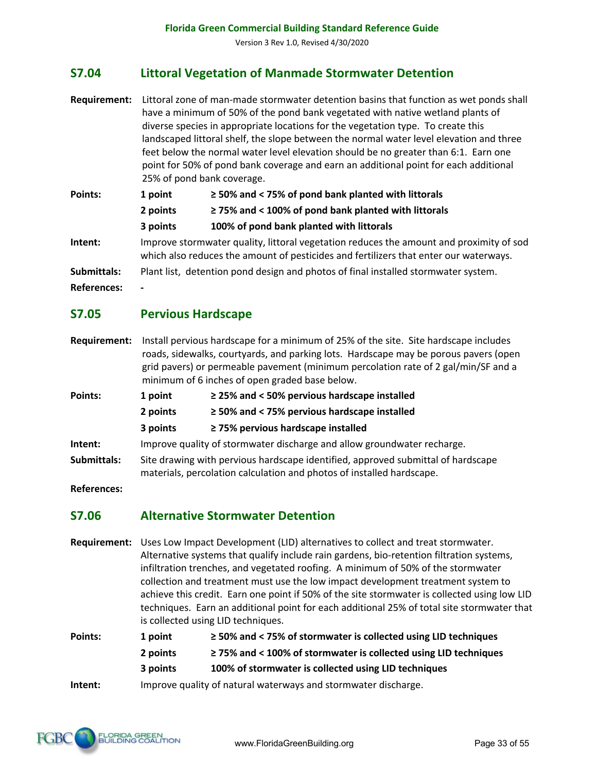## S7.04 Littoral Vegetation of Manmade Stormwater Detention

**Requirement:** Littoral zone of man-made stormwater detention basins that function as wet ponds shall have a minimum of 50% of the pond bank vegetated with native wetland plants of diverse species in appropriate locations for the vegetation type. To create this landscaped littoral shelf, the slope between the normal water level elevation and three feet below the normal water level elevation should be no greater than 6:1. Earn one point for 50% of pond bank coverage and earn an additional point for each additional 25% of pond bank coverage.

**Points:**

| | |
|---|---|
| **1 point** | **≥ 50% and < 75% of pond bank planted with littorals** |
| **2 points** | **≥ 75% and < 100% of pond bank planted with littorals** |
| **3 points** | **100% of pond bank planted with littorals** |

**Intent:** Improve stormwater quality, littoral vegetation reduces the amount and proximity of sod which also reduces the amount of pesticides and fertilizers that enter our waterways.

**Submittals:** Plant list, detention pond design and photos of final installed stormwater system.

**References:** -

## S7.05 Pervious Hardscape

**Requirement:** Install pervious hardscape for a minimum of 25% of the site. Site hardscape includes roads, sidewalks, courtyards, and parking lots. Hardscape may be porous pavers (open grid pavers) or permeable pavement (minimum percolation rate of 2 gal/min/SF and a minimum of 6 inches of open graded base below.

**Points:**

| | |
|---|---|
| **1 point** | **≥ 25% and < 50% pervious hardscape installed** |
| **2 points** | **≥ 50% and < 75% pervious hardscape installed** |
| **3 points** | **≥ 75% pervious hardscape installed** |

**Intent:** Improve quality of stormwater discharge and allow groundwater recharge.

**Submittals:** Site drawing with pervious hardscape identified, approved submittal of hardscape materials, percolation calculation and photos of installed hardscape.

**References:**

## S7.06 Alternative Stormwater Detention

**Requirement:** Uses Low Impact Development (LID) alternatives to collect and treat stormwater. Alternative systems that qualify include rain gardens, bio-retention filtration systems, infiltration trenches, and vegetated roofing. A minimum of 50% of the stormwater collection and treatment must use the low impact development treatment system to achieve this credit. Earn one point if 50% of the site stormwater is collected using low LID techniques. Earn an additional point for each additional 25% of total site stormwater that is collected using LID techniques.

**Points:**

| | |
|---|---|
| **1 point** | **≥ 50% and < 75% of stormwater is collected using LID techniques** |
| **2 points** | **≥ 75% and < 100% of stormwater is collected using LID techniques** |
| **3 points** | **100% of stormwater is collected using LID techniques** |

**Intent:** Improve quality of natural waterways and stormwater discharge.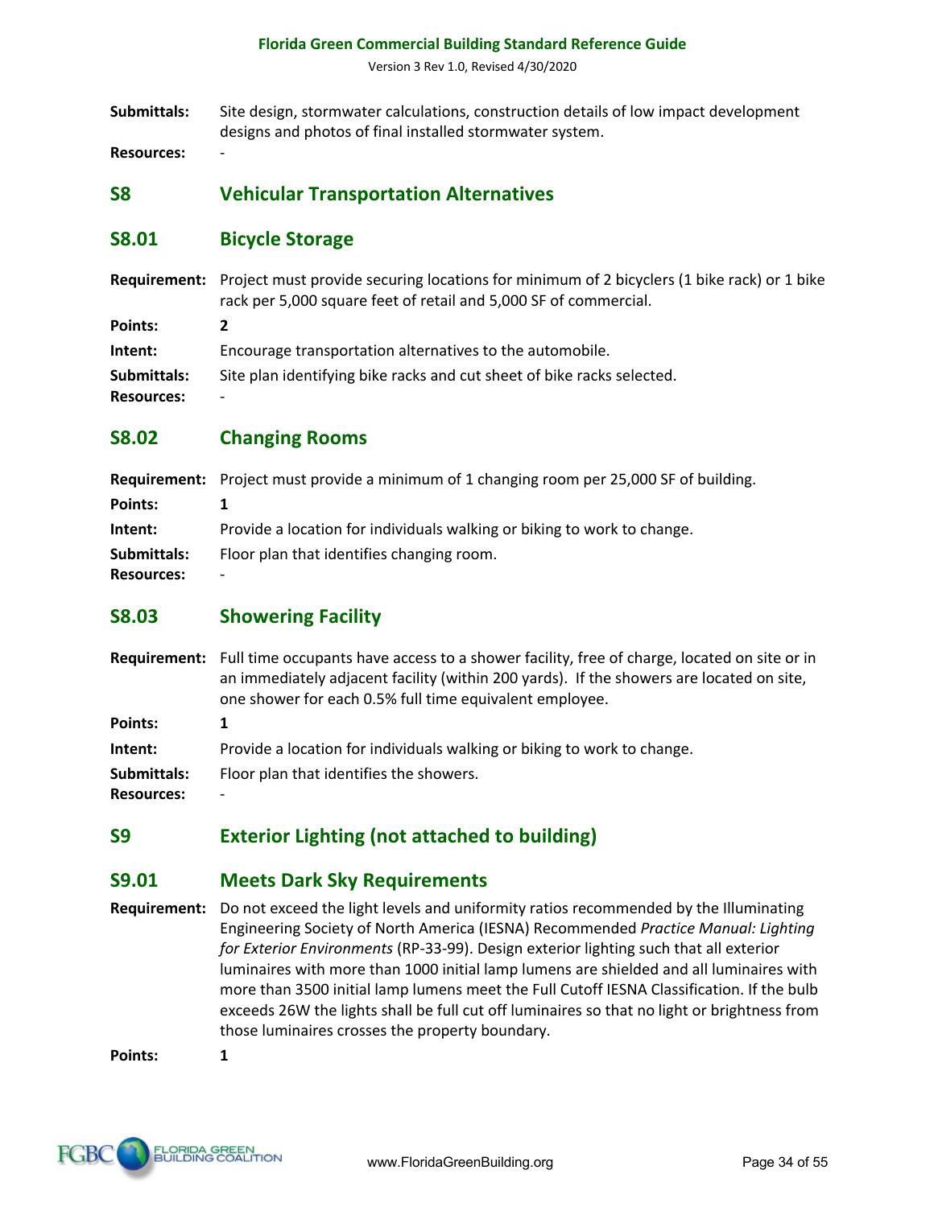**Submittals:** Site design, stormwater calculations, construction details of low impact development designs and photos of final installed stormwater system.

**Resources:** -

## S8 Vehicular Transportation Alternatives

### S8.01 Bicycle Storage

**Requirement:** Project must provide securing locations for minimum of 2 bicyclers (1 bike rack) or 1 bike rack per 5,000 square feet of retail and 5,000 SF of commercial.

**Points:** **2**

**Intent:** Encourage transportation alternatives to the automobile.

**Submittals:** Site plan identifying bike racks and cut sheet of bike racks selected.

**Resources:** -

### S8.02 Changing Rooms

**Requirement:** Project must provide a minimum of 1 changing room per 25,000 SF of building.

**Points:** **1**

**Intent:** Provide a location for individuals walking or biking to work to change.

**Submittals:** Floor plan that identifies changing room.

**Resources:** -

### S8.03 Showering Facility

**Requirement:** Full time occupants have access to a shower facility, free of charge, located on site or in an immediately adjacent facility (within 200 yards). If the showers are located on site, one shower for each 0.5% full time equivalent employee.

**Points:** **1**

**Intent:** Provide a location for individuals walking or biking to work to change.

**Submittals:** Floor plan that identifies the showers.

**Resources:** -

## S9 Exterior Lighting (not attached to building)

### S9.01 Meets Dark Sky Requirements

**Requirement:** Do not exceed the light levels and uniformity ratios recommended by the Illuminating Engineering Society of North America (IESNA) Recommended *Practice Manual: Lighting for Exterior Environments* (RP-33-99). Design exterior lighting such that all exterior luminaires with more than 1000 initial lamp lumens are shielded and all luminaires with more than 3500 initial lamp lumens meet the Full Cutoff IESNA Classification. If the bulb exceeds 26W the lights shall be full cut off luminaires so that no light or brightness from those luminaires crosses the property boundary.

**Points:** **1**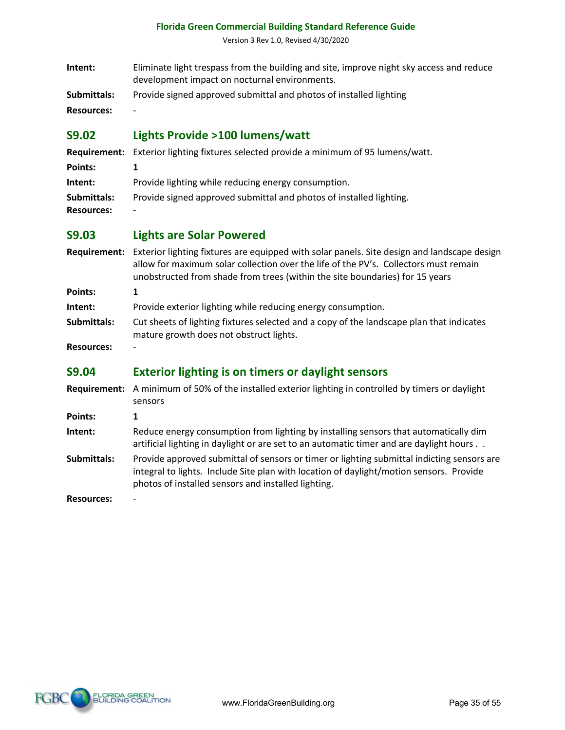**Intent:** Eliminate light trespass from the building and site, improve night sky access and reduce development impact on nocturnal environments.

**Submittals:** Provide signed approved submittal and photos of installed lighting

**Resources:** -

## S9.02 Lights Provide >100 lumens/watt

**Requirement:** Exterior lighting fixtures selected provide a minimum of 95 lumens/watt.

**Points:** **1**

**Intent:** Provide lighting while reducing energy consumption.

**Submittals:** Provide signed approved submittal and photos of installed lighting.

**Resources:** -

## S9.03 Lights are Solar Powered

**Requirement:** Exterior lighting fixtures are equipped with solar panels. Site design and landscape design allow for maximum solar collection over the life of the PV's. Collectors must remain unobstructed from shade from trees (within the site boundaries) for 15 years

**Points:** **1**

**Intent:** Provide exterior lighting while reducing energy consumption.

**Submittals:** Cut sheets of lighting fixtures selected and a copy of the landscape plan that indicates mature growth does not obstruct lights.

**Resources:** -

## S9.04 Exterior lighting is on timers or daylight sensors

**Requirement:** A minimum of 50% of the installed exterior lighting in controlled by timers or daylight sensors

**Points:** **1**

**Intent:** Reduce energy consumption from lighting by installing sensors that automatically dim artificial lighting in daylight or are set to an automatic timer and are daylight hours . .

**Submittals:** Provide approved submittal of sensors or timer or lighting submittal indicting sensors are integral to lights. Include Site plan with location of daylight/motion sensors. Provide photos of installed sensors and installed lighting.

**Resources:** -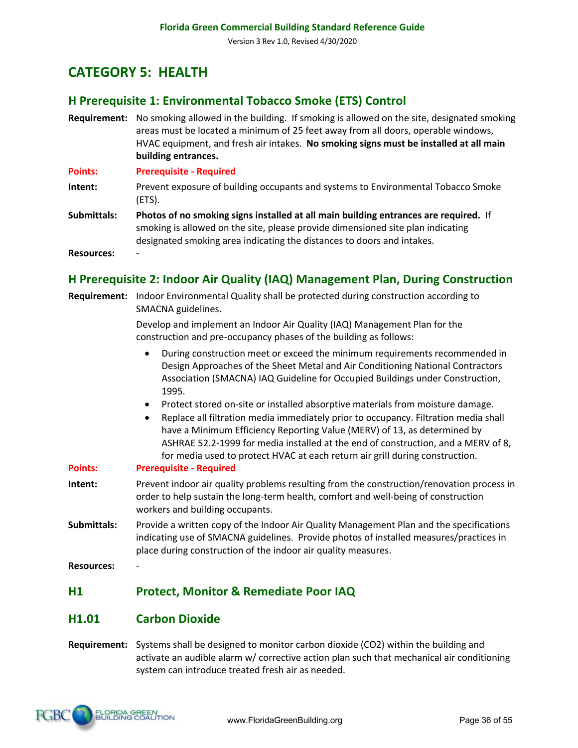# CATEGORY 5: HEALTH

## H Prerequisite 1: Environmental Tobacco Smoke (ETS) Control

**Requirement:** No smoking allowed in the building. If smoking is allowed on the site, designated smoking areas must be located a minimum of 25 feet away from all doors, operable windows, HVAC equipment, and fresh air intakes. **No smoking signs must be installed at all main building entrances.**

**Points:** **Prerequisite - Required**

**Intent:** Prevent exposure of building occupants and systems to Environmental Tobacco Smoke (ETS).

**Submittals:** **Photos of no smoking signs installed at all main building entrances are required.** If smoking is allowed on the site, please provide dimensioned site plan indicating designated smoking area indicating the distances to doors and intakes.

**Resources:** -

## H Prerequisite 2: Indoor Air Quality (IAQ) Management Plan, During Construction

**Requirement:** Indoor Environmental Quality shall be protected during construction according to SMACNA guidelines.

Develop and implement an Indoor Air Quality (IAQ) Management Plan for the construction and pre-occupancy phases of the building as follows:

- During construction meet or exceed the minimum requirements recommended in Design Approaches of the Sheet Metal and Air Conditioning National Contractors Association (SMACNA) IAQ Guideline for Occupied Buildings under Construction, 1995.
- Protect stored on-site or installed absorptive materials from moisture damage.
- Replace all filtration media immediately prior to occupancy. Filtration media shall have a Minimum Efficiency Reporting Value (MERV) of 13, as determined by ASHRAE 52.2-1999 for media installed at the end of construction, and a MERV of 8, for media used to protect HVAC at each return air grill during construction.

**Points:** **Prerequisite - Required**

**Intent:** Prevent indoor air quality problems resulting from the construction/renovation process in order to help sustain the long-term health, comfort and well-being of construction workers and building occupants.

**Submittals:** Provide a written copy of the Indoor Air Quality Management Plan and the specifications indicating use of SMACNA guidelines. Provide photos of installed measures/practices in place during construction of the indoor air quality measures.

**Resources:** -

## H1 Protect, Monitor & Remediate Poor IAQ

### H1.01 Carbon Dioxide

**Requirement:** Systems shall be designed to monitor carbon dioxide ($CO_2$) within the building and activate an audible alarm w/ corrective action plan such that mechanical air conditioning system can introduce treated fresh air as needed.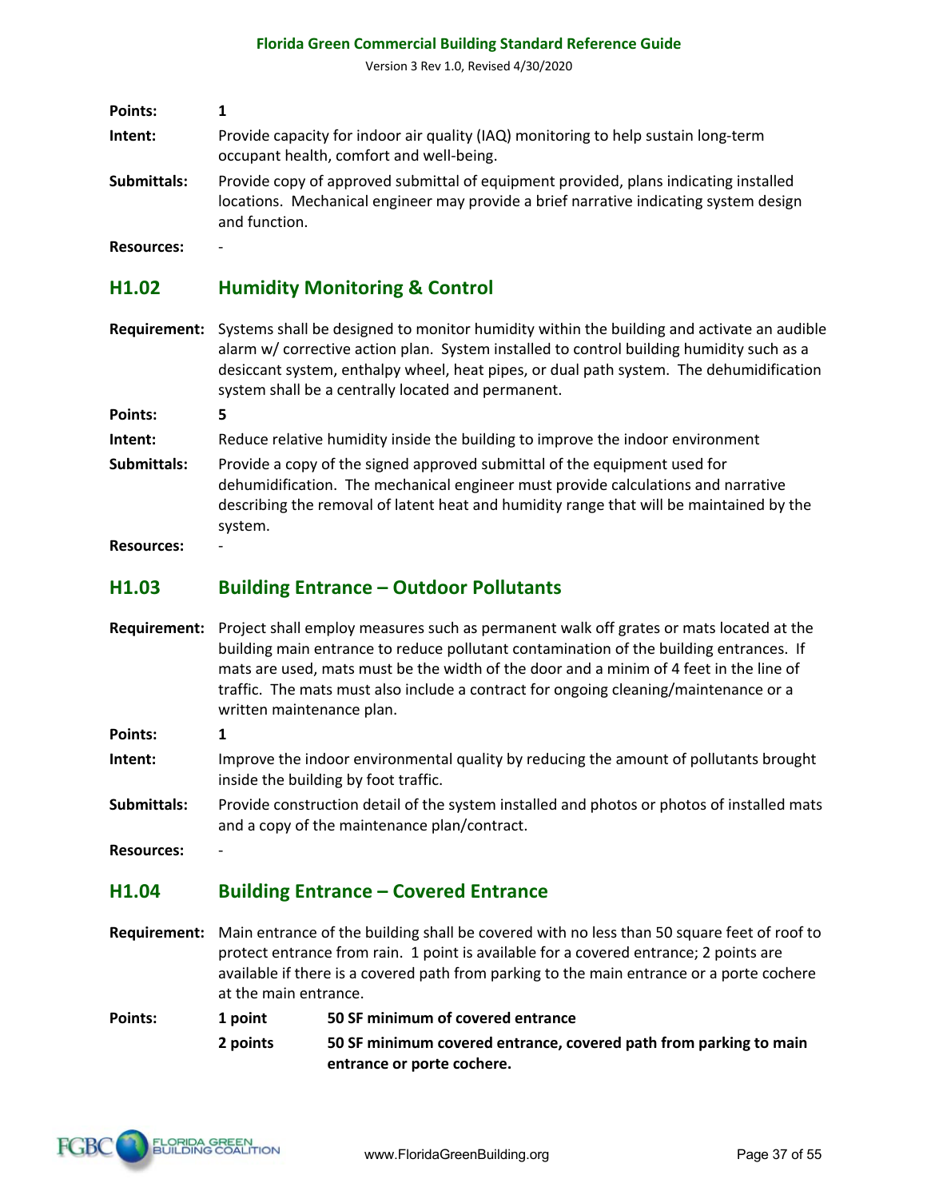**Points:** 1

**Intent:** Provide capacity for indoor air quality (IAQ) monitoring to help sustain long-term occupant health, comfort and well-being.

**Submittals:** Provide copy of approved submittal of equipment provided, plans indicating installed locations. Mechanical engineer may provide a brief narrative indicating system design and function.

**Resources:** -

## H1.02 Humidity Monitoring & Control

**Requirement:** Systems shall be designed to monitor humidity within the building and activate an audible alarm w/ corrective action plan. System installed to control building humidity such as a desiccant system, enthalpy wheel, heat pipes, or dual path system. The dehumidification system shall be a centrally located and permanent.

**Points:** 5

**Intent:** Reduce relative humidity inside the building to improve the indoor environment

**Submittals:** Provide a copy of the signed approved submittal of the equipment used for dehumidification. The mechanical engineer must provide calculations and narrative describing the removal of latent heat and humidity range that will be maintained by the system.

**Resources:** -

## H1.03 Building Entrance – Outdoor Pollutants

**Requirement:** Project shall employ measures such as permanent walk off grates or mats located at the building main entrance to reduce pollutant contamination of the building entrances. If mats are used, mats must be the width of the door and a minim of 4 feet in the line of traffic. The mats must also include a contract for ongoing cleaning/maintenance or a written maintenance plan.

**Points:** 1

**Intent:** Improve the indoor environmental quality by reducing the amount of pollutants brought inside the building by foot traffic.

**Submittals:** Provide construction detail of the system installed and photos or photos of installed mats and a copy of the maintenance plan/contract.

**Resources:** -

## H1.04 Building Entrance – Covered Entrance

**Requirement:** Main entrance of the building shall be covered with no less than 50 square feet of roof to protect entrance from rain. 1 point is available for a covered entrance; 2 points are available if there is a covered path from parking to the main entrance or a porte cochere at the main entrance.

**Points:**

| | |
|---|---|
| **1 point** | **50 SF minimum of covered entrance** |
| **2 points** | **50 SF minimum covered entrance, covered path from parking to main entrance or porte cochere.** |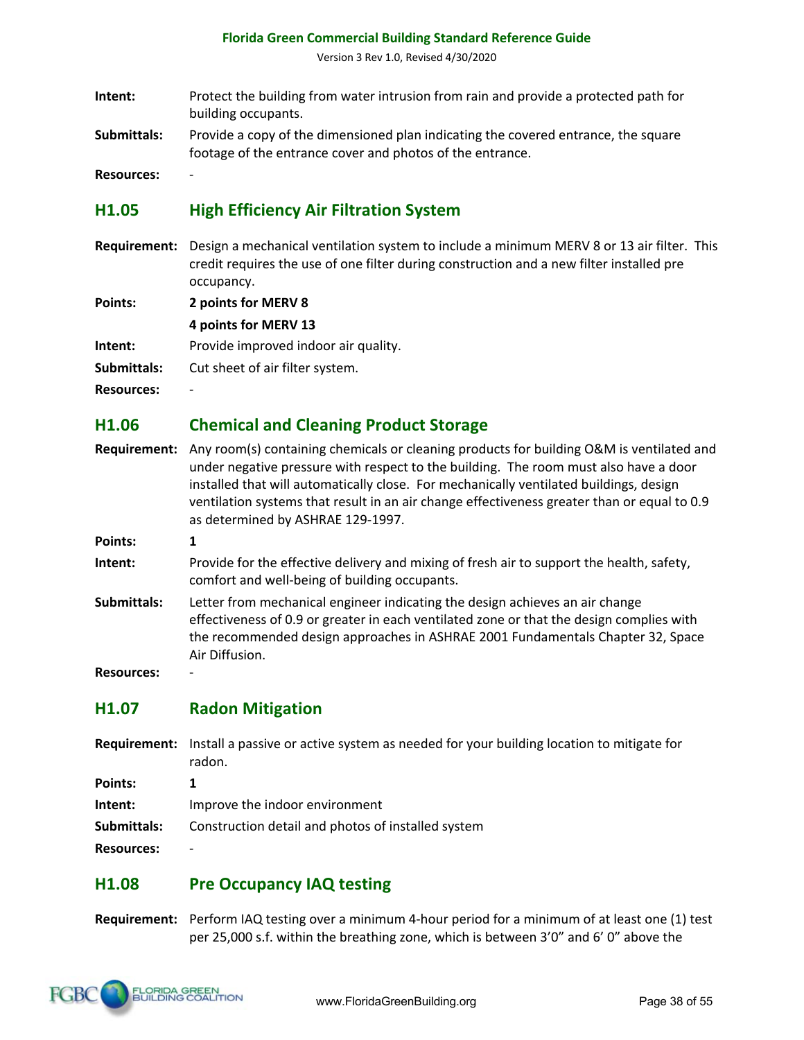**Intent:** Protect the building from water intrusion from rain and provide a protected path for building occupants.

**Submittals:** Provide a copy of the dimensioned plan indicating the covered entrance, the square footage of the entrance cover and photos of the entrance.

**Resources:** -

## H1.05 High Efficiency Air Filtration System

**Requirement:** Design a mechanical ventilation system to include a minimum MERV 8 or 13 air filter. This credit requires the use of one filter during construction and a new filter installed pre occupancy.

**Points:** **2 points for MERV 8**

**4 points for MERV 13**

**Intent:** Provide improved indoor air quality.

**Submittals:** Cut sheet of air filter system.

**Resources:** -

## H1.06 Chemical and Cleaning Product Storage

**Requirement:** Any room(s) containing chemicals or cleaning products for building O&M is ventilated and under negative pressure with respect to the building. The room must also have a door installed that will automatically close. For mechanically ventilated buildings, design ventilation systems that result in an air change effectiveness greater than or equal to 0.9 as determined by ASHRAE 129-1997.

**Points:** **1**

**Intent:** Provide for the effective delivery and mixing of fresh air to support the health, safety, comfort and well-being of building occupants.

**Submittals:** Letter from mechanical engineer indicating the design achieves an air change effectiveness of 0.9 or greater in each ventilated zone or that the design complies with the recommended design approaches in ASHRAE 2001 Fundamentals Chapter 32, Space Air Diffusion.

**Resources:** -

## H1.07 Radon Mitigation

**Requirement:** Install a passive or active system as needed for your building location to mitigate for radon.

**Points:** **1**

**Intent:** Improve the indoor environment

**Submittals:** Construction detail and photos of installed system

**Resources:** -

## H1.08 Pre Occupancy IAQ testing

**Requirement:** Perform IAQ testing over a minimum 4-hour period for a minimum of at least one (1) test per 25,000 s.f. within the breathing zone, which is between 3'0" and 6' 0" above the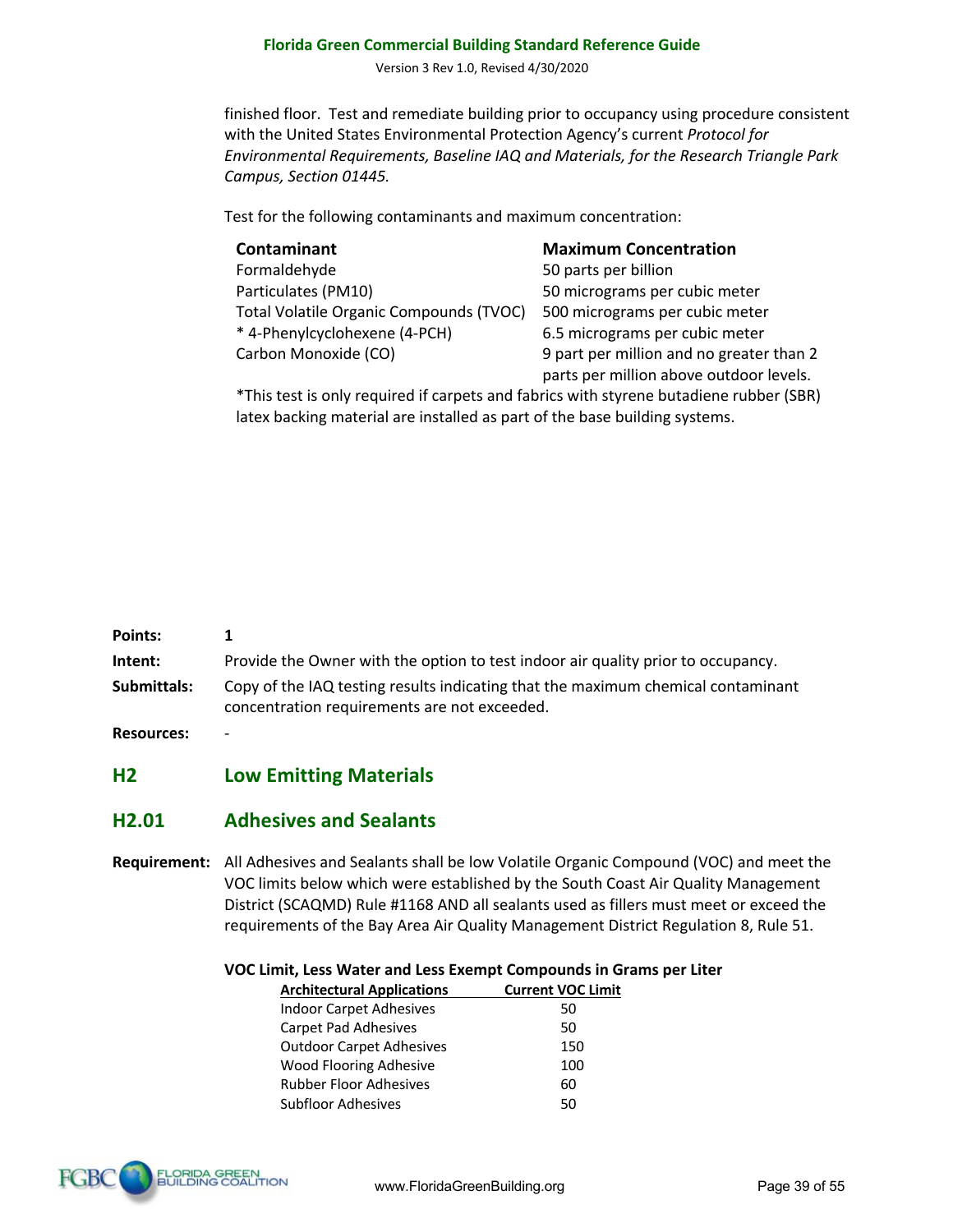finished floor. Test and remediate building prior to occupancy using procedure consistent with the United States Environmental Protection Agency's current *Protocol for Environmental Requirements, Baseline IAQ and Materials, for the Research Triangle Park Campus, Section 01445.*

Test for the following contaminants and maximum concentration:

| Contaminant | Maximum Concentration |
|---|---|
| Formaldehyde | 50 parts per billion |
| Particulates (PM10) | 50 micrograms per cubic meter |
| Total Volatile Organic Compounds (TVOC) | 500 micrograms per cubic meter |
| * 4-Phenylcyclohexene (4-PCH) | 6.5 micrograms per cubic meter |
| Carbon Monoxide (CO) | 9 part per million and no greater than 2 parts per million above outdoor levels. |

*This test is only required if carpets and fabrics with styrene butadiene rubber (SBR) latex backing material are installed as part of the base building systems.

**Points:** 1

**Intent:** Provide the Owner with the option to test indoor air quality prior to occupancy.

**Submittals:** Copy of the IAQ testing results indicating that the maximum chemical contaminant concentration requirements are not exceeded.

**Resources:** -

## H2 Low Emitting Materials

### H2.01 Adhesives and Sealants

**Requirement:** All Adhesives and Sealants shall be low Volatile Organic Compound (VOC) and meet the VOC limits below which were established by the South Coast Air Quality Management District (SCAQMD) Rule #1168 AND all sealants used as fillers must meet or exceed the requirements of the Bay Area Air Quality Management District Regulation 8, Rule 51.

**VOC Limit, Less Water and Less Exempt Compounds in Grams per Liter**

| Architectural Applications | Current VOC Limit |
|---|---|
| Indoor Carpet Adhesives | 50 |
| Carpet Pad Adhesives | 50 |
| Outdoor Carpet Adhesives | 150 |
| Wood Flooring Adhesive | 100 |
| Rubber Floor Adhesives | 60 |
| Subfloor Adhesives | 50 |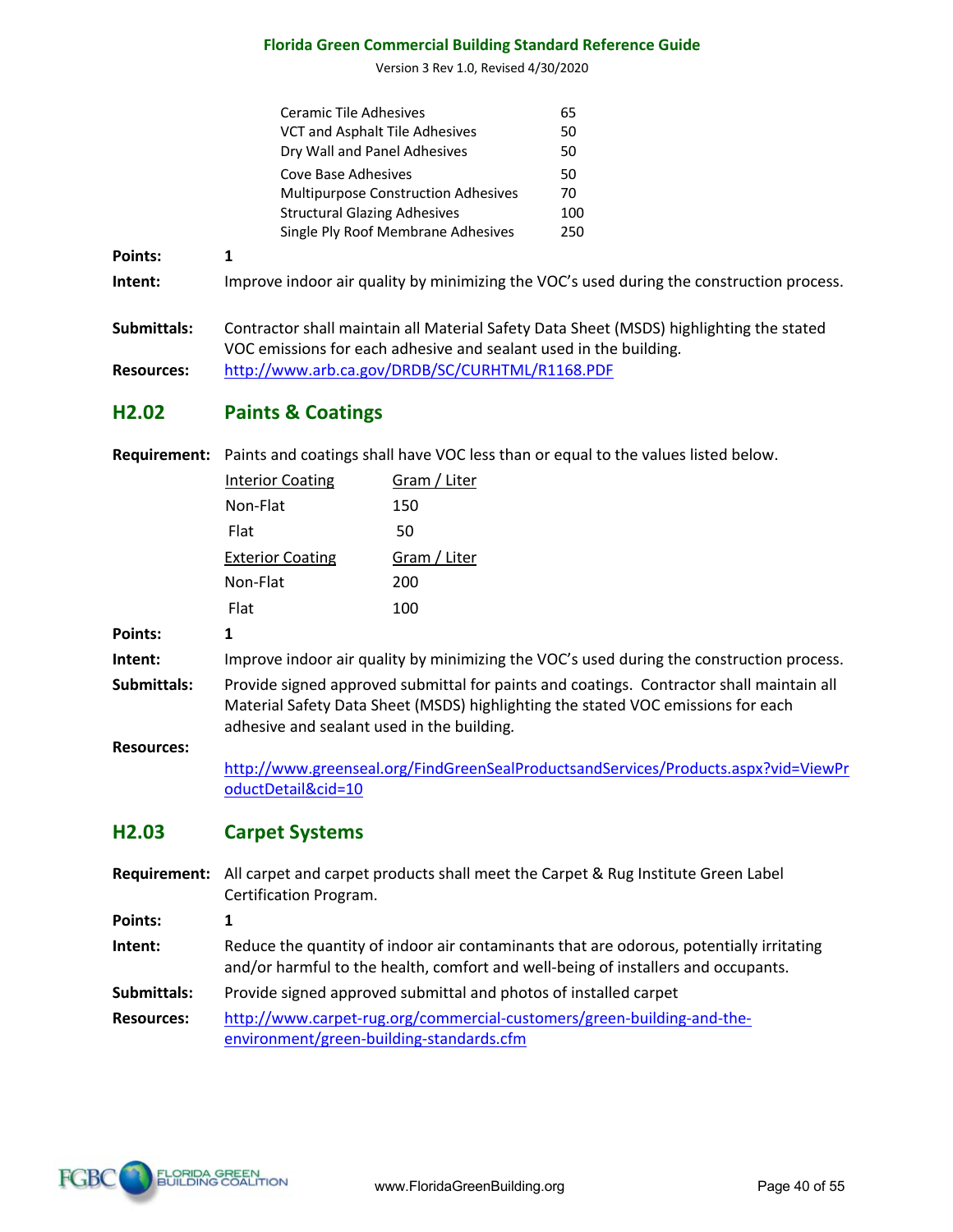| | |
|---|---|
| Ceramic Tile Adhesives | 65 |
| VCT and Asphalt Tile Adhesives | 50 |
| Dry Wall and Panel Adhesives | 50 |
| Cove Base Adhesives | 50 |
| Multipurpose Construction Adhesives | 70 |
| Structural Glazing Adhesives | 100 |
| Single Ply Roof Membrane Adhesives | 250 |

**Points:** **1**

**Intent:** Improve indoor air quality by minimizing the VOC's used during the construction process.

**Submittals:** Contractor shall maintain all Material Safety Data Sheet (MSDS) highlighting the stated VOC emissions for each adhesive and sealant used in the building.

**Resources:** http://www.arb.ca.gov/DRDB/SC/CURHTML/R1168.PDF

## H2.02 Paints & Coatings

**Requirement:** Paints and coatings shall have VOC less than or equal to the values listed below.

| Interior Coating | Gram / Liter |
|---|---|
| Non-Flat | 150 |
| Flat | 50 |

| Exterior Coating | Gram / Liter |
|---|---|
| Non-Flat | 200 |
| Flat | 100 |

**Points:** **1**

**Intent:** Improve indoor air quality by minimizing the VOC's used during the construction process.

**Submittals:** Provide signed approved submittal for paints and coatings. Contractor shall maintain all Material Safety Data Sheet (MSDS) highlighting the stated VOC emissions for each adhesive and sealant used in the building.

**Resources:** http://www.greenseal.org/FindGreenSealProductsandServices/Products.aspx?vid=ViewProductDetail&cid=10

## H2.03 Carpet Systems

**Requirement:** All carpet and carpet products shall meet the Carpet & Rug Institute Green Label Certification Program.

**Points:** **1**

**Intent:** Reduce the quantity of indoor air contaminants that are odorous, potentially irritating and/or harmful to the health, comfort and well-being of installers and occupants.

**Submittals:** Provide signed approved submittal and photos of installed carpet

**Resources:** http://www.carpet-rug.org/commercial-customers/green-building-and-the-environment/green-building-standards.cfm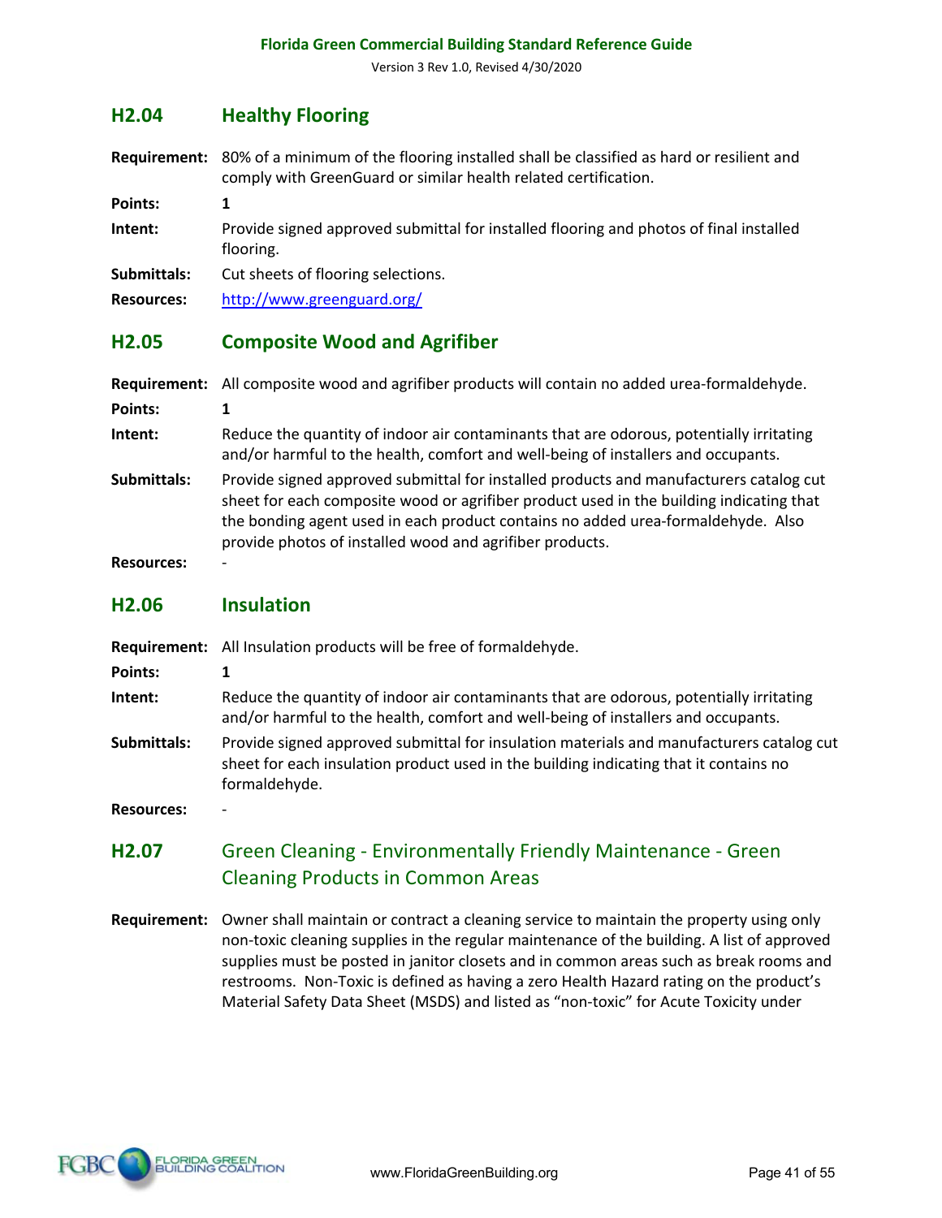## H2.04 Healthy Flooring

**Requirement:** 80% of a minimum of the flooring installed shall be classified as hard or resilient and comply with GreenGuard or similar health related certification.

**Points:** 1

**Intent:** Provide signed approved submittal for installed flooring and photos of final installed flooring.

**Submittals:** Cut sheets of flooring selections.

**Resources:** http://www.greenguard.org/

## H2.05 Composite Wood and Agrifiber

**Requirement:** All composite wood and agrifiber products will contain no added urea-formaldehyde.

**Points:** 1

**Intent:** Reduce the quantity of indoor air contaminants that are odorous, potentially irritating and/or harmful to the health, comfort and well-being of installers and occupants.

**Submittals:** Provide signed approved submittal for installed products and manufacturers catalog cut sheet for each composite wood or agrifiber product used in the building indicating that the bonding agent used in each product contains no added urea-formaldehyde. Also provide photos of installed wood and agrifiber products.

**Resources:** -

## H2.06 Insulation

**Requirement:** All Insulation products will be free of formaldehyde.

**Points:** 1

**Intent:** Reduce the quantity of indoor air contaminants that are odorous, potentially irritating and/or harmful to the health, comfort and well-being of installers and occupants.

**Submittals:** Provide signed approved submittal for insulation materials and manufacturers catalog cut sheet for each insulation product used in the building indicating that it contains no formaldehyde.

**Resources:** -

## H2.07 Green Cleaning - Environmentally Friendly Maintenance - Green Cleaning Products in Common Areas

**Requirement:** Owner shall maintain or contract a cleaning service to maintain the property using only non-toxic cleaning supplies in the regular maintenance of the building. A list of approved supplies must be posted in janitor closets and in common areas such as break rooms and restrooms. Non-Toxic is defined as having a zero Health Hazard rating on the product's Material Safety Data Sheet (MSDS) and listed as "non-toxic" for Acute Toxicity under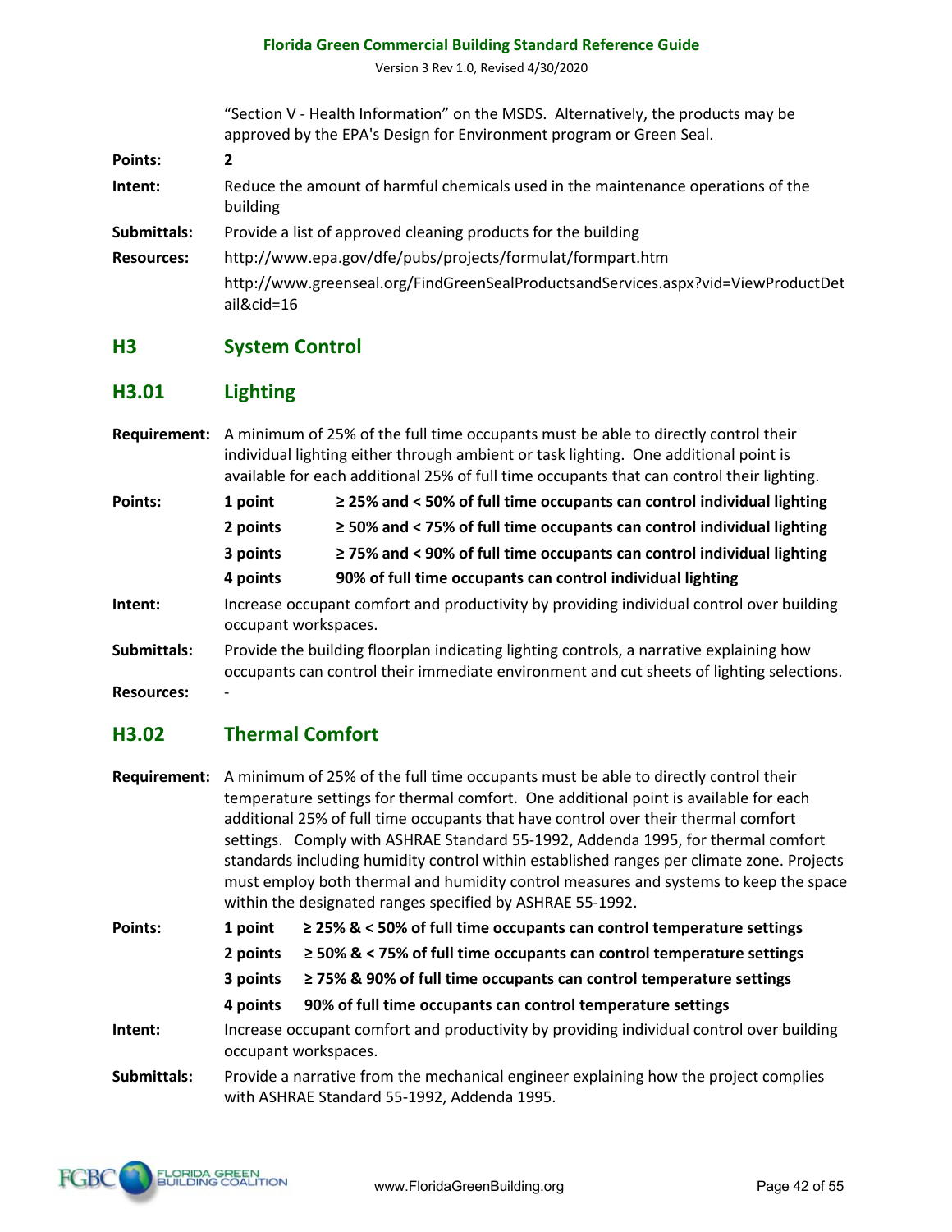"Section V - Health Information" on the MSDS. Alternatively, the products may be approved by the EPA's Design for Environment program or Green Seal.

**Points:** 2

**Intent:** Reduce the amount of harmful chemicals used in the maintenance operations of the building

**Submittals:** Provide a list of approved cleaning products for the building

**Resources:** http://www.epa.gov/dfe/pubs/projects/formulat/formpart.htm

http://www.greenseal.org/FindGreenSealProductsandServices.aspx?vid=ViewProductDetail&cid=16

## H3 System Control

### H3.01 Lighting

**Requirement:** A minimum of 25% of the full time occupants must be able to directly control their individual lighting either through ambient or task lighting. One additional point is available for each additional 25% of full time occupants that can control their lighting.

**Points:**

| | |
|---|---|
| **1 point** | **≥ 25% and < 50% of full time occupants can control individual lighting** |
| **2 points** | **≥ 50% and < 75% of full time occupants can control individual lighting** |
| **3 points** | **≥ 75% and < 90% of full time occupants can control individual lighting** |
| **4 points** | **90% of full time occupants can control individual lighting** |

**Intent:** Increase occupant comfort and productivity by providing individual control over building occupant workspaces.

**Submittals:** Provide the building floorplan indicating lighting controls, a narrative explaining how occupants can control their immediate environment and cut sheets of lighting selections.

**Resources:** -

### H3.02 Thermal Comfort

**Requirement:** A minimum of 25% of the full time occupants must be able to directly control their temperature settings for thermal comfort. One additional point is available for each additional 25% of full time occupants that have control over their thermal comfort settings. Comply with ASHRAE Standard 55-1992, Addenda 1995, for thermal comfort standards including humidity control within established ranges per climate zone. Projects must employ both thermal and humidity control measures and systems to keep the space within the designated ranges specified by ASHRAE 55-1992.

**Points:**

| | |
|---|---|
| **1 point** | **≥ 25% & < 50% of full time occupants can control temperature settings** |
| **2 points** | **≥ 50% & < 75% of full time occupants can control temperature settings** |
| **3 points** | **≥ 75% & 90% of full time occupants can control temperature settings** |
| **4 points** | **90% of full time occupants can control temperature settings** |

**Intent:** Increase occupant comfort and productivity by providing individual control over building occupant workspaces.

**Submittals:** Provide a narrative from the mechanical engineer explaining how the project complies with ASHRAE Standard 55-1992, Addenda 1995.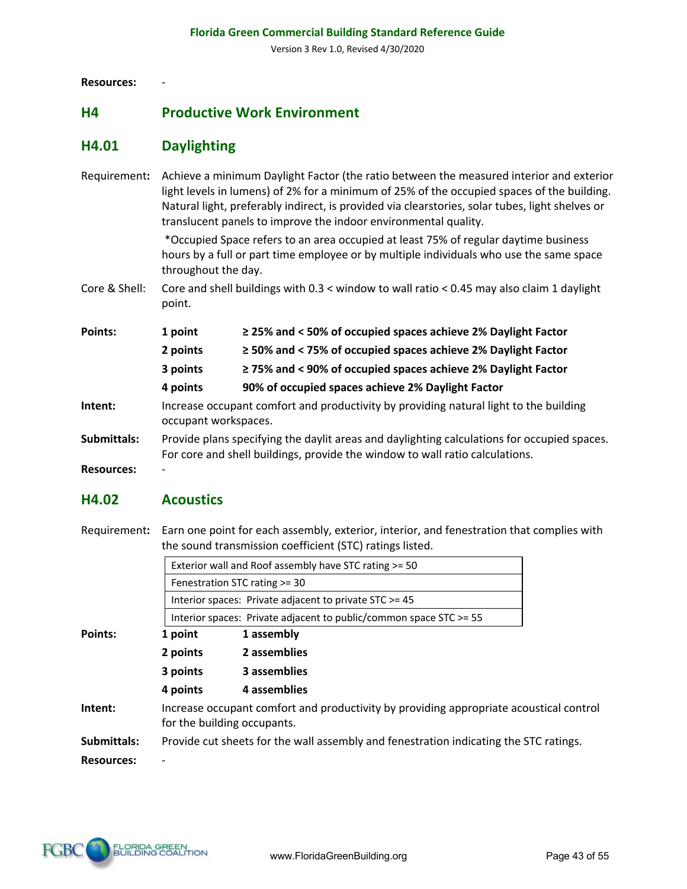**Resources:** -

## H4 Productive Work Environment

### H4.01 Daylighting

Requirement: Achieve a minimum Daylight Factor (the ratio between the measured interior and exterior light levels in lumens) of 2% for a minimum of 25% of the occupied spaces of the building. Natural light, preferably indirect, is provided via clearstories, solar tubes, light shelves or translucent panels to improve the indoor environmental quality.

*Occupied Space refers to an area occupied at least 75% of regular daytime business hours by a full or part time employee or by multiple individuals who use the same space throughout the day.

Core & Shell: Core and shell buildings with 0.3 < window to wall ratio < 0.45 may also claim 1 daylight point.

**Points:**

- **1 point** — **≥ 25% and < 50% of occupied spaces achieve 2% Daylight Factor**
- **2 points** — **≥ 50% and < 75% of occupied spaces achieve 2% Daylight Factor**
- **3 points** — **≥ 75% and < 90% of occupied spaces achieve 2% Daylight Factor**
- **4 points** — **90% of occupied spaces achieve 2% Daylight Factor**

**Intent:** Increase occupant comfort and productivity by providing natural light to the building occupant workspaces.

**Submittals:** Provide plans specifying the daylit areas and daylighting calculations for occupied spaces. For core and shell buildings, provide the window to wall ratio calculations.

**Resources:** -

### H4.02 Acoustics

Requirement: Earn one point for each assembly, exterior, interior, and fenestration that complies with the sound transmission coefficient (STC) ratings listed.

| Exterior wall and Roof assembly have STC rating >= 50 |
|---|
| Fenestration STC rating >= 30 |
| Interior spaces: Private adjacent to private STC >= 45 |
| Interior spaces: Private adjacent to public/common space STC >= 55 |

**Points:**

- **1 point** — **1 assembly**
- **2 points** — **2 assemblies**
- **3 points** — **3 assemblies**
- **4 points** — **4 assemblies**

**Intent:** Increase occupant comfort and productivity by providing appropriate acoustical control for the building occupants.

**Submittals:** Provide cut sheets for the wall assembly and fenestration indicating the STC ratings.

**Resources:** -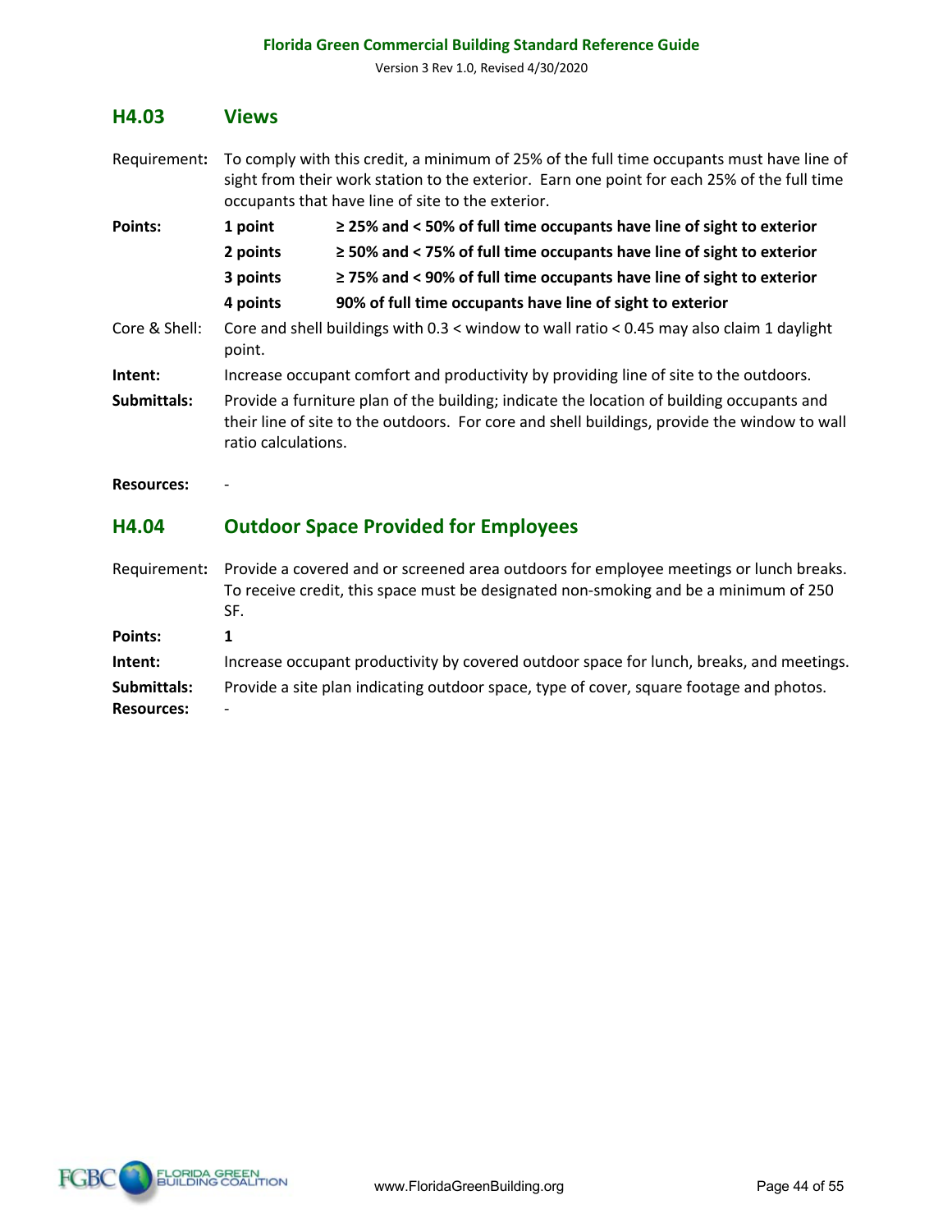## H4.03 Views

Requirement: To comply with this credit, a minimum of 25% of the full time occupants must have line of sight from their work station to the exterior. Earn one point for each 25% of the full time occupants that have line of site to the exterior.

**Points:**

| | |
|---|---|
| **1 point** | **≥ 25% and < 50% of full time occupants have line of sight to exterior** |
| **2 points** | **≥ 50% and < 75% of full time occupants have line of sight to exterior** |
| **3 points** | **≥ 75% and < 90% of full time occupants have line of sight to exterior** |
| **4 points** | **90% of full time occupants have line of sight to exterior** |

Core & Shell: Core and shell buildings with 0.3 < window to wall ratio < 0.45 may also claim 1 daylight point.

**Intent:** Increase occupant comfort and productivity by providing line of site to the outdoors.

**Submittals:** Provide a furniture plan of the building; indicate the location of building occupants and their line of site to the outdoors. For core and shell buildings, provide the window to wall ratio calculations.

**Resources:** -

## H4.04 Outdoor Space Provided for Employees

Requirement: Provide a covered and or screened area outdoors for employee meetings or lunch breaks. To receive credit, this space must be designated non-smoking and be a minimum of 250 SF.

**Points:** **1**

**Intent:** Increase occupant productivity by covered outdoor space for lunch, breaks, and meetings.

**Submittals:** Provide a site plan indicating outdoor space, type of cover, square footage and photos.

**Resources:** -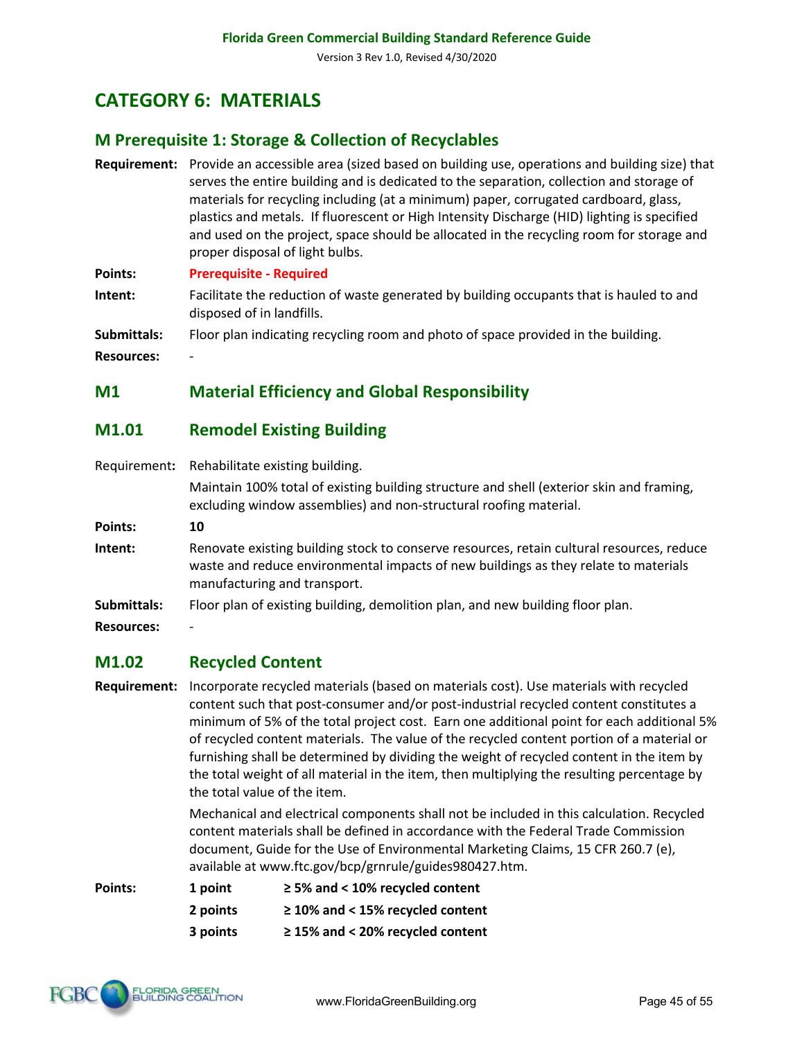# CATEGORY 6: MATERIALS

## M Prerequisite 1: Storage & Collection of Recyclables

**Requirement:** Provide an accessible area (sized based on building use, operations and building size) that serves the entire building and is dedicated to the separation, collection and storage of materials for recycling including (at a minimum) paper, corrugated cardboard, glass, plastics and metals. If fluorescent or High Intensity Discharge (HID) lighting is specified and used on the project, space should be allocated in the recycling room for storage and proper disposal of light bulbs.

**Points:** **Prerequisite - Required**

**Intent:** Facilitate the reduction of waste generated by building occupants that is hauled to and disposed of in landfills.

**Submittals:** Floor plan indicating recycling room and photo of space provided in the building.

**Resources:** -

## M1 Material Efficiency and Global Responsibility

## M1.01 Remodel Existing Building

Requirement: Rehabilitate existing building.

Maintain 100% total of existing building structure and shell (exterior skin and framing, excluding window assemblies) and non-structural roofing material.

**Points:** **10**

**Intent:** Renovate existing building stock to conserve resources, retain cultural resources, reduce waste and reduce environmental impacts of new buildings as they relate to materials manufacturing and transport.

**Submittals:** Floor plan of existing building, demolition plan, and new building floor plan.

**Resources:** -

## M1.02 Recycled Content

**Requirement:** Incorporate recycled materials (based on materials cost). Use materials with recycled content such that post-consumer and/or post-industrial recycled content constitutes a minimum of 5% of the total project cost. Earn one additional point for each additional 5% of recycled content materials. The value of the recycled content portion of a material or furnishing shall be determined by dividing the weight of recycled content in the item by the total weight of all material in the item, then multiplying the resulting percentage by the total value of the item.

Mechanical and electrical components shall not be included in this calculation. Recycled content materials shall be defined in accordance with the Federal Trade Commission document, Guide for the Use of Environmental Marketing Claims, 15 CFR 260.7 (e), available at www.ftc.gov/bcp/grnrule/guides980427.htm.

**Points:**

| | |
|---|---|
| **1 point** | **≥ 5% and < 10% recycled content** |
| **2 points** | **≥ 10% and < 15% recycled content** |
| **3 points** | **≥ 15% and < 20% recycled content** |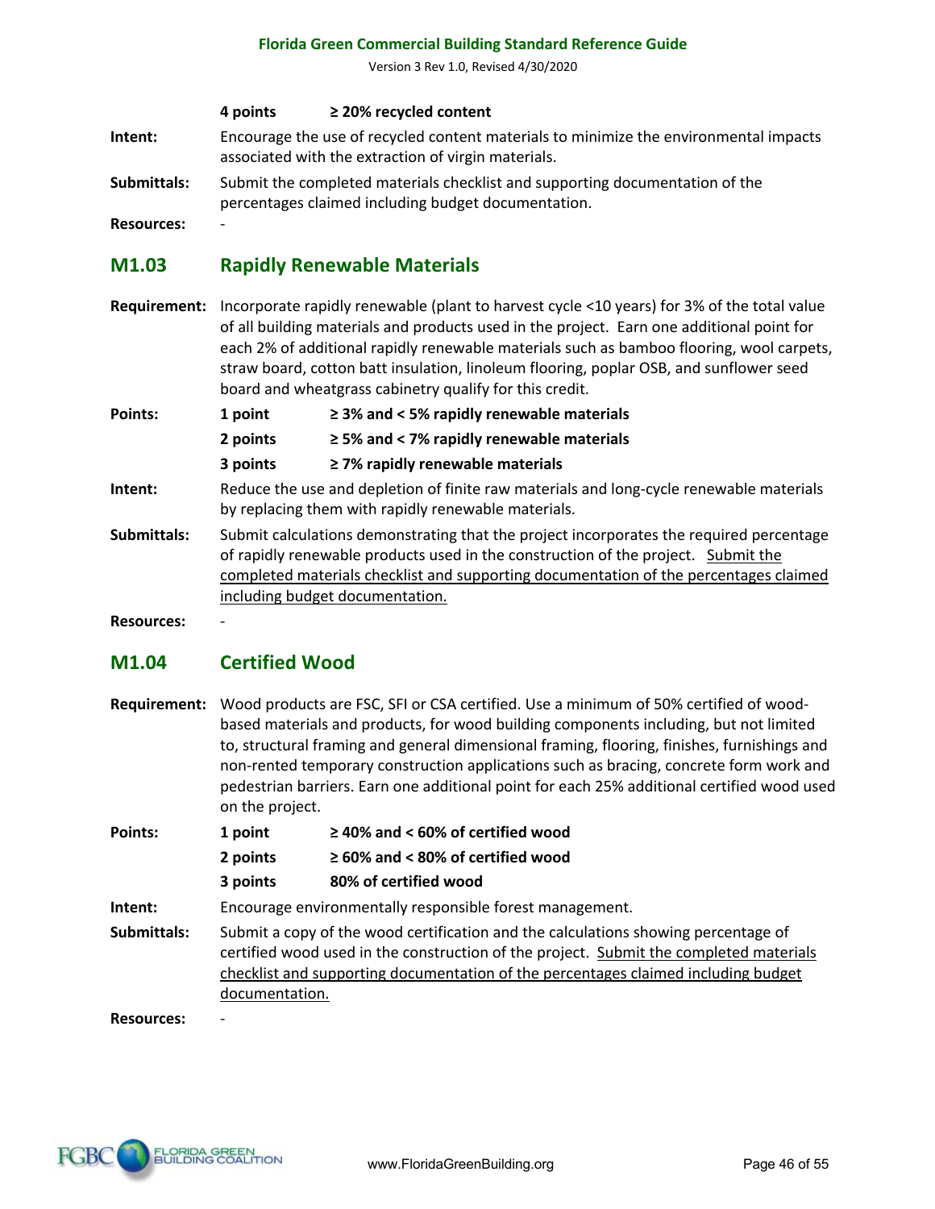| | | |
|---|---|---|
| | **4 points** | **≥ 20% recycled content** |

**Intent:** Encourage the use of recycled content materials to minimize the environmental impacts associated with the extraction of virgin materials.

**Submittals:** Submit the completed materials checklist and supporting documentation of the percentages claimed including budget documentation.

**Resources:** -

## M1.03 Rapidly Renewable Materials

**Requirement:** Incorporate rapidly renewable (plant to harvest cycle <10 years) for 3% of the total value of all building materials and products used in the project. Earn one additional point for each 2% of additional rapidly renewable materials such as bamboo flooring, wool carpets, straw board, cotton batt insulation, linoleum flooring, poplar OSB, and sunflower seed board and wheatgrass cabinetry qualify for this credit.

**Points:**

| | |
|---|---|
| **1 point** | **≥ 3% and < 5% rapidly renewable materials** |
| **2 points** | **≥ 5% and < 7% rapidly renewable materials** |
| **3 points** | **≥ 7% rapidly renewable materials** |

**Intent:** Reduce the use and depletion of finite raw materials and long-cycle renewable materials by replacing them with rapidly renewable materials.

**Submittals:** Submit calculations demonstrating that the project incorporates the required percentage of rapidly renewable products used in the construction of the project. <u>Submit the completed materials checklist and supporting documentation of the percentages claimed including budget documentation.</u>

**Resources:** -

## M1.04 Certified Wood

**Requirement:** Wood products are FSC, SFI or CSA certified. Use a minimum of 50% certified of wood-based materials and products, for wood building components including, but not limited to, structural framing and general dimensional framing, flooring, finishes, furnishings and non-rented temporary construction applications such as bracing, concrete form work and pedestrian barriers. Earn one additional point for each 25% additional certified wood used on the project.

**Points:**

| | |
|---|---|
| **1 point** | **≥ 40% and < 60% of certified wood** |
| **2 points** | **≥ 60% and < 80% of certified wood** |
| **3 points** | **80% of certified wood** |

**Intent:** Encourage environmentally responsible forest management.

**Submittals:** Submit a copy of the wood certification and the calculations showing percentage of certified wood used in the construction of the project. <u>Submit the completed materials checklist and supporting documentation of the percentages claimed including budget documentation.</u>

**Resources:** -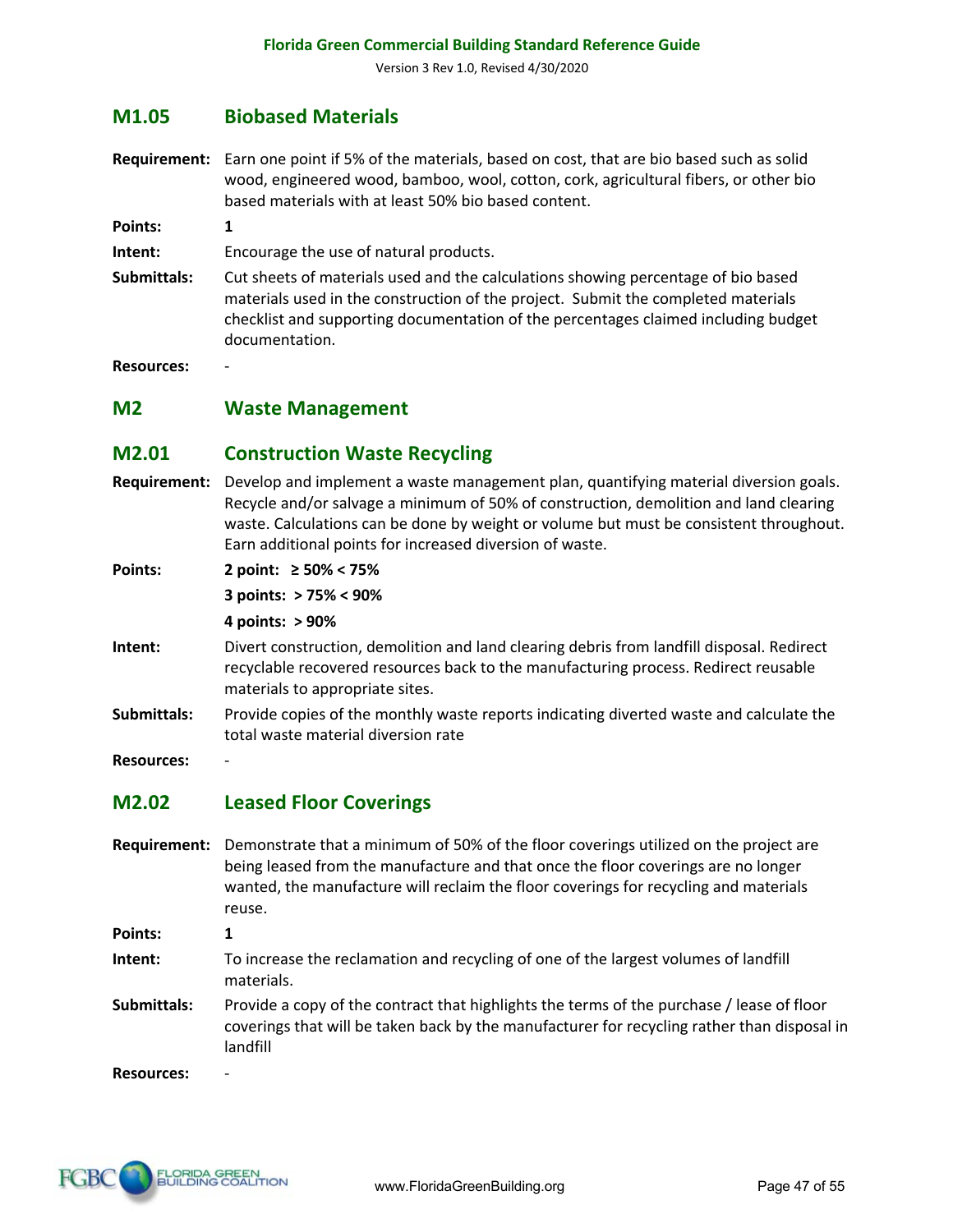## M1.05 Biobased Materials

**Requirement:** Earn one point if 5% of the materials, based on cost, that are bio based such as solid wood, engineered wood, bamboo, wool, cotton, cork, agricultural fibers, or other bio based materials with at least 50% bio based content.

**Points:** **1**

**Intent:** Encourage the use of natural products.

**Submittals:** Cut sheets of materials used and the calculations showing percentage of bio based materials used in the construction of the project. Submit the completed materials checklist and supporting documentation of the percentages claimed including budget documentation.

**Resources:** -

## M2 Waste Management

## M2.01 Construction Waste Recycling

**Requirement:** Develop and implement a waste management plan, quantifying material diversion goals. Recycle and/or salvage a minimum of 50% of construction, demolition and land clearing waste. Calculations can be done by weight or volume but must be consistent throughout. Earn additional points for increased diversion of waste.

**Points:**
**2 point: ≥ 50% < 75%**
**3 points: > 75% < 90%**
**4 points: > 90%**

**Intent:** Divert construction, demolition and land clearing debris from landfill disposal. Redirect recyclable recovered resources back to the manufacturing process. Redirect reusable materials to appropriate sites.

**Submittals:** Provide copies of the monthly waste reports indicating diverted waste and calculate the total waste material diversion rate

**Resources:** -

## M2.02 Leased Floor Coverings

**Requirement:** Demonstrate that a minimum of 50% of the floor coverings utilized on the project are being leased from the manufacture and that once the floor coverings are no longer wanted, the manufacture will reclaim the floor coverings for recycling and materials reuse.

**Points:** **1**

**Intent:** To increase the reclamation and recycling of one of the largest volumes of landfill materials.

**Submittals:** Provide a copy of the contract that highlights the terms of the purchase / lease of floor coverings that will be taken back by the manufacturer for recycling rather than disposal in landfill

**Resources:** -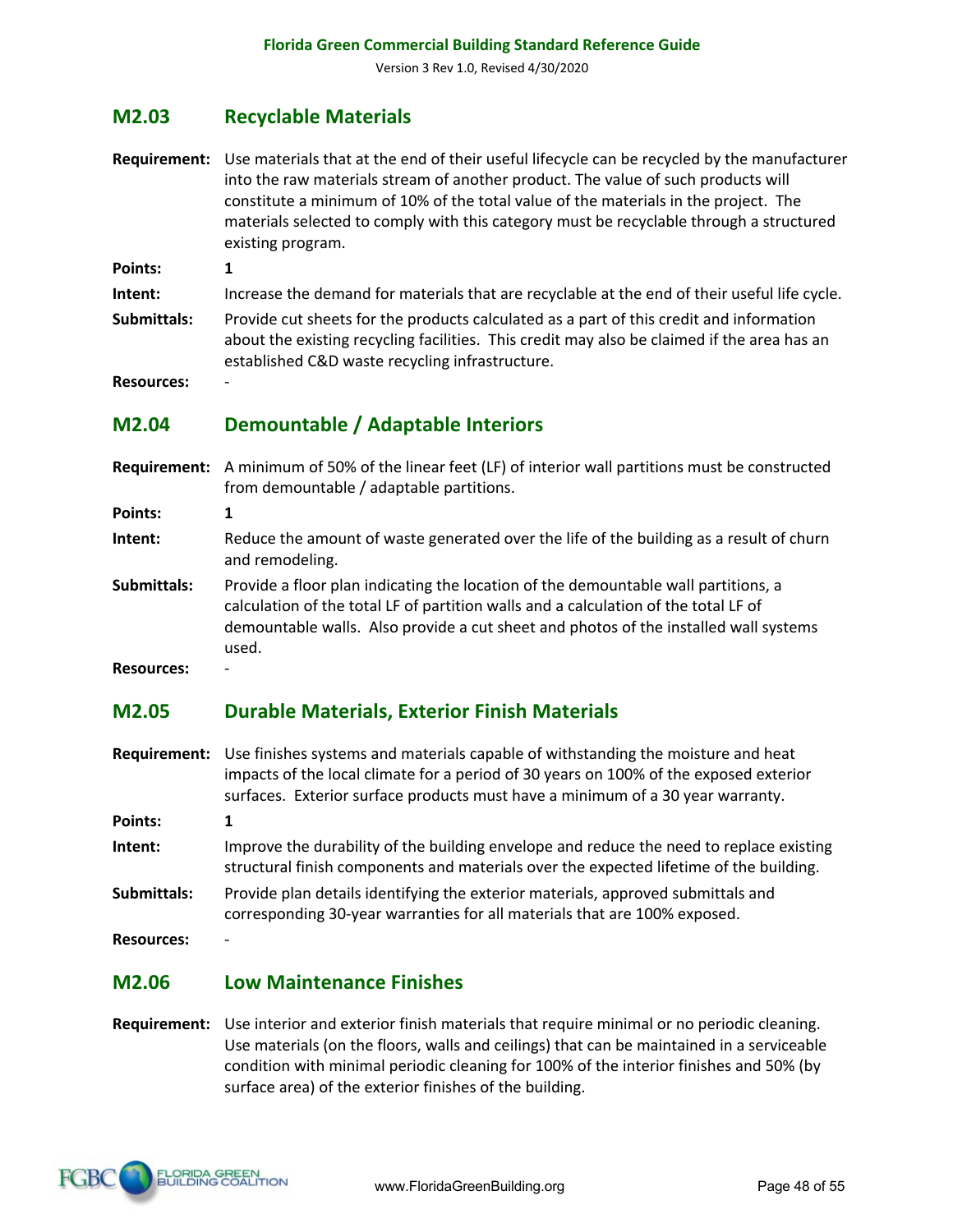## M2.03 Recyclable Materials

**Requirement:** Use materials that at the end of their useful lifecycle can be recycled by the manufacturer into the raw materials stream of another product. The value of such products will constitute a minimum of 10% of the total value of the materials in the project. The materials selected to comply with this category must be recyclable through a structured existing program.

**Points:** 1

**Intent:** Increase the demand for materials that are recyclable at the end of their useful life cycle.

**Submittals:** Provide cut sheets for the products calculated as a part of this credit and information about the existing recycling facilities. This credit may also be claimed if the area has an established C&D waste recycling infrastructure.

**Resources:** -

## M2.04 Demountable / Adaptable Interiors

**Requirement:** A minimum of 50% of the linear feet (LF) of interior wall partitions must be constructed from demountable / adaptable partitions.

**Points:** 1

**Intent:** Reduce the amount of waste generated over the life of the building as a result of churn and remodeling.

**Submittals:** Provide a floor plan indicating the location of the demountable wall partitions, a calculation of the total LF of partition walls and a calculation of the total LF of demountable walls. Also provide a cut sheet and photos of the installed wall systems used.

**Resources:** -

## M2.05 Durable Materials, Exterior Finish Materials

**Requirement:** Use finishes systems and materials capable of withstanding the moisture and heat impacts of the local climate for a period of 30 years on 100% of the exposed exterior surfaces. Exterior surface products must have a minimum of a 30 year warranty.

**Points:** 1

**Intent:** Improve the durability of the building envelope and reduce the need to replace existing structural finish components and materials over the expected lifetime of the building.

**Submittals:** Provide plan details identifying the exterior materials, approved submittals and corresponding 30-year warranties for all materials that are 100% exposed.

**Resources:** -

## M2.06 Low Maintenance Finishes

**Requirement:** Use interior and exterior finish materials that require minimal or no periodic cleaning. Use materials (on the floors, walls and ceilings) that can be maintained in a serviceable condition with minimal periodic cleaning for 100% of the interior finishes and 50% (by surface area) of the exterior finishes of the building.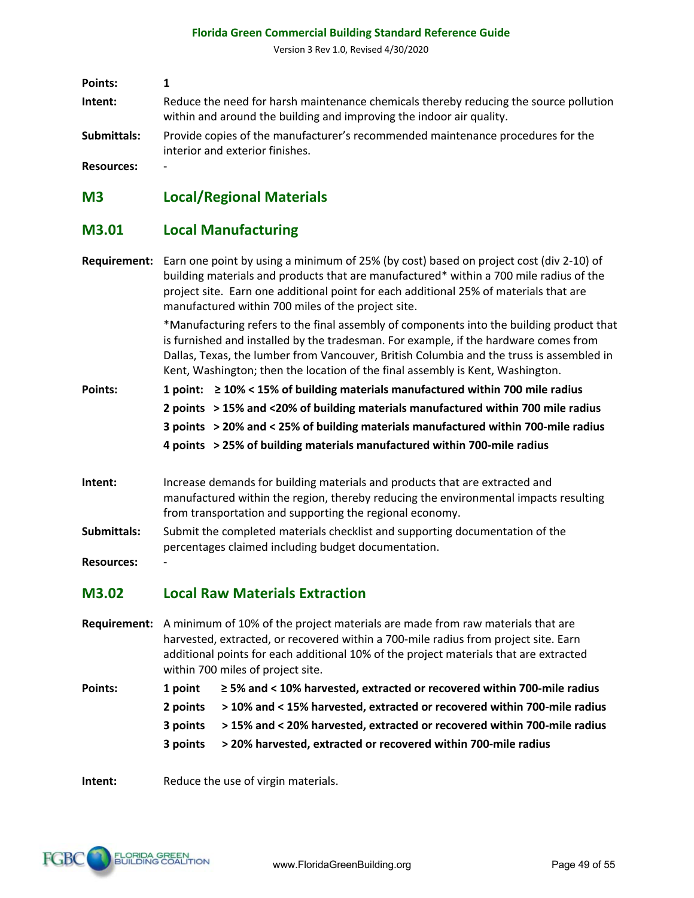**Points:** 1

**Intent:** Reduce the need for harsh maintenance chemicals thereby reducing the source pollution within and around the building and improving the indoor air quality.

**Submittals:** Provide copies of the manufacturer's recommended maintenance procedures for the interior and exterior finishes.

**Resources:** -

## M3 Local/Regional Materials

### M3.01 Local Manufacturing

**Requirement:** Earn one point by using a minimum of 25% (by cost) based on project cost (div 2-10) of building materials and products that are manufactured* within a 700 mile radius of the project site. Earn one additional point for each additional 25% of materials that are manufactured within 700 miles of the project site.

*Manufacturing refers to the final assembly of components into the building product that is furnished and installed by the tradesman. For example, if the hardware comes from Dallas, Texas, the lumber from Vancouver, British Columbia and the truss is assembled in Kent, Washington; then the location of the final assembly is Kent, Washington.

**Points:**

**1 point: ≥ 10% < 15% of building materials manufactured within 700 mile radius**

**2 points > 15% and <20% of building materials manufactured within 700 mile radius**

**3 points > 20% and < 25% of building materials manufactured within 700-mile radius**

**4 points > 25% of building materials manufactured within 700-mile radius**

**Intent:** Increase demands for building materials and products that are extracted and manufactured within the region, thereby reducing the environmental impacts resulting from transportation and supporting the regional economy.

**Submittals:** Submit the completed materials checklist and supporting documentation of the percentages claimed including budget documentation.

**Resources:** -

### M3.02 Local Raw Materials Extraction

**Requirement:** A minimum of 10% of the project materials are made from raw materials that are harvested, extracted, or recovered within a 700-mile radius from project site. Earn additional points for each additional 10% of the project materials that are extracted within 700 miles of project site.

**Points:**

**1 point ≥ 5% and < 10% harvested, extracted or recovered within 700-mile radius**

**2 points > 10% and < 15% harvested, extracted or recovered within 700-mile radius**

**3 points > 15% and < 20% harvested, extracted or recovered within 700-mile radius**

**3 points > 20% harvested, extracted or recovered within 700-mile radius**

**Intent:** Reduce the use of virgin materials.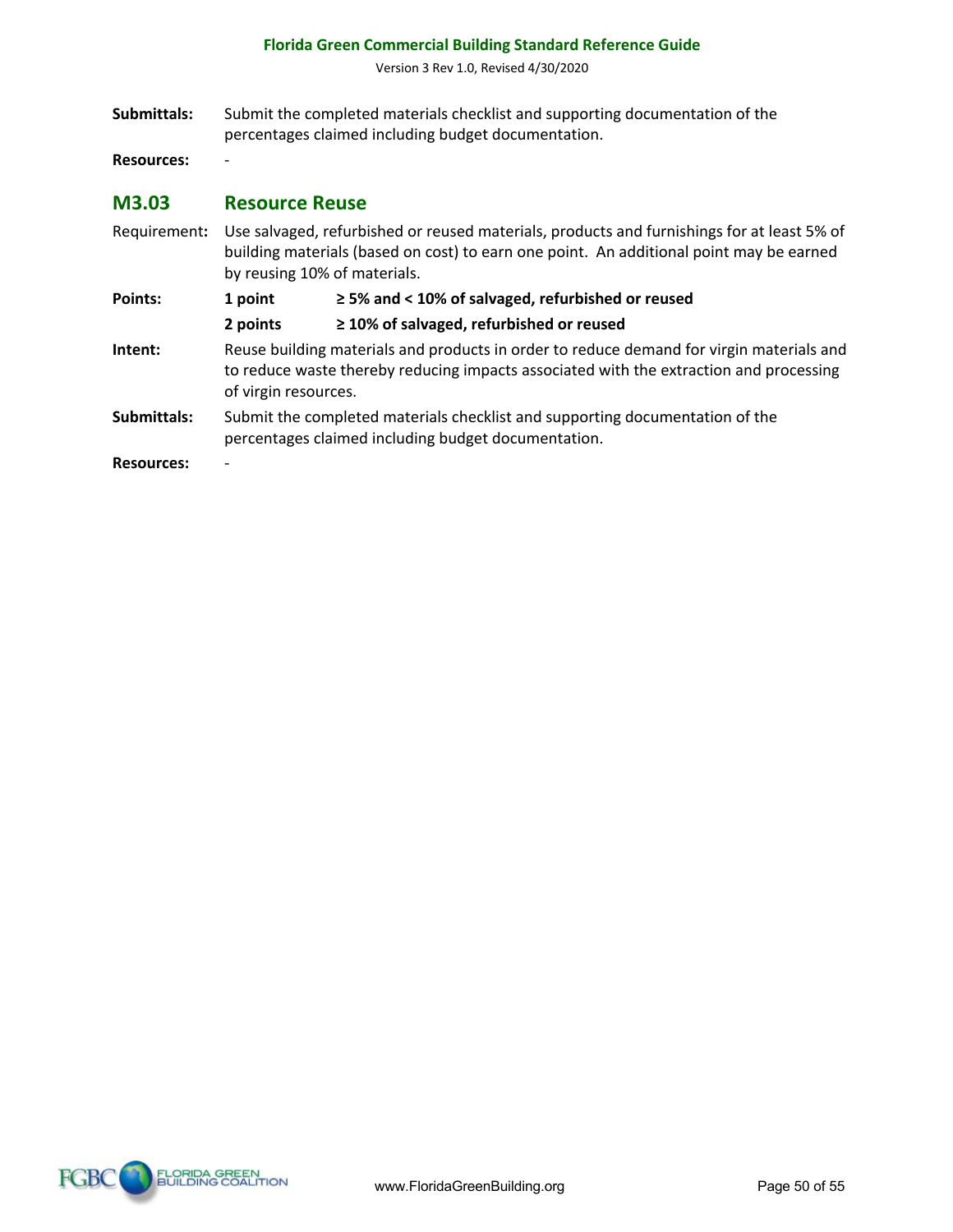**Submittals:** Submit the completed materials checklist and supporting documentation of the percentages claimed including budget documentation.

**Resources:** -

## M3.03 Resource Reuse

Requirement**:** Use salvaged, refurbished or reused materials, products and furnishings for at least 5% of building materials (based on cost) to earn one point. An additional point may be earned by reusing 10% of materials.

**Points:**

| | |
|---|---|
| **1 point** | **≥ 5% and < 10% of salvaged, refurbished or reused** |
| **2 points** | **≥ 10% of salvaged, refurbished or reused** |

**Intent:** Reuse building materials and products in order to reduce demand for virgin materials and to reduce waste thereby reducing impacts associated with the extraction and processing of virgin resources.

**Submittals:** Submit the completed materials checklist and supporting documentation of the percentages claimed including budget documentation.

**Resources:** -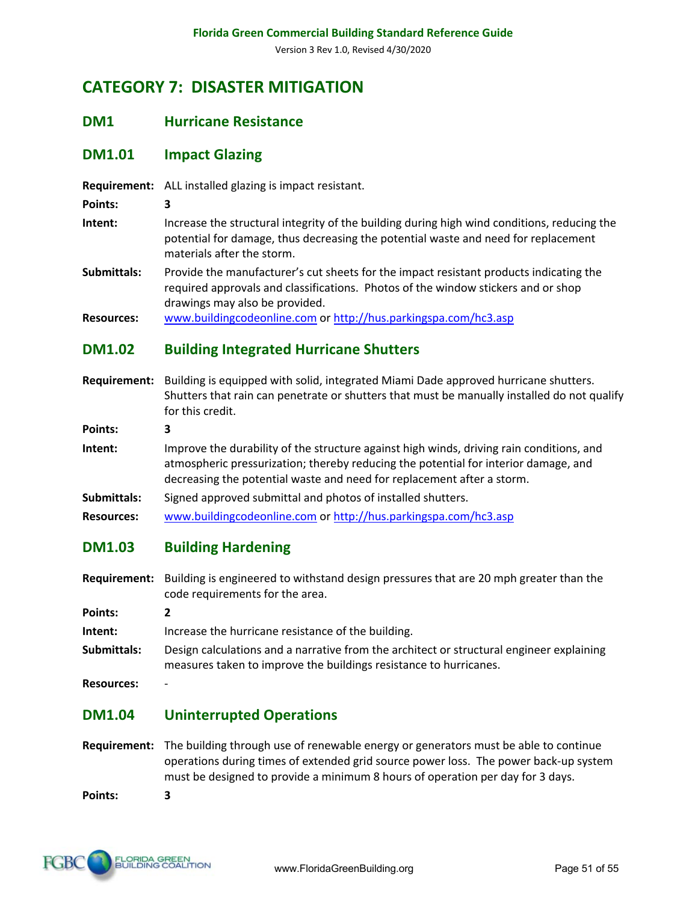# CATEGORY 7: DISASTER MITIGATION

## DM1 Hurricane Resistance

### DM1.01 Impact Glazing

**Requirement:** ALL installed glazing is impact resistant.

**Points:** **3**

**Intent:** Increase the structural integrity of the building during high wind conditions, reducing the potential for damage, thus decreasing the potential waste and need for replacement materials after the storm.

**Submittals:** Provide the manufacturer's cut sheets for the impact resistant products indicating the required approvals and classifications. Photos of the window stickers and or shop drawings may also be provided.

**Resources:** www.buildingcodeonline.com or http://hus.parkingspa.com/hc3.asp

### DM1.02 Building Integrated Hurricane Shutters

**Requirement:** Building is equipped with solid, integrated Miami Dade approved hurricane shutters. Shutters that rain can penetrate or shutters that must be manually installed do not qualify for this credit.

**Points:** **3**

**Intent:** Improve the durability of the structure against high winds, driving rain conditions, and atmospheric pressurization; thereby reducing the potential for interior damage, and decreasing the potential waste and need for replacement after a storm.

**Submittals:** Signed approved submittal and photos of installed shutters.

**Resources:** www.buildingcodeonline.com or http://hus.parkingspa.com/hc3.asp

### DM1.03 Building Hardening

**Requirement:** Building is engineered to withstand design pressures that are 20 mph greater than the code requirements for the area.

**Points:** **2**

**Intent:** Increase the hurricane resistance of the building.

**Submittals:** Design calculations and a narrative from the architect or structural engineer explaining measures taken to improve the buildings resistance to hurricanes.

**Resources:** -

### DM1.04 Uninterrupted Operations

**Requirement:** The building through use of renewable energy or generators must be able to continue operations during times of extended grid source power loss. The power back-up system must be designed to provide a minimum 8 hours of operation per day for 3 days.

**Points:** **3**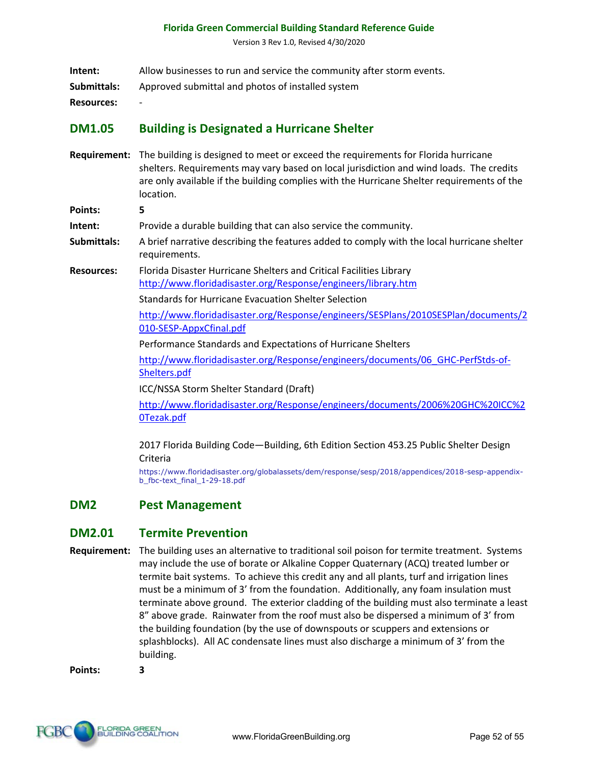**Intent:** Allow businesses to run and service the community after storm events.

**Submittals:** Approved submittal and photos of installed system

**Resources:** -

## DM1.05 Building is Designated a Hurricane Shelter

**Requirement:** The building is designed to meet or exceed the requirements for Florida hurricane shelters. Requirements may vary based on local jurisdiction and wind loads. The credits are only available if the building complies with the Hurricane Shelter requirements of the location.

**Points:** **5**

**Intent:** Provide a durable building that can also service the community.

**Submittals:** A brief narrative describing the features added to comply with the local hurricane shelter requirements.

**Resources:** Florida Disaster Hurricane Shelters and Critical Facilities Library
http://www.floridadisaster.org/Response/engineers/library.htm

Standards for Hurricane Evacuation Shelter Selection

http://www.floridadisaster.org/Response/engineers/SESPlans/2010SESPlan/documents/2010-SESP-AppxCfinal.pdf

Performance Standards and Expectations of Hurricane Shelters

http://www.floridadisaster.org/Response/engineers/documents/06_GHC-PerfStds-of-Shelters.pdf

ICC/NSSA Storm Shelter Standard (Draft)

http://www.floridadisaster.org/Response/engineers/documents/2006%20GHC%20ICC%20Tezak.pdf

2017 Florida Building Code—Building, 6th Edition Section 453.25 Public Shelter Design Criteria

https://www.floridadisaster.org/globalassets/dem/response/sesp/2018/appendices/2018-sesp-appendix-b_fbc-text_final_1-29-18.pdf

## DM2 Pest Management

## DM2.01 Termite Prevention

**Requirement:** The building uses an alternative to traditional soil poison for termite treatment. Systems may include the use of borate or Alkaline Copper Quaternary (ACQ) treated lumber or termite bait systems. To achieve this credit any and all plants, turf and irrigation lines must be a minimum of 3' from the foundation. Additionally, any foam insulation must terminate above ground. The exterior cladding of the building must also terminate a least 8" above grade. Rainwater from the roof must also be dispersed a minimum of 3' from the building foundation (by the use of downspouts or scuppers and extensions or splashblocks). All AC condensate lines must also discharge a minimum of 3' from the building.

**Points:** **3**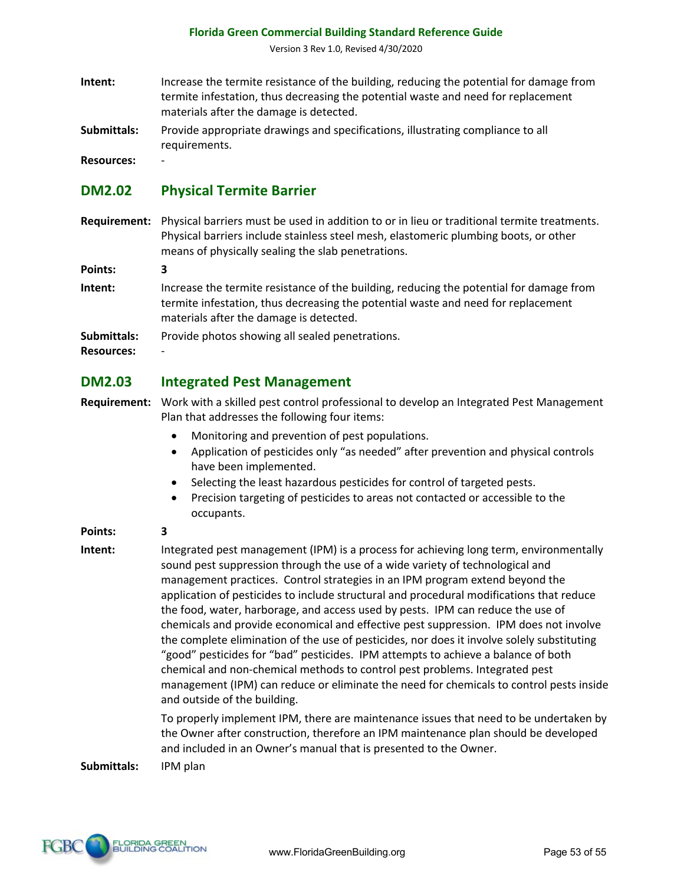**Intent:** Increase the termite resistance of the building, reducing the potential for damage from termite infestation, thus decreasing the potential waste and need for replacement materials after the damage is detected.

**Submittals:** Provide appropriate drawings and specifications, illustrating compliance to all requirements.

**Resources:** -

## DM2.02 Physical Termite Barrier

**Requirement:** Physical barriers must be used in addition to or in lieu or traditional termite treatments. Physical barriers include stainless steel mesh, elastomeric plumbing boots, or other means of physically sealing the slab penetrations.

**Points:** **3**

**Intent:** Increase the termite resistance of the building, reducing the potential for damage from termite infestation, thus decreasing the potential waste and need for replacement materials after the damage is detected.

**Submittals:** Provide photos showing all sealed penetrations.

**Resources:** -

## DM2.03 Integrated Pest Management

**Requirement:** Work with a skilled pest control professional to develop an Integrated Pest Management Plan that addresses the following four items:

- Monitoring and prevention of pest populations.
- Application of pesticides only "as needed" after prevention and physical controls have been implemented.
- Selecting the least hazardous pesticides for control of targeted pests.
- Precision targeting of pesticides to areas not contacted or accessible to the occupants.

**Points:** **3**

**Intent:** Integrated pest management (IPM) is a process for achieving long term, environmentally sound pest suppression through the use of a wide variety of technological and management practices. Control strategies in an IPM program extend beyond the application of pesticides to include structural and procedural modifications that reduce the food, water, harborage, and access used by pests. IPM can reduce the use of chemicals and provide economical and effective pest suppression. IPM does not involve the complete elimination of the use of pesticides, nor does it involve solely substituting "good" pesticides for "bad" pesticides. IPM attempts to achieve a balance of both chemical and non-chemical methods to control pest problems. Integrated pest management (IPM) can reduce or eliminate the need for chemicals to control pests inside and outside of the building.

To properly implement IPM, there are maintenance issues that need to be undertaken by the Owner after construction, therefore an IPM maintenance plan should be developed and included in an Owner's manual that is presented to the Owner.

**Submittals:** IPM plan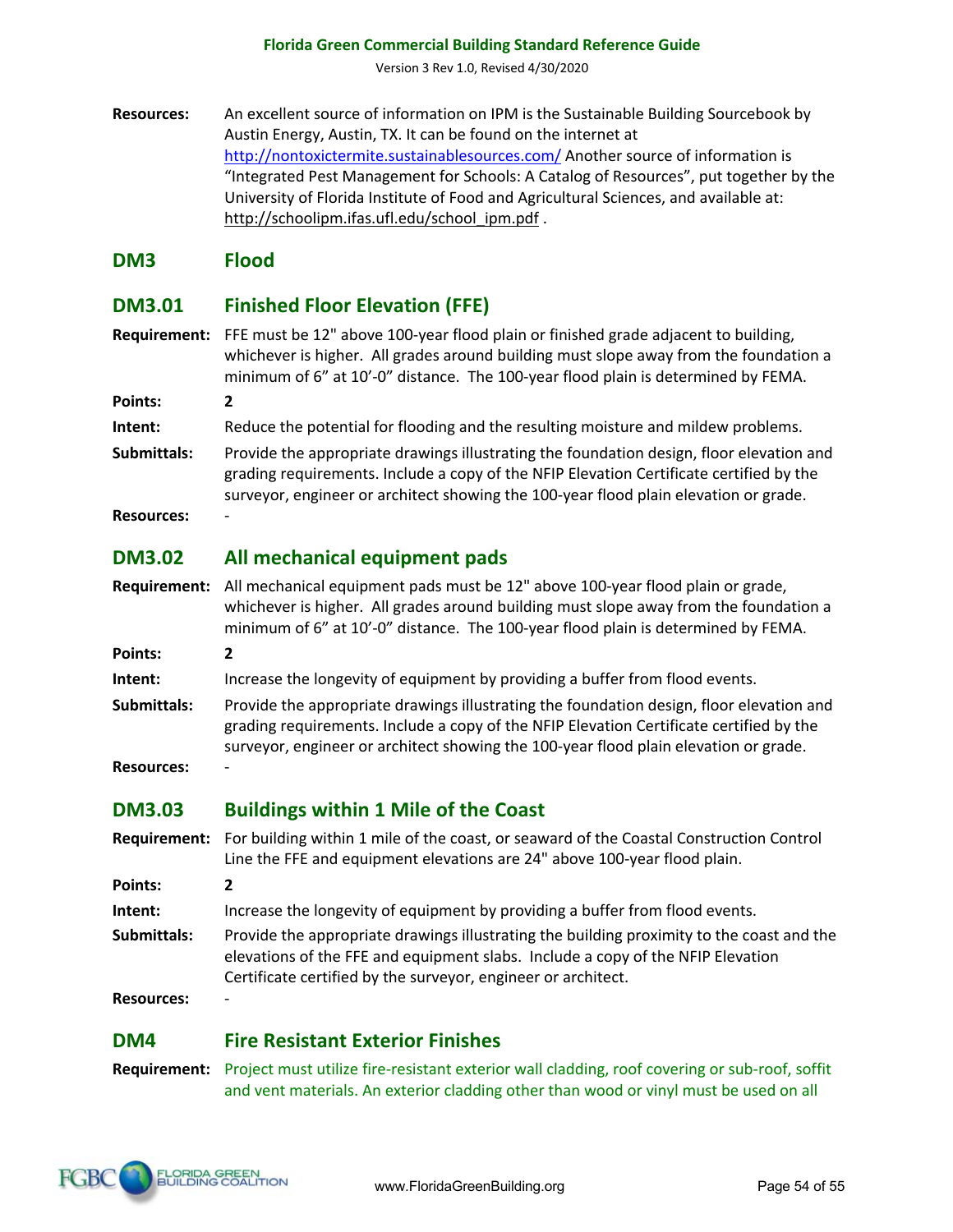**Resources:** An excellent source of information on IPM is the Sustainable Building Sourcebook by Austin Energy, Austin, TX. It can be found on the internet at http://nontoxictermite.sustainablesources.com/ Another source of information is "Integrated Pest Management for Schools: A Catalog of Resources", put together by the University of Florida Institute of Food and Agricultural Sciences, and available at: http://schoolipm.ifas.ufl.edu/school_ipm.pdf .

## DM3 Flood

### DM3.01 Finished Floor Elevation (FFE)

**Requirement:** FFE must be 12" above 100-year flood plain or finished grade adjacent to building, whichever is higher. All grades around building must slope away from the foundation a minimum of 6" at 10'-0" distance. The 100-year flood plain is determined by FEMA.

**Points:** 2

**Intent:** Reduce the potential for flooding and the resulting moisture and mildew problems.

**Submittals:** Provide the appropriate drawings illustrating the foundation design, floor elevation and grading requirements. Include a copy of the NFIP Elevation Certificate certified by the surveyor, engineer or architect showing the 100-year flood plain elevation or grade.

**Resources:** -

### DM3.02 All mechanical equipment pads

**Requirement:** All mechanical equipment pads must be 12" above 100-year flood plain or grade, whichever is higher. All grades around building must slope away from the foundation a minimum of 6" at 10'-0" distance. The 100-year flood plain is determined by FEMA.

**Points:** 2

**Intent:** Increase the longevity of equipment by providing a buffer from flood events.

**Submittals:** Provide the appropriate drawings illustrating the foundation design, floor elevation and grading requirements. Include a copy of the NFIP Elevation Certificate certified by the surveyor, engineer or architect showing the 100-year flood plain elevation or grade.

**Resources:** -

### DM3.03 Buildings within 1 Mile of the Coast

**Requirement:** For building within 1 mile of the coast, or seaward of the Coastal Construction Control Line the FFE and equipment elevations are 24" above 100-year flood plain.

**Points:** 2

**Intent:** Increase the longevity of equipment by providing a buffer from flood events.

**Submittals:** Provide the appropriate drawings illustrating the building proximity to the coast and the elevations of the FFE and equipment slabs. Include a copy of the NFIP Elevation Certificate certified by the surveyor, engineer or architect.

**Resources:** -

## DM4 Fire Resistant Exterior Finishes

**Requirement:** Project must utilize fire-resistant exterior wall cladding, roof covering or sub-roof, soffit and vent materials. An exterior cladding other than wood or vinyl must be used on all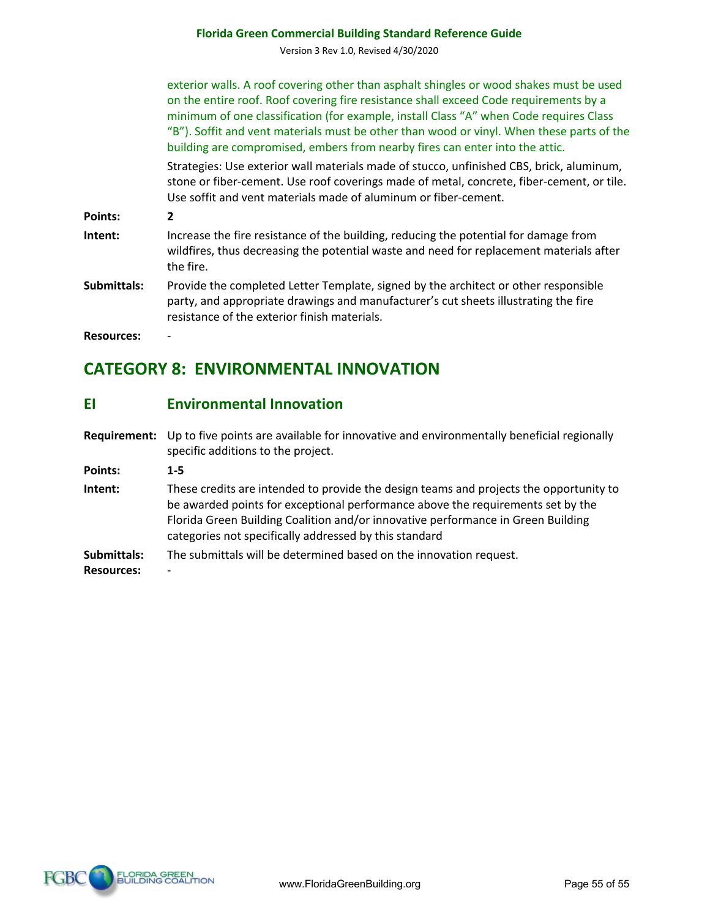exterior walls. A roof covering other than asphalt shingles or wood shakes must be used on the entire roof. Roof covering fire resistance shall exceed Code requirements by a minimum of one classification (for example, install Class "A" when Code requires Class "B"). Soffit and vent materials must be other than wood or vinyl. When these parts of the building are compromised, embers from nearby fires can enter into the attic.

Strategies: Use exterior wall materials made of stucco, unfinished CBS, brick, aluminum, stone or fiber-cement. Use roof coverings made of metal, concrete, fiber-cement, or tile. Use soffit and vent materials made of aluminum or fiber-cement.

**Points:** **2**

**Intent:** Increase the fire resistance of the building, reducing the potential for damage from wildfires, thus decreasing the potential waste and need for replacement materials after the fire.

**Submittals:** Provide the completed Letter Template, signed by the architect or other responsible party, and appropriate drawings and manufacturer's cut sheets illustrating the fire resistance of the exterior finish materials.

**Resources:** -

## CATEGORY 8: ENVIRONMENTAL INNOVATION

### EI Environmental Innovation

**Requirement:** Up to five points are available for innovative and environmentally beneficial regionally specific additions to the project.

**Points:** **1-5**

**Intent:** These credits are intended to provide the design teams and projects the opportunity to be awarded points for exceptional performance above the requirements set by the Florida Green Building Coalition and/or innovative performance in Green Building categories not specifically addressed by this standard

**Submittals:** The submittals will be determined based on the innovation request.

**Resources:** -